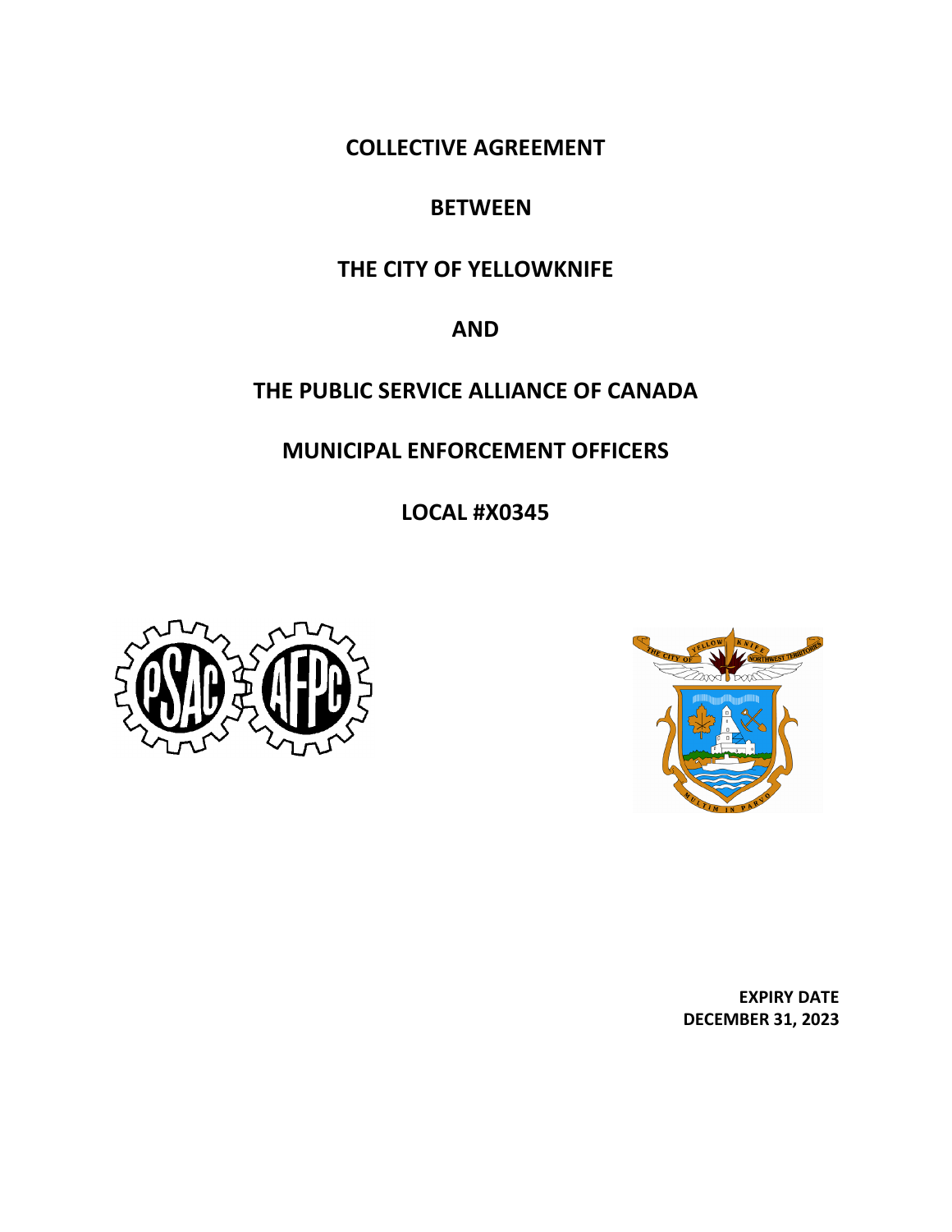# COLLECTIVE AGREEMENT

# BETWEEN

# THE CITY OF YELLOWKNIFE

# AND

# THE PUBLIC SERVICE ALLIANCE OF CANADA

# MUNICIPAL ENFORCEMENT OFFICERS

# LOCAL #X0345

**EXPIRY DATE**
**DECEMBER 31, 2023**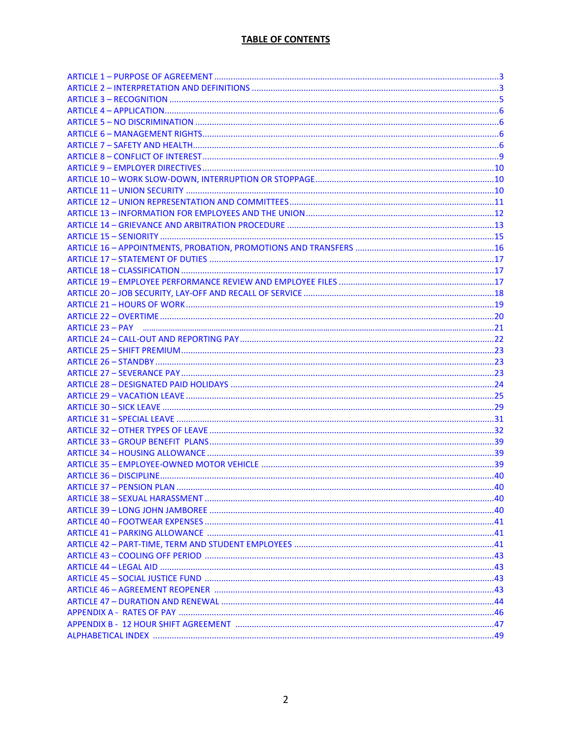# TABLE OF CONTENTS

ARTICLE 1 – PURPOSE OF AGREEMENT ....................................................................................................3
ARTICLE 2 – INTERPRETATION AND DEFINITIONS ....................................................................................3
ARTICLE 3 – RECOGNITION .......................................................................................................................5
ARTICLE 4 – APPLICATION..........................................................................................................................6
ARTICLE 5 – NO DISCRIMINATION .............................................................................................................6
ARTICLE 6 – MANAGEMENT RIGHTS..........................................................................................................6
ARTICLE 7 – SAFETY AND HEALTH..............................................................................................................6
ARTICLE 8 – CONFLICT OF INTEREST..........................................................................................................9
ARTICLE 9 – EMPLOYER DIRECTIVES........................................................................................................10
ARTICLE 10 – WORK SLOW-DOWN, INTERRUPTION OR STOPPAGE..........................................................10
ARTICLE 11 – UNION SECURITY ...............................................................................................................10
ARTICLE 12 – UNION REPRESENTATION AND COMMITTEES.....................................................................11
ARTICLE 13 – INFORMATION FOR EMPLOYEES AND THE UNION..............................................................12
ARTICLE 14 – GRIEVANCE AND ARBITRATION PROCEDURE ......................................................................13
ARTICLE 15 – SENIORITY ..........................................................................................................................15
ARTICLE 16 – APPOINTMENTS, PROBATION, PROMOTIONS AND TRANSFERS .........................................16
ARTICLE 17 – STATEMENT OF DUTIES .....................................................................................................17
ARTICLE 18 – CLASSIFICATION .................................................................................................................17
ARTICLE 19 – EMPLOYEE PERFORMANCE REVIEW AND EMPLOYEE FILES ................................................17
ARTICLE 20 – JOB SECURITY, LAY-OFF AND RECALL OF SERVICE ...............................................................18
ARTICLE 21 – HOURS OF WORK ...............................................................................................................19
ARTICLE 22 – OVERTIME ..........................................................................................................................20
ARTICLE 23 – PAY ......................................................................................................................................21
ARTICLE 24 – CALL-OUT AND REPORTING PAY .........................................................................................22
ARTICLE 25 – SHIFT PREMIUM .................................................................................................................23
ARTICLE 26 – STANDBY ............................................................................................................................23
ARTICLE 27 – SEVERANCE PAY .................................................................................................................23
ARTICLE 28 – DESIGNATED PAID HOLIDAYS .............................................................................................24
ARTICLE 29 – VACATION LEAVE ...............................................................................................................25
ARTICLE 30 – SICK LEAVE .........................................................................................................................29
ARTICLE 31 – SPECIAL LEAVE ...................................................................................................................31
ARTICLE 32 – OTHER TYPES OF LEAVE .....................................................................................................32
ARTICLE 33 – GROUP BENEFIT PLANS......................................................................................................39
ARTICLE 34 – HOUSING ALLOWANCE ......................................................................................................39
ARTICLE 35 – EMPLOYEE-OWNED MOTOR VEHICLE ................................................................................39
ARTICLE 36 – DISCIPLINE..........................................................................................................................40
ARTICLE 37 – PENSION PLAN ...................................................................................................................40
ARTICLE 38 – SEXUAL HARASSMENT .......................................................................................................40
ARTICLE 39 – LONG JOHN JAMBOREE .....................................................................................................40
ARTICLE 40 – FOOTWEAR EXPENSES ........................................................................................................41
ARTICLE 41 – PARKING ALLOWANCE .......................................................................................................41
ARTICLE 42 – PART-TIME, TERM AND STUDENT EMPLOYEES ..................................................................41
ARTICLE 43 – COOLING OFF PERIOD ........................................................................................................43
ARTICLE 44 – LEGAL AID ..........................................................................................................................43
ARTICLE 45 – SOCIAL JUSTICE FUND .......................................................................................................43
ARTICLE 46 – AGREEMENT REOPENER ....................................................................................................43
ARTICLE 47 – DURATION AND RENEWAL .................................................................................................44
APPENDIX A - RATES OF PAY ....................................................................................................................46
APPENDIX B - 12 HOUR SHIFT AGREEMENT ...........................................................................................47
ALPHABETICAL INDEX ...............................................................................................................................49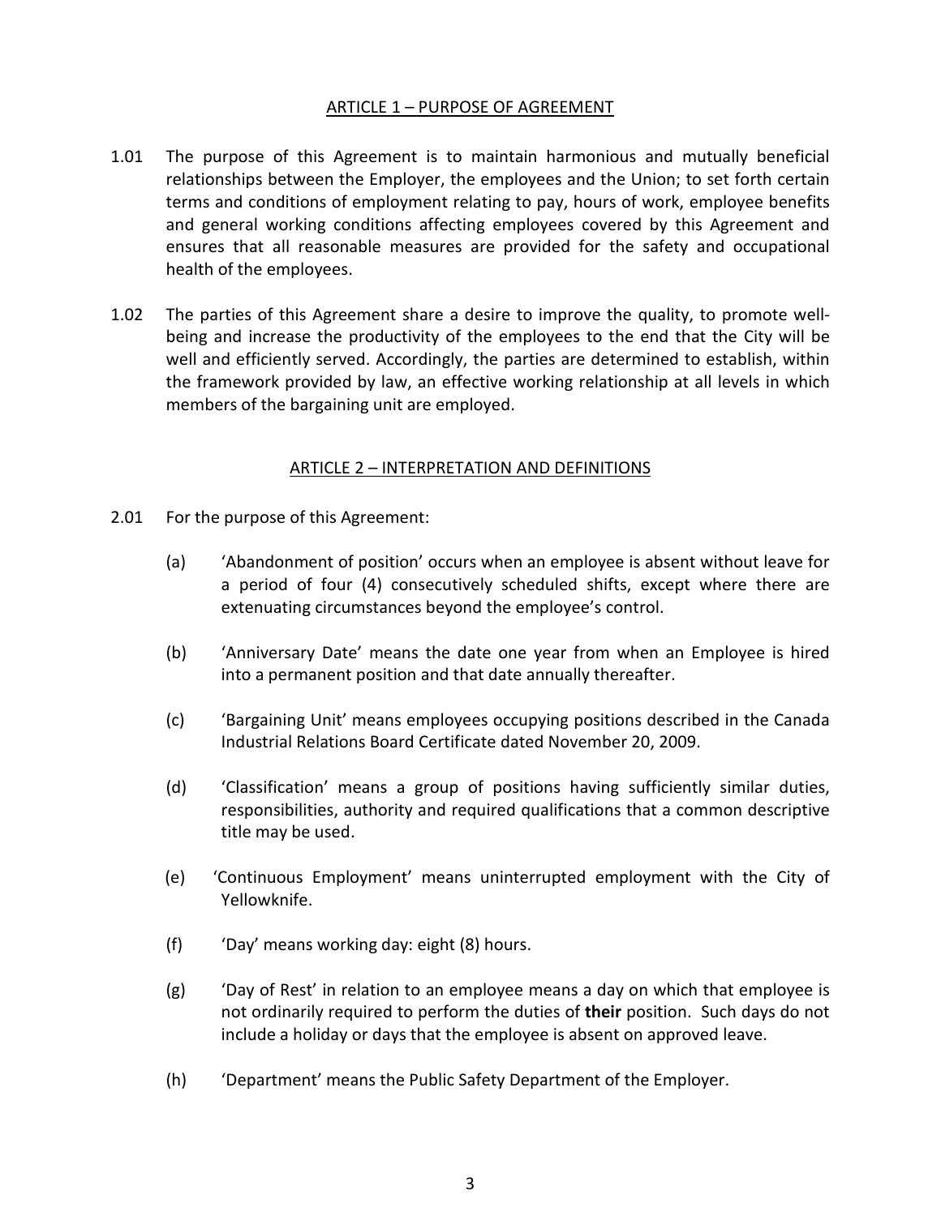## ARTICLE 1 – PURPOSE OF AGREEMENT

1.01 The purpose of this Agreement is to maintain harmonious and mutually beneficial relationships between the Employer, the employees and the Union; to set forth certain terms and conditions of employment relating to pay, hours of work, employee benefits and general working conditions affecting employees covered by this Agreement and ensures that all reasonable measures are provided for the safety and occupational health of the employees.

1.02 The parties of this Agreement share a desire to improve the quality, to promote well-being and increase the productivity of the employees to the end that the City will be well and efficiently served. Accordingly, the parties are determined to establish, within the framework provided by law, an effective working relationship at all levels in which members of the bargaining unit are employed.

## ARTICLE 2 – INTERPRETATION AND DEFINITIONS

2.01 For the purpose of this Agreement:

(a) 'Abandonment of position' occurs when an employee is absent without leave for a period of four (4) consecutively scheduled shifts, except where there are extenuating circumstances beyond the employee's control.

(b) 'Anniversary Date' means the date one year from when an Employee is hired into a permanent position and that date annually thereafter.

(c) 'Bargaining Unit' means employees occupying positions described in the Canada Industrial Relations Board Certificate dated November 20, 2009.

(d) 'Classification' means a group of positions having sufficiently similar duties, responsibilities, authority and required qualifications that a common descriptive title may be used.

(e) 'Continuous Employment' means uninterrupted employment with the City of Yellowknife.

(f) 'Day' means working day: eight (8) hours.

(g) 'Day of Rest' in relation to an employee means a day on which that employee is not ordinarily required to perform the duties of **their** position. Such days do not include a holiday or days that the employee is absent on approved leave.

(h) 'Department' means the Public Safety Department of the Employer.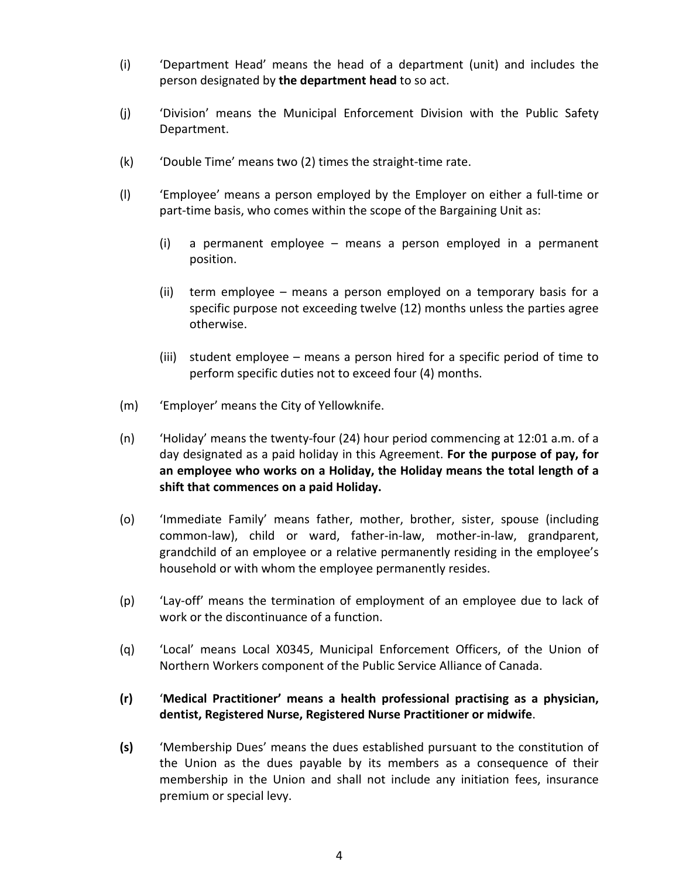(i) 'Department Head' means the head of a department (unit) and includes the person designated by **the department head** to so act.

(j) 'Division' means the Municipal Enforcement Division with the Public Safety Department.

(k) 'Double Time' means two (2) times the straight-time rate.

(l) 'Employee' means a person employed by the Employer on either a full-time or part-time basis, who comes within the scope of the Bargaining Unit as:

  (i) a permanent employee – means a person employed in a permanent position.

  (ii) term employee – means a person employed on a temporary basis for a specific purpose not exceeding twelve (12) months unless the parties agree otherwise.

  (iii) student employee – means a person hired for a specific period of time to perform specific duties not to exceed four (4) months.

(m) 'Employer' means the City of Yellowknife.

(n) 'Holiday' means the twenty-four (24) hour period commencing at 12:01 a.m. of a day designated as a paid holiday in this Agreement. **For the purpose of pay, for an employee who works on a Holiday, the Holiday means the total length of a shift that commences on a paid Holiday.**

(o) 'Immediate Family' means father, mother, brother, sister, spouse (including common-law), child or ward, father-in-law, mother-in-law, grandparent, grandchild of an employee or a relative permanently residing in the employee's household or with whom the employee permanently resides.

(p) 'Lay-off' means the termination of employment of an employee due to lack of work or the discontinuance of a function.

(q) 'Local' means Local X0345, Municipal Enforcement Officers, of the Union of Northern Workers component of the Public Service Alliance of Canada.

**(r)** '**Medical Practitioner' means a health professional practising as a physician, dentist, Registered Nurse, Registered Nurse Practitioner or midwife**.

**(s)** 'Membership Dues' means the dues established pursuant to the constitution of the Union as the dues payable by its members as a consequence of their membership in the Union and shall not include any initiation fees, insurance premium or special levy.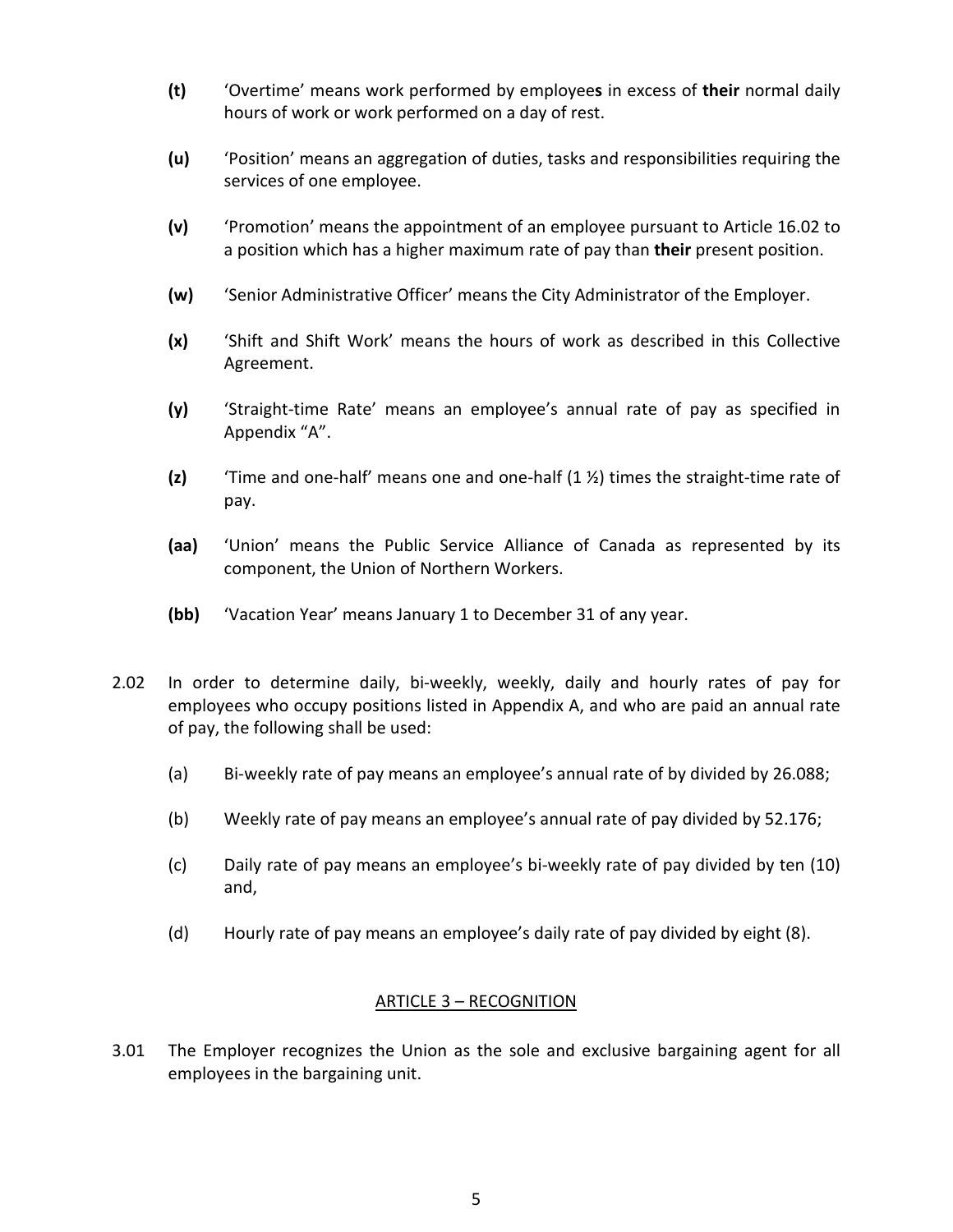**(t)** 'Overtime' means work performed by employee**s** in excess of **their** normal daily hours of work or work performed on a day of rest.

**(u)** 'Position' means an aggregation of duties, tasks and responsibilities requiring the services of one employee.

**(v)** 'Promotion' means the appointment of an employee pursuant to Article 16.02 to a position which has a higher maximum rate of pay than **their** present position.

**(w)** 'Senior Administrative Officer' means the City Administrator of the Employer.

**(x)** 'Shift and Shift Work' means the hours of work as described in this Collective Agreement.

**(y)** 'Straight-time Rate' means an employee's annual rate of pay as specified in Appendix "A".

**(z)** 'Time and one-half' means one and one-half (1 ½) times the straight-time rate of pay.

**(aa)** 'Union' means the Public Service Alliance of Canada as represented by its component, the Union of Northern Workers.

**(bb)** 'Vacation Year' means January 1 to December 31 of any year.

2.02 In order to determine daily, bi-weekly, weekly, daily and hourly rates of pay for employees who occupy positions listed in Appendix A, and who are paid an annual rate of pay, the following shall be used:

(a) Bi-weekly rate of pay means an employee's annual rate of by divided by 26.088;

(b) Weekly rate of pay means an employee's annual rate of pay divided by 52.176;

(c) Daily rate of pay means an employee's bi-weekly rate of pay divided by ten (10) and,

(d) Hourly rate of pay means an employee's daily rate of pay divided by eight (8).

## ARTICLE 3 – RECOGNITION

3.01 The Employer recognizes the Union as the sole and exclusive bargaining agent for all employees in the bargaining unit.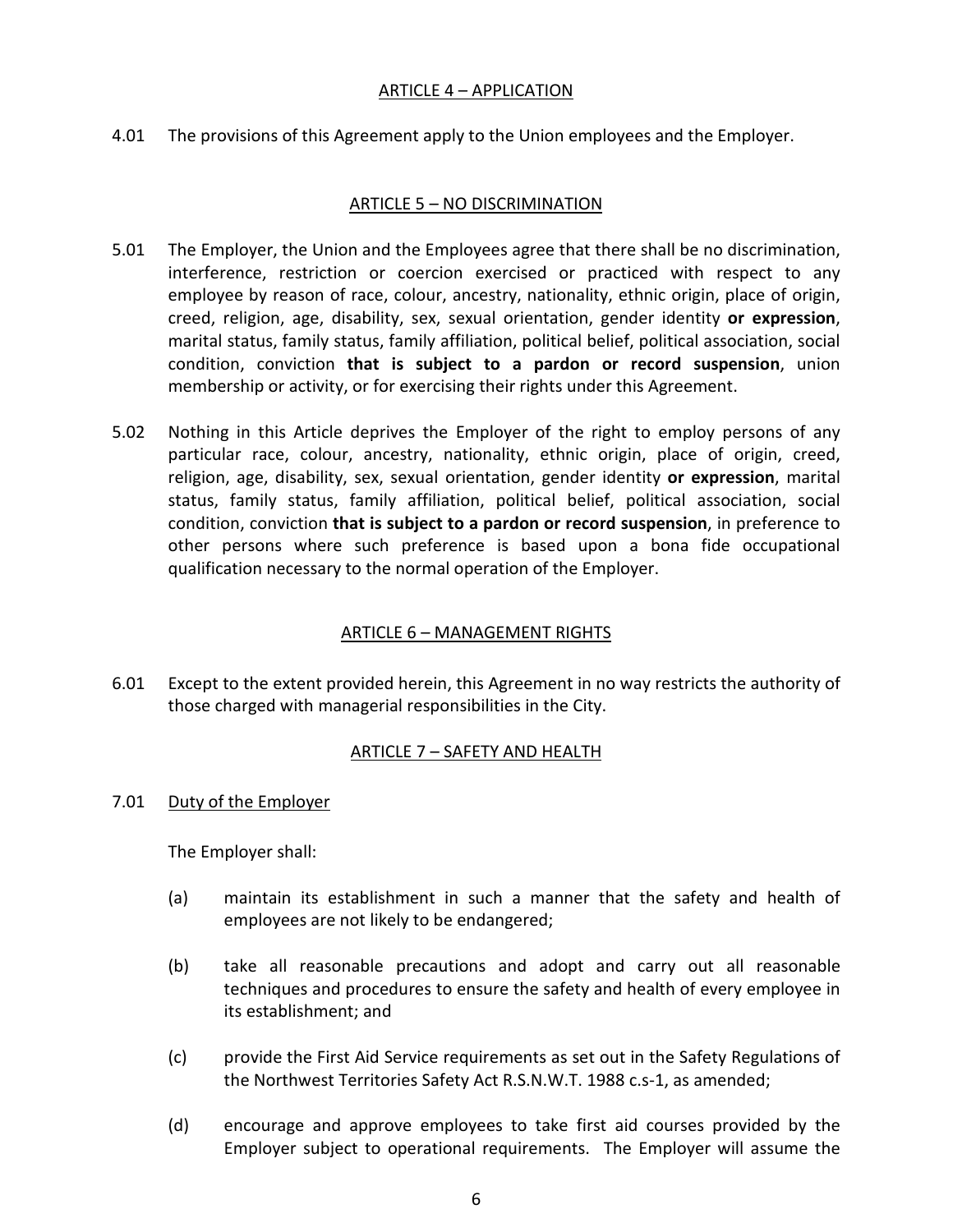## ARTICLE 4 – APPLICATION

4.01 The provisions of this Agreement apply to the Union employees and the Employer.

## ARTICLE 5 – NO DISCRIMINATION

5.01 The Employer, the Union and the Employees agree that there shall be no discrimination, interference, restriction or coercion exercised or practiced with respect to any employee by reason of race, colour, ancestry, nationality, ethnic origin, place of origin, creed, religion, age, disability, sex, sexual orientation, gender identity **or expression**, marital status, family status, family affiliation, political belief, political association, social condition, conviction **that is subject to a pardon or record suspension**, union membership or activity, or for exercising their rights under this Agreement.

5.02 Nothing in this Article deprives the Employer of the right to employ persons of any particular race, colour, ancestry, nationality, ethnic origin, place of origin, creed, religion, age, disability, sex, sexual orientation, gender identity **or expression**, marital status, family status, family affiliation, political belief, political association, social condition, conviction **that is subject to a pardon or record suspension**, in preference to other persons where such preference is based upon a bona fide occupational qualification necessary to the normal operation of the Employer.

## ARTICLE 6 – MANAGEMENT RIGHTS

6.01 Except to the extent provided herein, this Agreement in no way restricts the authority of those charged with managerial responsibilities in the City.

## ARTICLE 7 – SAFETY AND HEALTH

7.01 Duty of the Employer

The Employer shall:

(a) maintain its establishment in such a manner that the safety and health of employees are not likely to be endangered;

(b) take all reasonable precautions and adopt and carry out all reasonable techniques and procedures to ensure the safety and health of every employee in its establishment; and

(c) provide the First Aid Service requirements as set out in the Safety Regulations of the Northwest Territories Safety Act R.S.N.W.T. 1988 c.s-1, as amended;

(d) encourage and approve employees to take first aid courses provided by the Employer subject to operational requirements. The Employer will assume the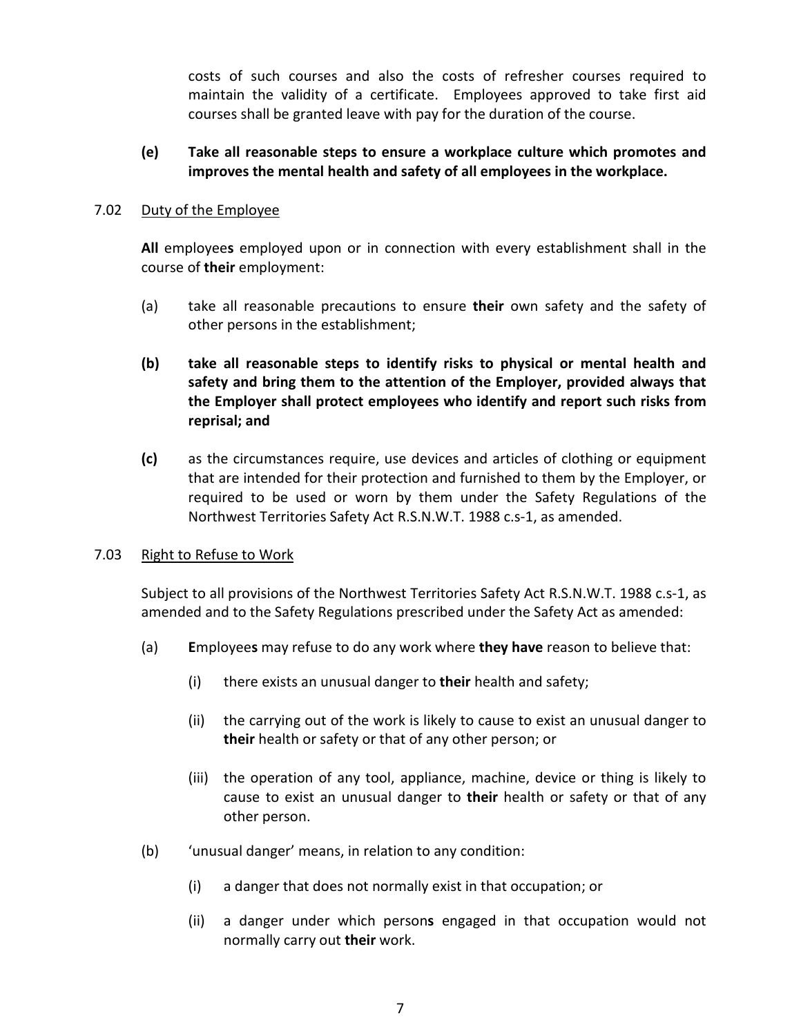costs of such courses and also the costs of refresher courses required to maintain the validity of a certificate. Employees approved to take first aid courses shall be granted leave with pay for the duration of the course.

**(e)** **Take all reasonable steps to ensure a workplace culture which promotes and improves the mental health and safety of all employees in the workplace.**

7.02 Duty of the Employee

**All** employee**s** employed upon or in connection with every establishment shall in the course of **their** employment:

(a) take all reasonable precautions to ensure **their** own safety and the safety of other persons in the establishment;

**(b)** **take all reasonable steps to identify risks to physical or mental health and safety and bring them to the attention of the Employer, provided always that the Employer shall protect employees who identify and report such risks from reprisal; and**

**(c)** as the circumstances require, use devices and articles of clothing or equipment that are intended for their protection and furnished to them by the Employer, or required to be used or worn by them under the Safety Regulations of the Northwest Territories Safety Act R.S.N.W.T. 1988 c.s-1, as amended.

7.03 Right to Refuse to Work

Subject to all provisions of the Northwest Territories Safety Act R.S.N.W.T. 1988 c.s-1, as amended and to the Safety Regulations prescribed under the Safety Act as amended:

(a) **E**mployee**s** may refuse to do any work where **they have** reason to believe that:

(i) there exists an unusual danger to **their** health and safety;

(ii) the carrying out of the work is likely to cause to exist an unusual danger to **their** health or safety or that of any other person; or

(iii) the operation of any tool, appliance, machine, device or thing is likely to cause to exist an unusual danger to **their** health or safety or that of any other person.

(b) 'unusual danger' means, in relation to any condition:

(i) a danger that does not normally exist in that occupation; or

(ii) a danger under which person**s** engaged in that occupation would not normally carry out **their** work.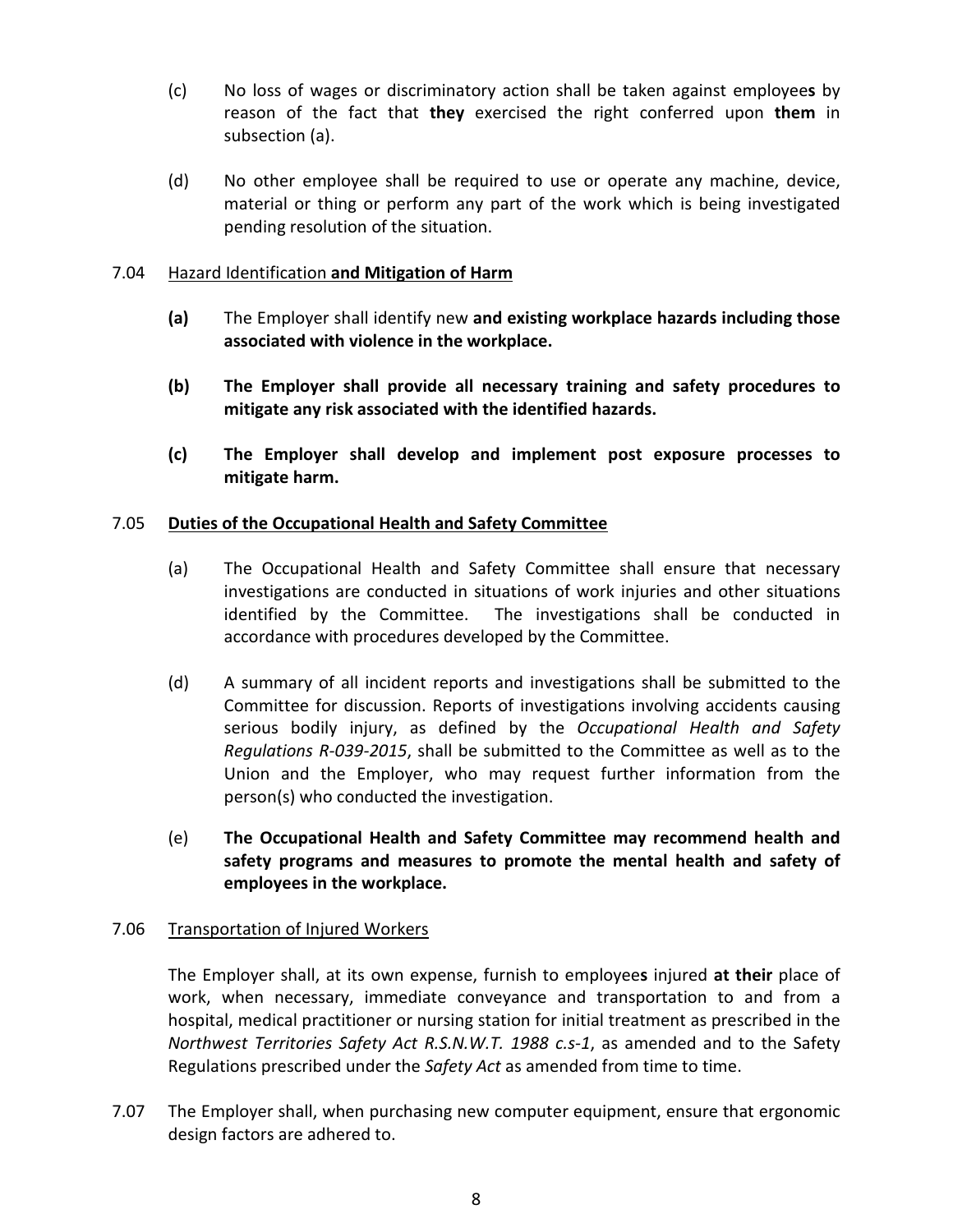(c) No loss of wages or discriminatory action shall be taken against employee**s** by reason of the fact that **they** exercised the right conferred upon **them** in subsection (a).

(d) No other employee shall be required to use or operate any machine, device, material or thing or perform any part of the work which is being investigated pending resolution of the situation.

7.04 Hazard Identification **and Mitigation of Harm**

**(a)** The Employer shall identify new **and existing workplace hazards including those associated with violence in the workplace.**

**(b) The Employer shall provide all necessary training and safety procedures to mitigate any risk associated with the identified hazards.**

**(c) The Employer shall develop and implement post exposure processes to mitigate harm.**

7.05 **Duties of the Occupational Health and Safety Committee**

(a) The Occupational Health and Safety Committee shall ensure that necessary investigations are conducted in situations of work injuries and other situations identified by the Committee. The investigations shall be conducted in accordance with procedures developed by the Committee.

(d) A summary of all incident reports and investigations shall be submitted to the Committee for discussion. Reports of investigations involving accidents causing serious bodily injury, as defined by the *Occupational Health and Safety Regulations R-039-2015*, shall be submitted to the Committee as well as to the Union and the Employer, who may request further information from the person(s) who conducted the investigation.

(e) **The Occupational Health and Safety Committee may recommend health and safety programs and measures to promote the mental health and safety of employees in the workplace.**

7.06 Transportation of Injured Workers

The Employer shall, at its own expense, furnish to employee**s** injured **at their** place of work, when necessary, immediate conveyance and transportation to and from a hospital, medical practitioner or nursing station for initial treatment as prescribed in the *Northwest Territories Safety Act R.S.N.W.T. 1988 c.s-1*, as amended and to the Safety Regulations prescribed under the *Safety Act* as amended from time to time.

7.07 The Employer shall, when purchasing new computer equipment, ensure that ergonomic design factors are adhered to.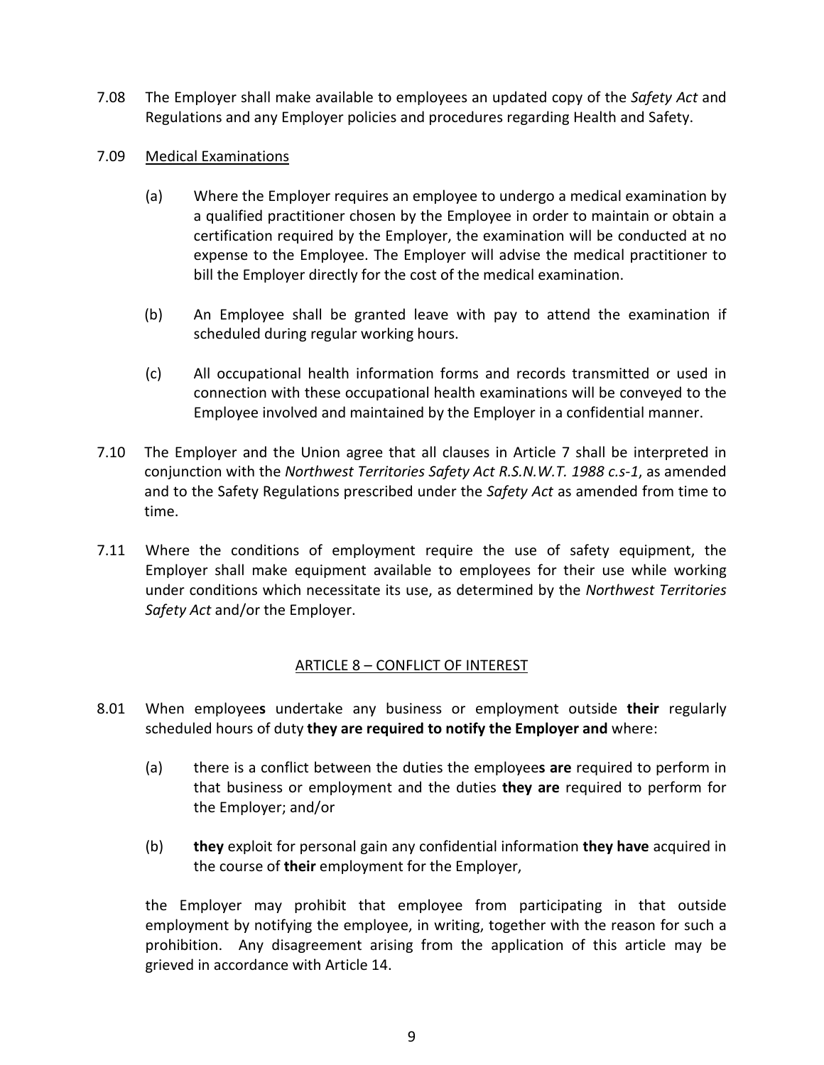7.08 The Employer shall make available to employees an updated copy of the *Safety Act* and Regulations and any Employer policies and procedures regarding Health and Safety.

7.09 Medical Examinations

(a) Where the Employer requires an employee to undergo a medical examination by a qualified practitioner chosen by the Employee in order to maintain or obtain a certification required by the Employer, the examination will be conducted at no expense to the Employee. The Employer will advise the medical practitioner to bill the Employer directly for the cost of the medical examination.

(b) An Employee shall be granted leave with pay to attend the examination if scheduled during regular working hours.

(c) All occupational health information forms and records transmitted or used in connection with these occupational health examinations will be conveyed to the Employee involved and maintained by the Employer in a confidential manner.

7.10 The Employer and the Union agree that all clauses in Article 7 shall be interpreted in conjunction with the *Northwest Territories Safety Act R.S.N.W.T. 1988 c.s-1*, as amended and to the Safety Regulations prescribed under the *Safety Act* as amended from time to time.

7.11 Where the conditions of employment require the use of safety equipment, the Employer shall make equipment available to employees for their use while working under conditions which necessitate its use, as determined by the *Northwest Territories Safety Act* and/or the Employer.

## ARTICLE 8 – CONFLICT OF INTEREST

8.01 When employee**s** undertake any business or employment outside **their** regularly scheduled hours of duty **they are required to notify the Employer and** where:

(a) there is a conflict between the duties the employee**s are** required to perform in that business or employment and the duties **they are** required to perform for the Employer; and/or

(b) **they** exploit for personal gain any confidential information **they have** acquired in the course of **their** employment for the Employer,

the Employer may prohibit that employee from participating in that outside employment by notifying the employee, in writing, together with the reason for such a prohibition. Any disagreement arising from the application of this article may be grieved in accordance with Article 14.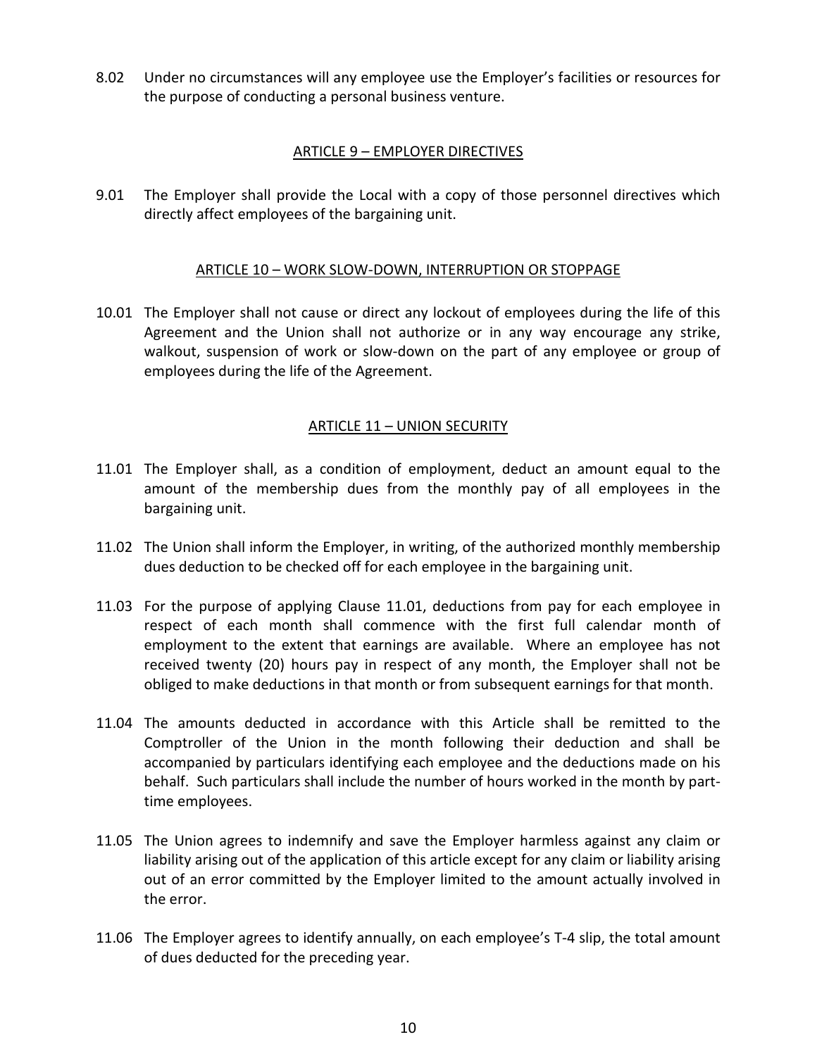8.02 Under no circumstances will any employee use the Employer's facilities or resources for the purpose of conducting a personal business venture.

## ARTICLE 9 – EMPLOYER DIRECTIVES

9.01 The Employer shall provide the Local with a copy of those personnel directives which directly affect employees of the bargaining unit.

## ARTICLE 10 – WORK SLOW-DOWN, INTERRUPTION OR STOPPAGE

10.01 The Employer shall not cause or direct any lockout of employees during the life of this Agreement and the Union shall not authorize or in any way encourage any strike, walkout, suspension of work or slow-down on the part of any employee or group of employees during the life of the Agreement.

## ARTICLE 11 – UNION SECURITY

11.01 The Employer shall, as a condition of employment, deduct an amount equal to the amount of the membership dues from the monthly pay of all employees in the bargaining unit.

11.02 The Union shall inform the Employer, in writing, of the authorized monthly membership dues deduction to be checked off for each employee in the bargaining unit.

11.03 For the purpose of applying Clause 11.01, deductions from pay for each employee in respect of each month shall commence with the first full calendar month of employment to the extent that earnings are available. Where an employee has not received twenty (20) hours pay in respect of any month, the Employer shall not be obliged to make deductions in that month or from subsequent earnings for that month.

11.04 The amounts deducted in accordance with this Article shall be remitted to the Comptroller of the Union in the month following their deduction and shall be accompanied by particulars identifying each employee and the deductions made on his behalf. Such particulars shall include the number of hours worked in the month by part-time employees.

11.05 The Union agrees to indemnify and save the Employer harmless against any claim or liability arising out of the application of this article except for any claim or liability arising out of an error committed by the Employer limited to the amount actually involved in the error.

11.06 The Employer agrees to identify annually, on each employee's T-4 slip, the total amount of dues deducted for the preceding year.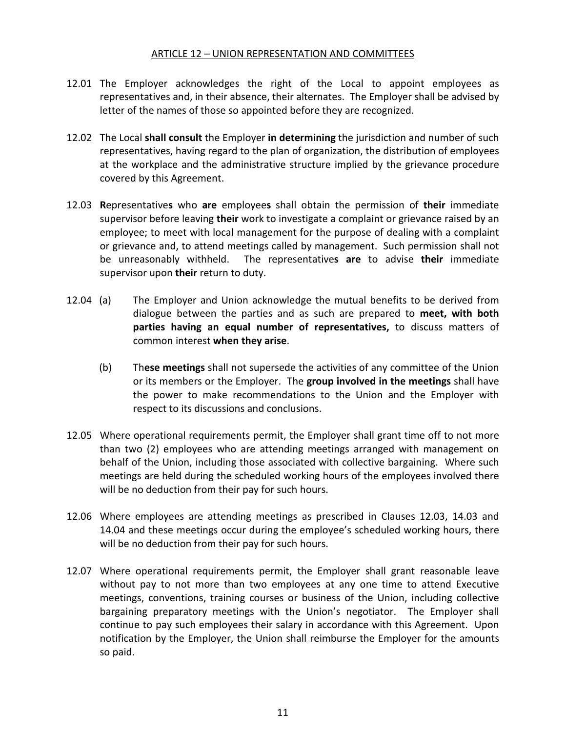## ARTICLE 12 – UNION REPRESENTATION AND COMMITTEES

12.01 The Employer acknowledges the right of the Local to appoint employees as representatives and, in their absence, their alternates. The Employer shall be advised by letter of the names of those so appointed before they are recognized.

12.02 The Local **shall consult** the Employer **in determining** the jurisdiction and number of such representatives, having regard to the plan of organization, the distribution of employees at the workplace and the administrative structure implied by the grievance procedure covered by this Agreement.

12.03 **R**epresentative**s** who **are** employee**s** shall obtain the permission of **their** immediate supervisor before leaving **their** work to investigate a complaint or grievance raised by an employee; to meet with local management for the purpose of dealing with a complaint or grievance and, to attend meetings called by management. Such permission shall not be unreasonably withheld. The representative**s** **are** to advise **their** immediate supervisor upon **their** return to duty.

12.04 (a) The Employer and Union acknowledge the mutual benefits to be derived from dialogue between the parties and as such are prepared to **meet, with both parties having an equal number of representatives,** to discuss matters of common interest **when they arise**.

(b) Th**ese meetings** shall not supersede the activities of any committee of the Union or its members or the Employer. The **group involved in the meetings** shall have the power to make recommendations to the Union and the Employer with respect to its discussions and conclusions.

12.05 Where operational requirements permit, the Employer shall grant time off to not more than two (2) employees who are attending meetings arranged with management on behalf of the Union, including those associated with collective bargaining. Where such meetings are held during the scheduled working hours of the employees involved there will be no deduction from their pay for such hours.

12.06 Where employees are attending meetings as prescribed in Clauses 12.03, 14.03 and 14.04 and these meetings occur during the employee's scheduled working hours, there will be no deduction from their pay for such hours.

12.07 Where operational requirements permit, the Employer shall grant reasonable leave without pay to not more than two employees at any one time to attend Executive meetings, conventions, training courses or business of the Union, including collective bargaining preparatory meetings with the Union's negotiator. The Employer shall continue to pay such employees their salary in accordance with this Agreement. Upon notification by the Employer, the Union shall reimburse the Employer for the amounts so paid.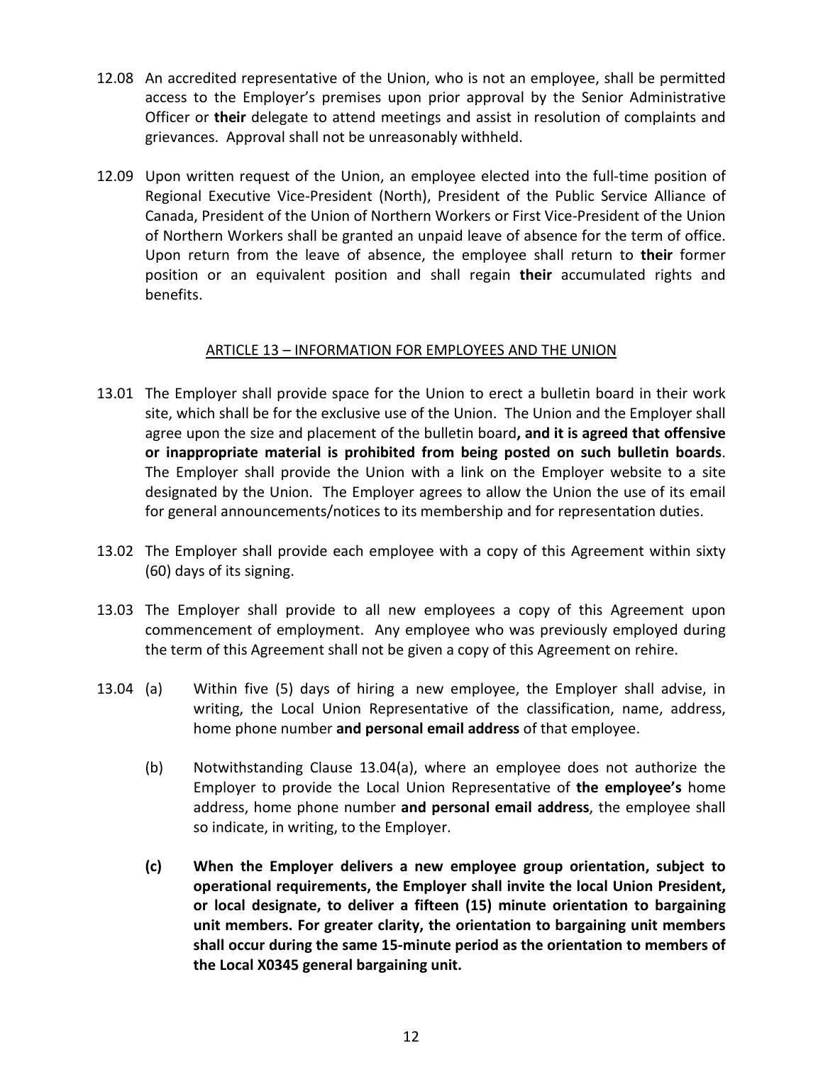12.08 An accredited representative of the Union, who is not an employee, shall be permitted access to the Employer's premises upon prior approval by the Senior Administrative Officer or **their** delegate to attend meetings and assist in resolution of complaints and grievances. Approval shall not be unreasonably withheld.

12.09 Upon written request of the Union, an employee elected into the full-time position of Regional Executive Vice-President (North), President of the Public Service Alliance of Canada, President of the Union of Northern Workers or First Vice-President of the Union of Northern Workers shall be granted an unpaid leave of absence for the term of office. Upon return from the leave of absence, the employee shall return to **their** former position or an equivalent position and shall regain **their** accumulated rights and benefits.

## ARTICLE 13 – INFORMATION FOR EMPLOYEES AND THE UNION

13.01 The Employer shall provide space for the Union to erect a bulletin board in their work site, which shall be for the exclusive use of the Union. The Union and the Employer shall agree upon the size and placement of the bulletin board**, and it is agreed that offensive or inappropriate material is prohibited from being posted on such bulletin boards**. The Employer shall provide the Union with a link on the Employer website to a site designated by the Union. The Employer agrees to allow the Union the use of its email for general announcements/notices to its membership and for representation duties.

13.02 The Employer shall provide each employee with a copy of this Agreement within sixty (60) days of its signing.

13.03 The Employer shall provide to all new employees a copy of this Agreement upon commencement of employment. Any employee who was previously employed during the term of this Agreement shall not be given a copy of this Agreement on rehire.

13.04 (a) Within five (5) days of hiring a new employee, the Employer shall advise, in writing, the Local Union Representative of the classification, name, address, home phone number **and personal email address** of that employee.

(b) Notwithstanding Clause 13.04(a), where an employee does not authorize the Employer to provide the Local Union Representative of **the employee's** home address, home phone number **and personal email address**, the employee shall so indicate, in writing, to the Employer.

**(c) When the Employer delivers a new employee group orientation, subject to operational requirements, the Employer shall invite the local Union President, or local designate, to deliver a fifteen (15) minute orientation to bargaining unit members. For greater clarity, the orientation to bargaining unit members shall occur during the same 15-minute period as the orientation to members of the Local X0345 general bargaining unit.**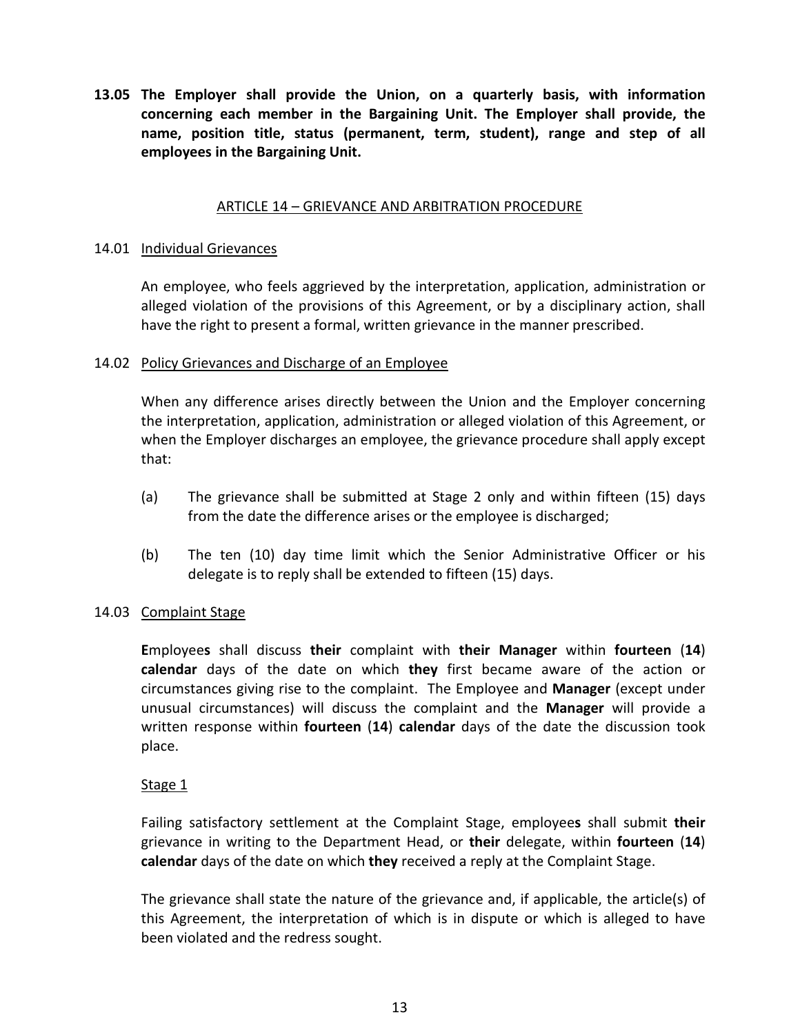**13.05 The Employer shall provide the Union, on a quarterly basis, with information concerning each member in the Bargaining Unit. The Employer shall provide, the name, position title, status (permanent, term, student), range and step of all employees in the Bargaining Unit.**

## ARTICLE 14 – GRIEVANCE AND ARBITRATION PROCEDURE

### 14.01 Individual Grievances

An employee, who feels aggrieved by the interpretation, application, administration or alleged violation of the provisions of this Agreement, or by a disciplinary action, shall have the right to present a formal, written grievance in the manner prescribed.

### 14.02 Policy Grievances and Discharge of an Employee

When any difference arises directly between the Union and the Employer concerning the interpretation, application, administration or alleged violation of this Agreement, or when the Employer discharges an employee, the grievance procedure shall apply except that:

(a) The grievance shall be submitted at Stage 2 only and within fifteen (15) days from the date the difference arises or the employee is discharged;

(b) The ten (10) day time limit which the Senior Administrative Officer or his delegate is to reply shall be extended to fifteen (15) days.

### 14.03 Complaint Stage

**E**mployee**s** shall discuss **their** complaint with **their Manager** within **fourteen** (**14**) **calendar** days of the date on which **they** first became aware of the action or circumstances giving rise to the complaint. The Employee and **Manager** (except under unusual circumstances) will discuss the complaint and the **Manager** will provide a written response within **fourteen** (**14**) **calendar** days of the date the discussion took place.

Stage 1

Failing satisfactory settlement at the Complaint Stage, employee**s** shall submit **their** grievance in writing to the Department Head, or **their** delegate, within **fourteen** (**14**) **calendar** days of the date on which **they** received a reply at the Complaint Stage.

The grievance shall state the nature of the grievance and, if applicable, the article(s) of this Agreement, the interpretation of which is in dispute or which is alleged to have been violated and the redress sought.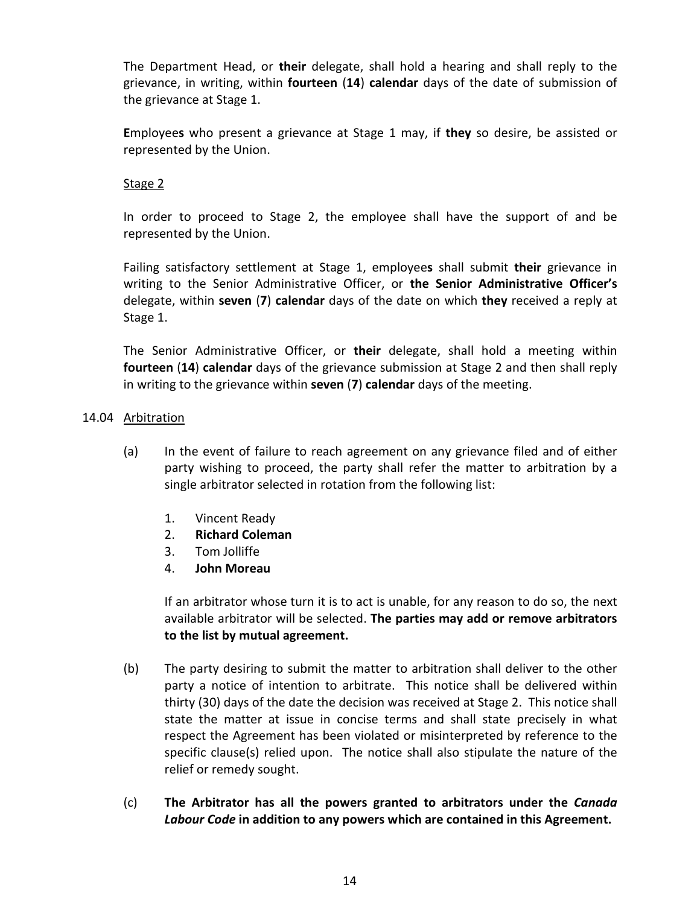The Department Head, or **their** delegate, shall hold a hearing and shall reply to the grievance, in writing, within **fourteen** (**14**) **calendar** days of the date of submission of the grievance at Stage 1.

**E**mployee**s** who present a grievance at Stage 1 may, if **they** so desire, be assisted or represented by the Union.

Stage 2

In order to proceed to Stage 2, the employee shall have the support of and be represented by the Union.

Failing satisfactory settlement at Stage 1, employee**s** shall submit **their** grievance in writing to the Senior Administrative Officer, or **the Senior Administrative Officer's** delegate, within **seven** (**7**) **calendar** days of the date on which **they** received a reply at Stage 1.

The Senior Administrative Officer, or **their** delegate, shall hold a meeting within **fourteen** (**14**) **calendar** days of the grievance submission at Stage 2 and then shall reply in writing to the grievance within **seven** (**7**) **calendar** days of the meeting.

14.04 Arbitration

(a) In the event of failure to reach agreement on any grievance filed and of either party wishing to proceed, the party shall refer the matter to arbitration by a single arbitrator selected in rotation from the following list:

1. Vincent Ready
2. **Richard Coleman**
3. Tom Jolliffe
4. **John Moreau**

If an arbitrator whose turn it is to act is unable, for any reason to do so, the next available arbitrator will be selected. **The parties may add or remove arbitrators to the list by mutual agreement.**

(b) The party desiring to submit the matter to arbitration shall deliver to the other party a notice of intention to arbitrate. This notice shall be delivered within thirty (30) days of the date the decision was received at Stage 2. This notice shall state the matter at issue in concise terms and shall state precisely in what respect the Agreement has been violated or misinterpreted by reference to the specific clause(s) relied upon. The notice shall also stipulate the nature of the relief or remedy sought.

(c) **The Arbitrator has all the powers granted to arbitrators under the *Canada Labour Code* in addition to any powers which are contained in this Agreement.**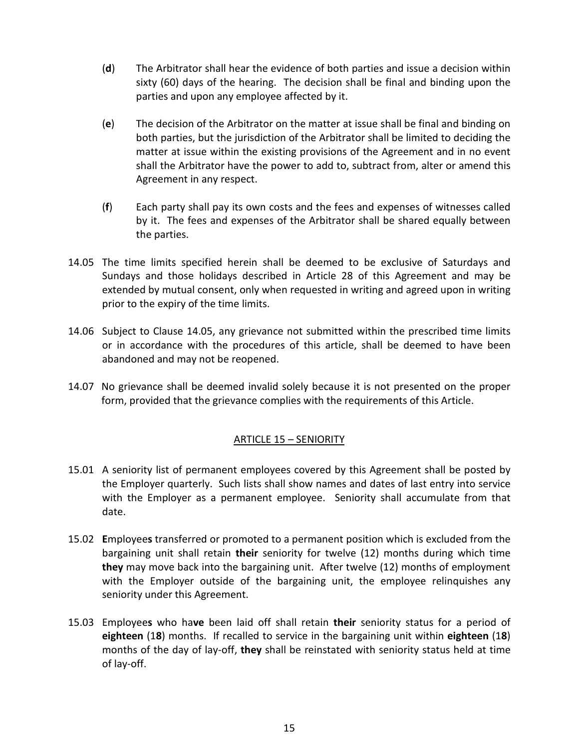(**d**) The Arbitrator shall hear the evidence of both parties and issue a decision within sixty (60) days of the hearing. The decision shall be final and binding upon the parties and upon any employee affected by it.

(**e**) The decision of the Arbitrator on the matter at issue shall be final and binding on both parties, but the jurisdiction of the Arbitrator shall be limited to deciding the matter at issue within the existing provisions of the Agreement and in no event shall the Arbitrator have the power to add to, subtract from, alter or amend this Agreement in any respect.

(**f**) Each party shall pay its own costs and the fees and expenses of witnesses called by it. The fees and expenses of the Arbitrator shall be shared equally between the parties.

14.05 The time limits specified herein shall be deemed to be exclusive of Saturdays and Sundays and those holidays described in Article 28 of this Agreement and may be extended by mutual consent, only when requested in writing and agreed upon in writing prior to the expiry of the time limits.

14.06 Subject to Clause 14.05, any grievance not submitted within the prescribed time limits or in accordance with the procedures of this article, shall be deemed to have been abandoned and may not be reopened.

14.07 No grievance shall be deemed invalid solely because it is not presented on the proper form, provided that the grievance complies with the requirements of this Article.

## ARTICLE 15 – SENIORITY

15.01 A seniority list of permanent employees covered by this Agreement shall be posted by the Employer quarterly. Such lists shall show names and dates of last entry into service with the Employer as a permanent employee. Seniority shall accumulate from that date.

15.02 **E**mployee**s** transferred or promoted to a permanent position which is excluded from the bargaining unit shall retain **their** seniority for twelve (12) months during which time **they** may move back into the bargaining unit. After twelve (12) months of employment with the Employer outside of the bargaining unit, the employee relinquishes any seniority under this Agreement.

15.03 Employee**s** who ha**ve** been laid off shall retain **their** seniority status for a period of **eighteen** (1**8**) months. If recalled to service in the bargaining unit within **eighteen** (1**8**) months of the day of lay-off, **they** shall be reinstated with seniority status held at time of lay-off.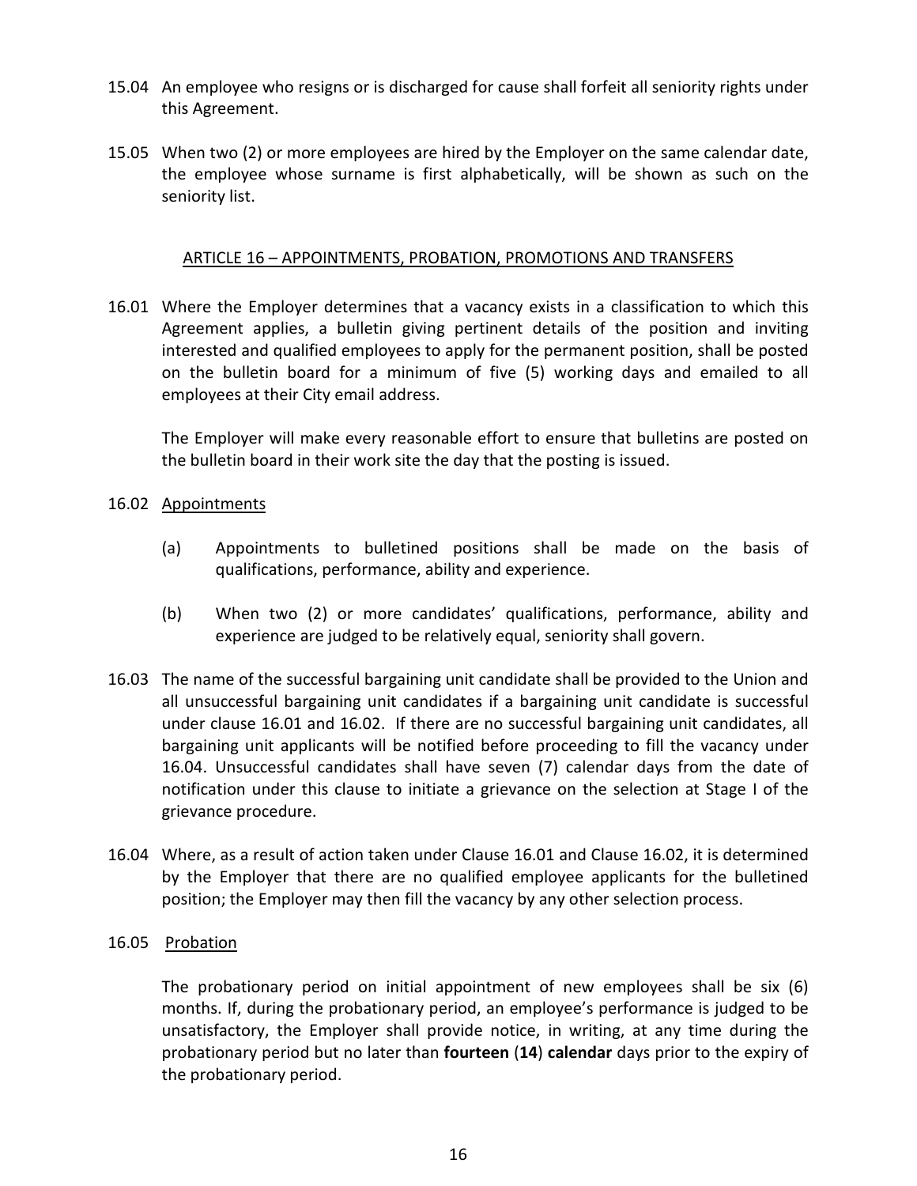15.04 An employee who resigns or is discharged for cause shall forfeit all seniority rights under this Agreement.

15.05 When two (2) or more employees are hired by the Employer on the same calendar date, the employee whose surname is first alphabetically, will be shown as such on the seniority list.

## ARTICLE 16 – APPOINTMENTS, PROBATION, PROMOTIONS AND TRANSFERS

16.01 Where the Employer determines that a vacancy exists in a classification to which this Agreement applies, a bulletin giving pertinent details of the position and inviting interested and qualified employees to apply for the permanent position, shall be posted on the bulletin board for a minimum of five (5) working days and emailed to all employees at their City email address.

The Employer will make every reasonable effort to ensure that bulletins are posted on the bulletin board in their work site the day that the posting is issued.

16.02 Appointments

(a) Appointments to bulletined positions shall be made on the basis of qualifications, performance, ability and experience.

(b) When two (2) or more candidates' qualifications, performance, ability and experience are judged to be relatively equal, seniority shall govern.

16.03 The name of the successful bargaining unit candidate shall be provided to the Union and all unsuccessful bargaining unit candidates if a bargaining unit candidate is successful under clause 16.01 and 16.02. If there are no successful bargaining unit candidates, all bargaining unit applicants will be notified before proceeding to fill the vacancy under 16.04. Unsuccessful candidates shall have seven (7) calendar days from the date of notification under this clause to initiate a grievance on the selection at Stage I of the grievance procedure.

16.04 Where, as a result of action taken under Clause 16.01 and Clause 16.02, it is determined by the Employer that there are no qualified employee applicants for the bulletined position; the Employer may then fill the vacancy by any other selection process.

16.05 Probation

The probationary period on initial appointment of new employees shall be six (6) months. If, during the probationary period, an employee's performance is judged to be unsatisfactory, the Employer shall provide notice, in writing, at any time during the probationary period but no later than **fourteen** (**14**) **calendar** days prior to the expiry of the probationary period.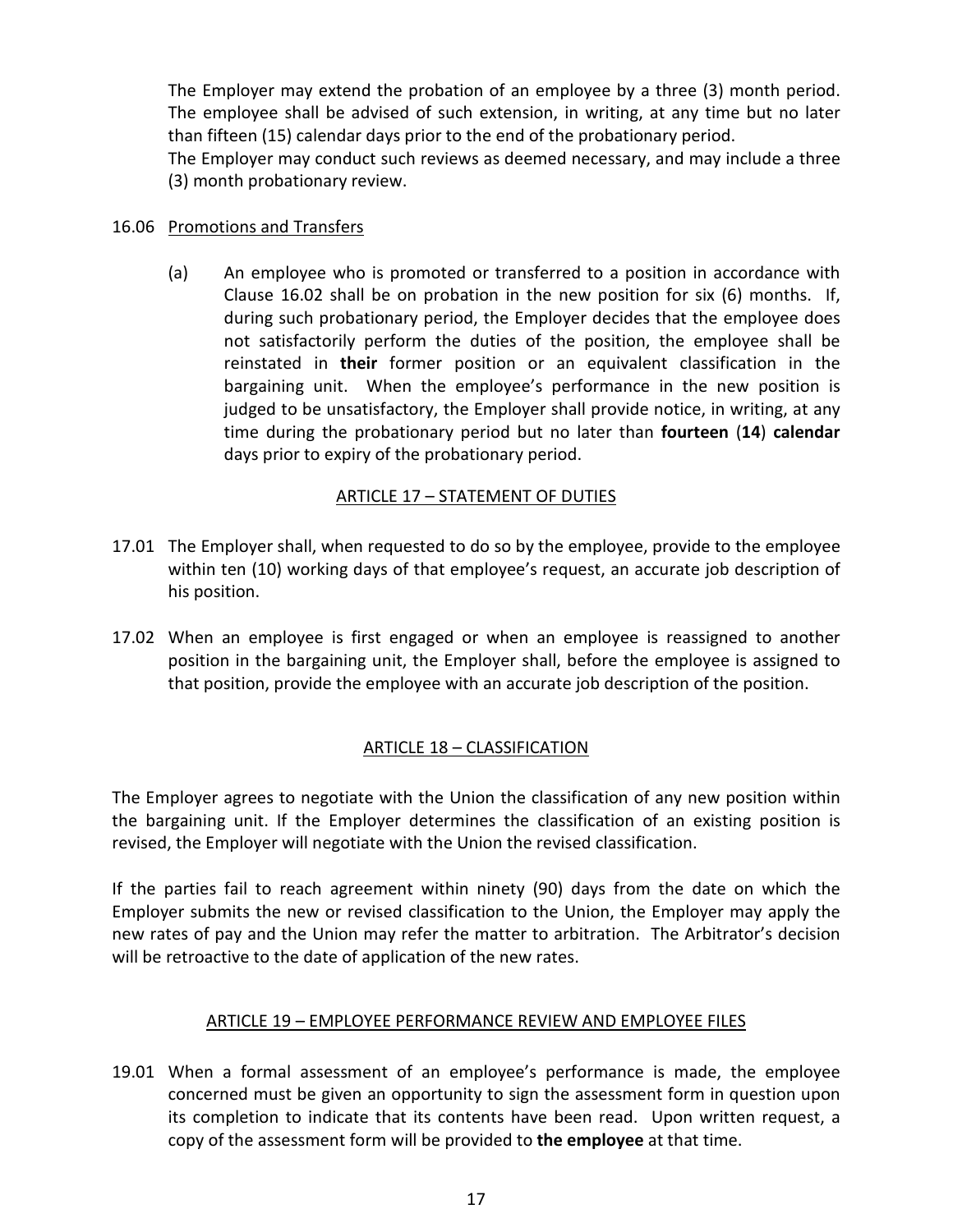The Employer may extend the probation of an employee by a three (3) month period. The employee shall be advised of such extension, in writing, at any time but no later than fifteen (15) calendar days prior to the end of the probationary period.
The Employer may conduct such reviews as deemed necessary, and may include a three (3) month probationary review.

16.06 Promotions and Transfers

(a) An employee who is promoted or transferred to a position in accordance with Clause 16.02 shall be on probation in the new position for six (6) months. If, during such probationary period, the Employer decides that the employee does not satisfactorily perform the duties of the position, the employee shall be reinstated in **their** former position or an equivalent classification in the bargaining unit. When the employee's performance in the new position is judged to be unsatisfactory, the Employer shall provide notice, in writing, at any time during the probationary period but no later than **fourteen** (**14**) **calendar** days prior to expiry of the probationary period.

## ARTICLE 17 – STATEMENT OF DUTIES

17.01 The Employer shall, when requested to do so by the employee, provide to the employee within ten (10) working days of that employee's request, an accurate job description of his position.

17.02 When an employee is first engaged or when an employee is reassigned to another position in the bargaining unit, the Employer shall, before the employee is assigned to that position, provide the employee with an accurate job description of the position.

## ARTICLE 18 – CLASSIFICATION

The Employer agrees to negotiate with the Union the classification of any new position within the bargaining unit. If the Employer determines the classification of an existing position is revised, the Employer will negotiate with the Union the revised classification.

If the parties fail to reach agreement within ninety (90) days from the date on which the Employer submits the new or revised classification to the Union, the Employer may apply the new rates of pay and the Union may refer the matter to arbitration. The Arbitrator's decision will be retroactive to the date of application of the new rates.

## ARTICLE 19 – EMPLOYEE PERFORMANCE REVIEW AND EMPLOYEE FILES

19.01 When a formal assessment of an employee's performance is made, the employee concerned must be given an opportunity to sign the assessment form in question upon its completion to indicate that its contents have been read. Upon written request, a copy of the assessment form will be provided to **the employee** at that time.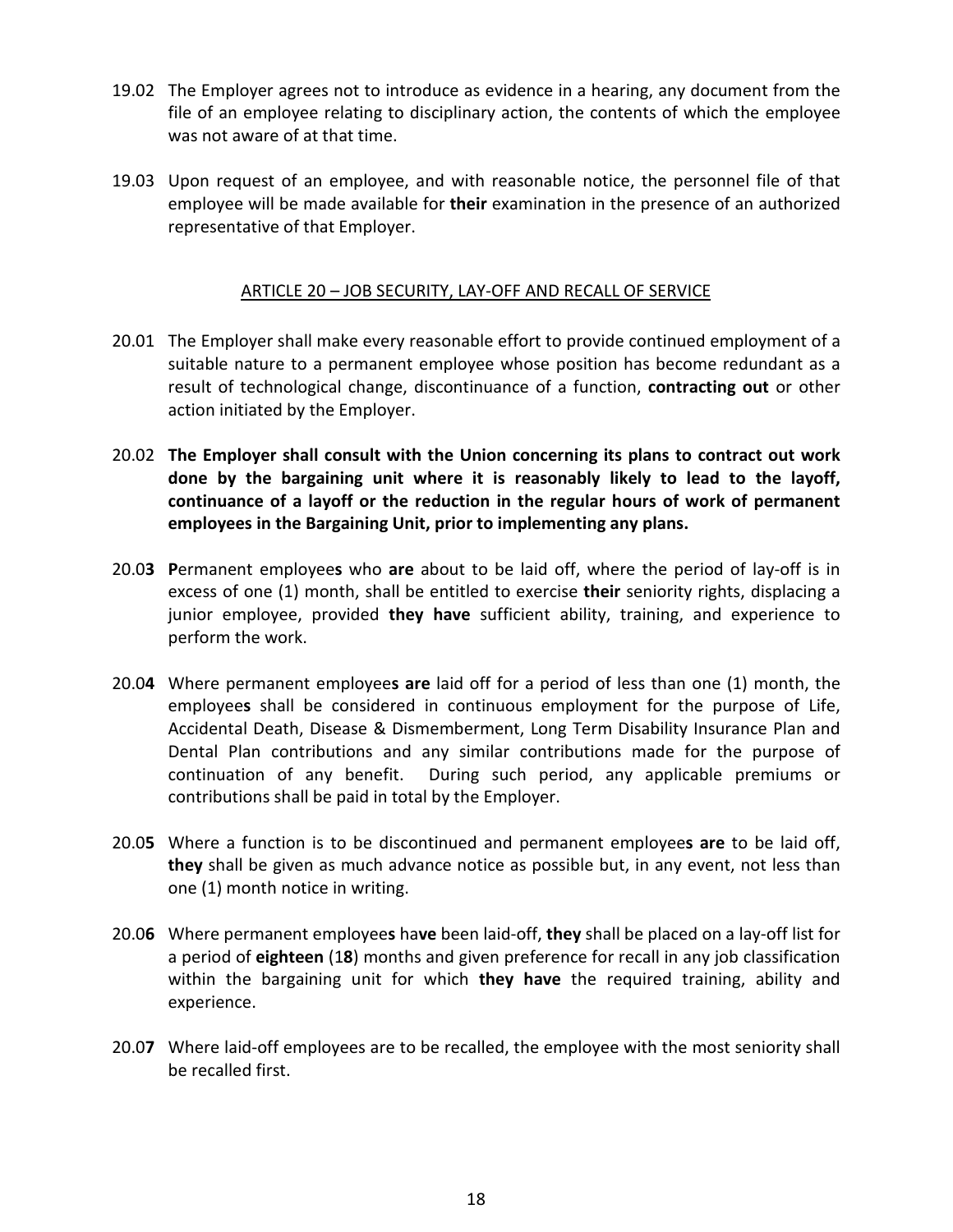19.02 The Employer agrees not to introduce as evidence in a hearing, any document from the file of an employee relating to disciplinary action, the contents of which the employee was not aware of at that time.

19.03 Upon request of an employee, and with reasonable notice, the personnel file of that employee will be made available for **their** examination in the presence of an authorized representative of that Employer.

## ARTICLE 20 – JOB SECURITY, LAY-OFF AND RECALL OF SERVICE

20.01 The Employer shall make every reasonable effort to provide continued employment of a suitable nature to a permanent employee whose position has become redundant as a result of technological change, discontinuance of a function, **contracting out** or other action initiated by the Employer.

20.02 **The Employer shall consult with the Union concerning its plans to contract out work done by the bargaining unit where it is reasonably likely to lead to the layoff, continuance of a layoff or the reduction in the regular hours of work of permanent employees in the Bargaining Unit, prior to implementing any plans.**

20.0**3** **P**ermanent employee**s** who **are** about to be laid off, where the period of lay-off is in excess of one (1) month, shall be entitled to exercise **their** seniority rights, displacing a junior employee, provided **they have** sufficient ability, training, and experience to perform the work.

20.0**4** Where permanent employee**s are** laid off for a period of less than one (1) month, the employee**s** shall be considered in continuous employment for the purpose of Life, Accidental Death, Disease & Dismemberment, Long Term Disability Insurance Plan and Dental Plan contributions and any similar contributions made for the purpose of continuation of any benefit. During such period, any applicable premiums or contributions shall be paid in total by the Employer.

20.0**5** Where a function is to be discontinued and permanent employee**s are** to be laid off, **they** shall be given as much advance notice as possible but, in any event, not less than one (1) month notice in writing.

20.0**6** Where permanent employee**s** ha**ve** been laid-off, **they** shall be placed on a lay-off list for a period of **eighteen** (1**8**) months and given preference for recall in any job classification within the bargaining unit for which **they have** the required training, ability and experience.

20.0**7** Where laid-off employees are to be recalled, the employee with the most seniority shall be recalled first.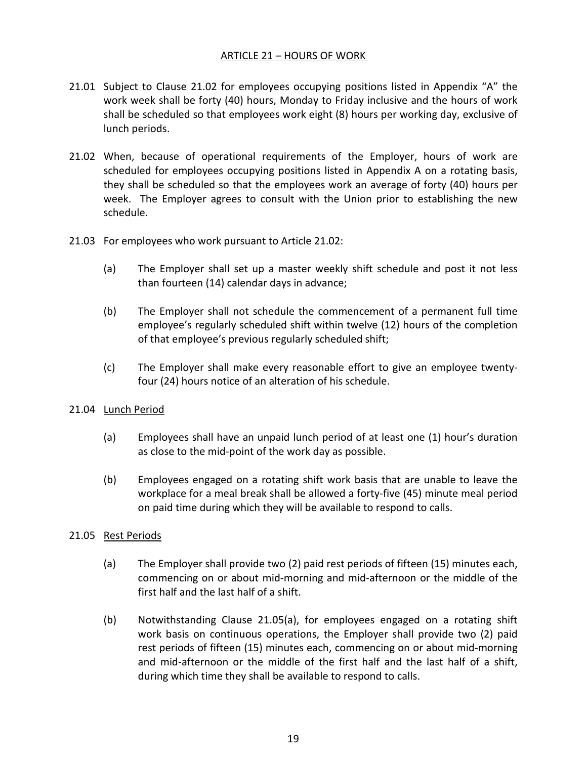## ARTICLE 21 – HOURS OF WORK

21.01 Subject to Clause 21.02 for employees occupying positions listed in Appendix "A" the work week shall be forty (40) hours, Monday to Friday inclusive and the hours of work shall be scheduled so that employees work eight (8) hours per working day, exclusive of lunch periods.

21.02 When, because of operational requirements of the Employer, hours of work are scheduled for employees occupying positions listed in Appendix A on a rotating basis, they shall be scheduled so that the employees work an average of forty (40) hours per week. The Employer agrees to consult with the Union prior to establishing the new schedule.

21.03 For employees who work pursuant to Article 21.02:

(a) The Employer shall set up a master weekly shift schedule and post it not less than fourteen (14) calendar days in advance;

(b) The Employer shall not schedule the commencement of a permanent full time employee's regularly scheduled shift within twelve (12) hours of the completion of that employee's previous regularly scheduled shift;

(c) The Employer shall make every reasonable effort to give an employee twenty-four (24) hours notice of an alteration of his schedule.

21.04 Lunch Period

(a) Employees shall have an unpaid lunch period of at least one (1) hour's duration as close to the mid-point of the work day as possible.

(b) Employees engaged on a rotating shift work basis that are unable to leave the workplace for a meal break shall be allowed a forty-five (45) minute meal period on paid time during which they will be available to respond to calls.

21.05 Rest Periods

(a) The Employer shall provide two (2) paid rest periods of fifteen (15) minutes each, commencing on or about mid-morning and mid-afternoon or the middle of the first half and the last half of a shift.

(b) Notwithstanding Clause 21.05(a), for employees engaged on a rotating shift work basis on continuous operations, the Employer shall provide two (2) paid rest periods of fifteen (15) minutes each, commencing on or about mid-morning and mid-afternoon or the middle of the first half and the last half of a shift, during which time they shall be available to respond to calls.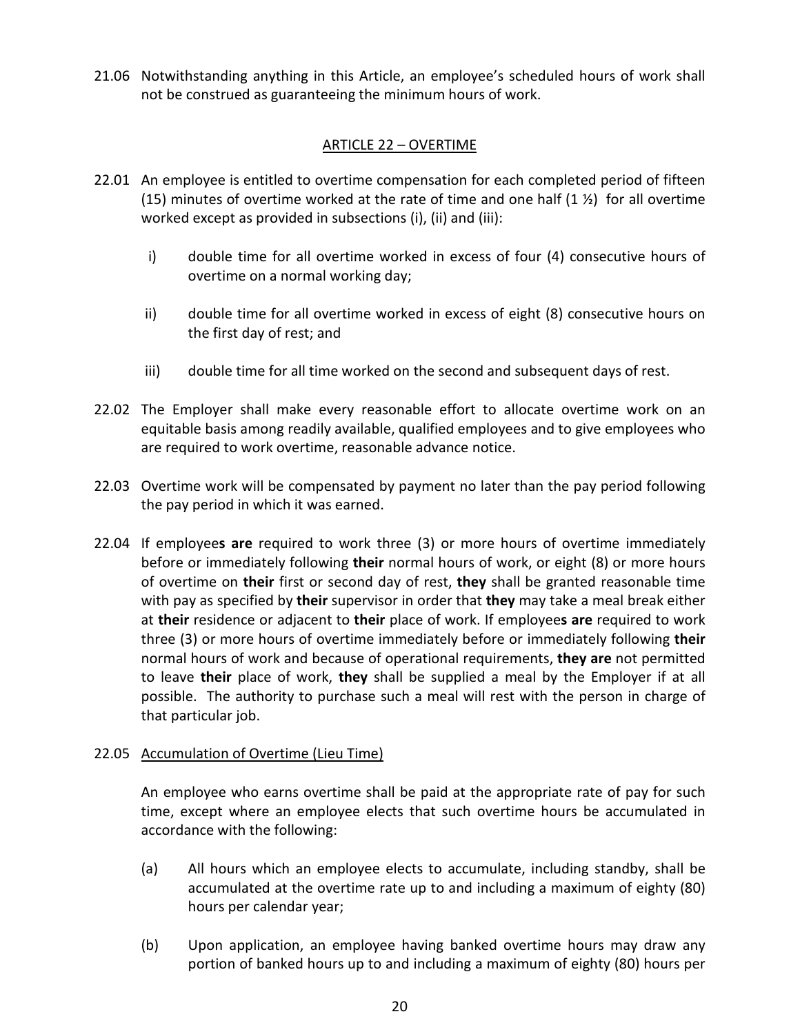21.06 Notwithstanding anything in this Article, an employee's scheduled hours of work shall not be construed as guaranteeing the minimum hours of work.

## ARTICLE 22 – OVERTIME

22.01 An employee is entitled to overtime compensation for each completed period of fifteen (15) minutes of overtime worked at the rate of time and one half (1 ½) for all overtime worked except as provided in subsections (i), (ii) and (iii):

i) double time for all overtime worked in excess of four (4) consecutive hours of overtime on a normal working day;

ii) double time for all overtime worked in excess of eight (8) consecutive hours on the first day of rest; and

iii) double time for all time worked on the second and subsequent days of rest.

22.02 The Employer shall make every reasonable effort to allocate overtime work on an equitable basis among readily available, qualified employees and to give employees who are required to work overtime, reasonable advance notice.

22.03 Overtime work will be compensated by payment no later than the pay period following the pay period in which it was earned.

22.04 If employee**s are** required to work three (3) or more hours of overtime immediately before or immediately following **their** normal hours of work, or eight (8) or more hours of overtime on **their** first or second day of rest, **they** shall be granted reasonable time with pay as specified by **their** supervisor in order that **they** may take a meal break either at **their** residence or adjacent to **their** place of work. If employee**s are** required to work three (3) or more hours of overtime immediately before or immediately following **their** normal hours of work and because of operational requirements, **they are** not permitted to leave **their** place of work, **they** shall be supplied a meal by the Employer if at all possible. The authority to purchase such a meal will rest with the person in charge of that particular job.

22.05 Accumulation of Overtime (Lieu Time)

An employee who earns overtime shall be paid at the appropriate rate of pay for such time, except where an employee elects that such overtime hours be accumulated in accordance with the following:

(a) All hours which an employee elects to accumulate, including standby, shall be accumulated at the overtime rate up to and including a maximum of eighty (80) hours per calendar year;

(b) Upon application, an employee having banked overtime hours may draw any portion of banked hours up to and including a maximum of eighty (80) hours per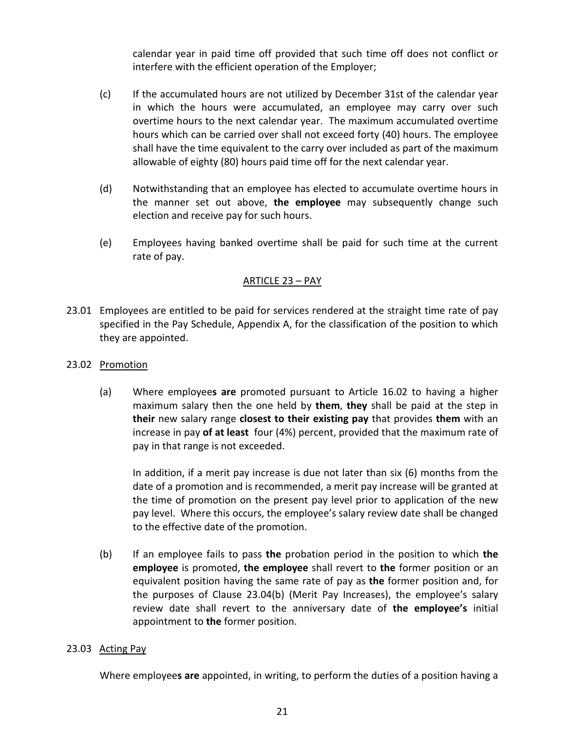calendar year in paid time off provided that such time off does not conflict or interfere with the efficient operation of the Employer;

(c) If the accumulated hours are not utilized by December 31st of the calendar year in which the hours were accumulated, an employee may carry over such overtime hours to the next calendar year. The maximum accumulated overtime hours which can be carried over shall not exceed forty (40) hours. The employee shall have the time equivalent to the carry over included as part of the maximum allowable of eighty (80) hours paid time off for the next calendar year.

(d) Notwithstanding that an employee has elected to accumulate overtime hours in the manner set out above, **the employee** may subsequently change such election and receive pay for such hours.

(e) Employees having banked overtime shall be paid for such time at the current rate of pay.

## ARTICLE 23 – PAY

23.01 Employees are entitled to be paid for services rendered at the straight time rate of pay specified in the Pay Schedule, Appendix A, for the classification of the position to which they are appointed.

23.02 Promotion

(a) Where employee**s are** promoted pursuant to Article 16.02 to having a higher maximum salary then the one held by **them**, **they** shall be paid at the step in **their** new salary range **closest to their existing pay** that provides **them** with an increase in pay **of at least** four (4%) percent, provided that the maximum rate of pay in that range is not exceeded.

In addition, if a merit pay increase is due not later than six (6) months from the date of a promotion and is recommended, a merit pay increase will be granted at the time of promotion on the present pay level prior to application of the new pay level. Where this occurs, the employee's salary review date shall be changed to the effective date of the promotion.

(b) If an employee fails to pass **the** probation period in the position to which **the employee** is promoted, **the employee** shall revert to **the** former position or an equivalent position having the same rate of pay as **the** former position and, for the purposes of Clause 23.04(b) (Merit Pay Increases), the employee's salary review date shall revert to the anniversary date of **the employee's** initial appointment to **the** former position.

23.03 Acting Pay

Where employee**s are** appointed, in writing, to perform the duties of a position having a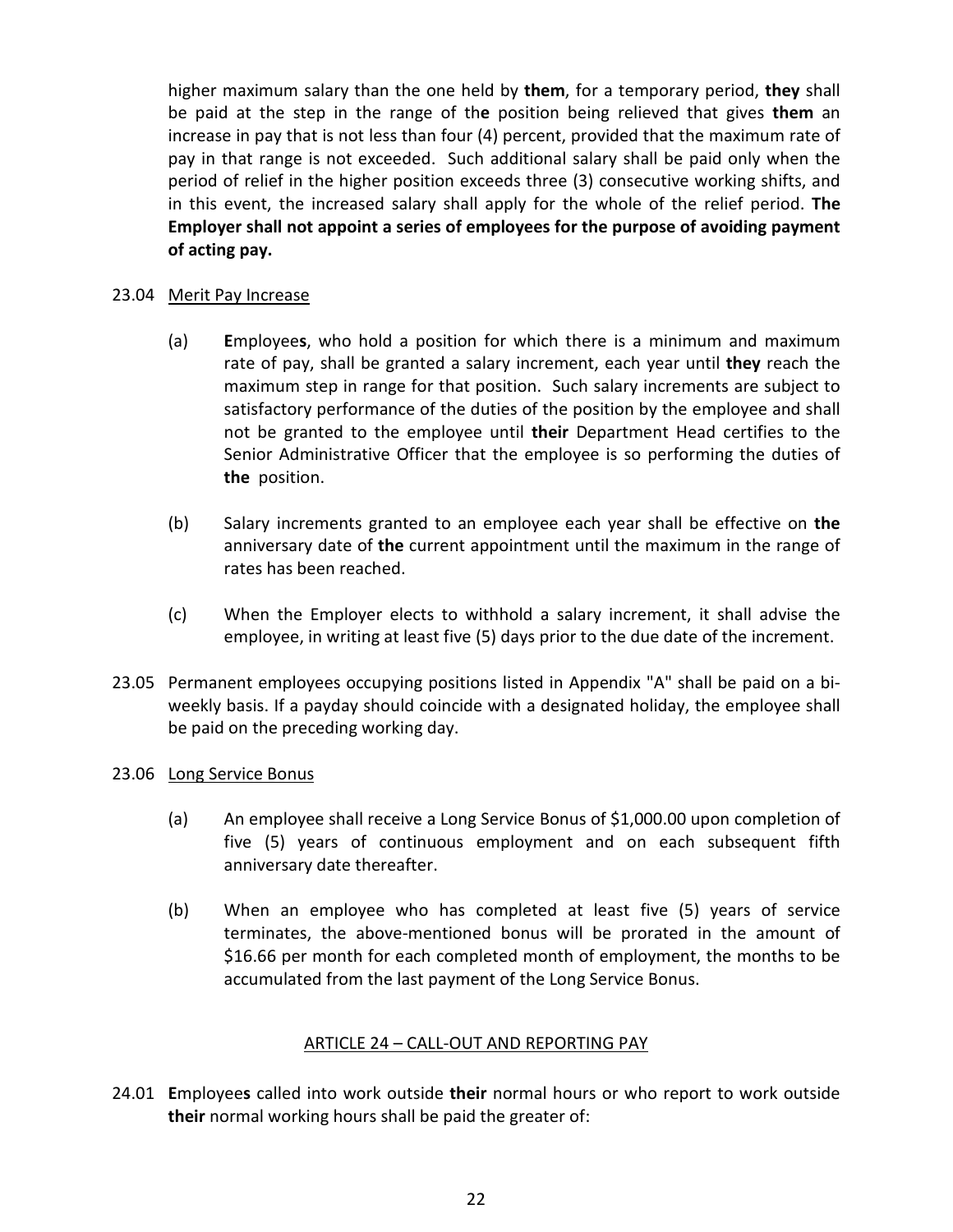higher maximum salary than the one held by **them**, for a temporary period, **they** shall be paid at the step in the range of th**e** position being relieved that gives **them** an increase in pay that is not less than four (4) percent, provided that the maximum rate of pay in that range is not exceeded. Such additional salary shall be paid only when the period of relief in the higher position exceeds three (3) consecutive working shifts, and in this event, the increased salary shall apply for the whole of the relief period. **The Employer shall not appoint a series of employees for the purpose of avoiding payment of acting pay.**

23.04 Merit Pay Increase

(a) **E**mployee**s**, who hold a position for which there is a minimum and maximum rate of pay, shall be granted a salary increment, each year until **they** reach the maximum step in range for that position. Such salary increments are subject to satisfactory performance of the duties of the position by the employee and shall not be granted to the employee until **their** Department Head certifies to the Senior Administrative Officer that the employee is so performing the duties of **the** position.

(b) Salary increments granted to an employee each year shall be effective on **the** anniversary date of **the** current appointment until the maximum in the range of rates has been reached.

(c) When the Employer elects to withhold a salary increment, it shall advise the employee, in writing at least five (5) days prior to the due date of the increment.

23.05 Permanent employees occupying positions listed in Appendix "A" shall be paid on a bi-weekly basis. If a payday should coincide with a designated holiday, the employee shall be paid on the preceding working day.

23.06 Long Service Bonus

(a) An employee shall receive a Long Service Bonus of $1,000.00 upon completion of five (5) years of continuous employment and on each subsequent fifth anniversary date thereafter.

(b) When an employee who has completed at least five (5) years of service terminates, the above-mentioned bonus will be prorated in the amount of $16.66 per month for each completed month of employment, the months to be accumulated from the last payment of the Long Service Bonus.

## ARTICLE 24 – CALL-OUT AND REPORTING PAY

24.01 **E**mployee**s** called into work outside **their** normal hours or who report to work outside **their** normal working hours shall be paid the greater of: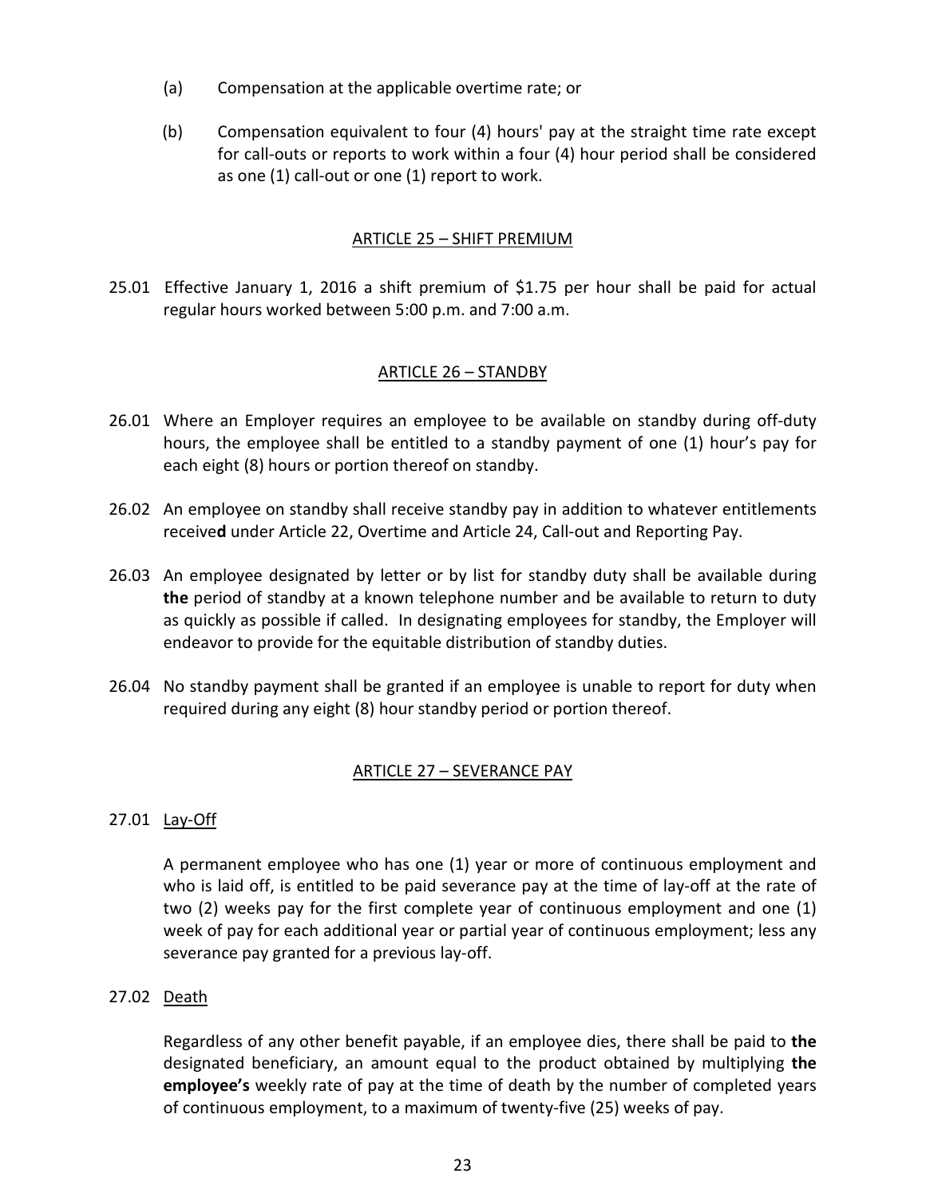(a) Compensation at the applicable overtime rate; or

(b) Compensation equivalent to four (4) hours' pay at the straight time rate except for call-outs or reports to work within a four (4) hour period shall be considered as one (1) call-out or one (1) report to work.

## ARTICLE 25 – SHIFT PREMIUM

25.01 Effective January 1, 2016 a shift premium of $1.75 per hour shall be paid for actual regular hours worked between 5:00 p.m. and 7:00 a.m.

## ARTICLE 26 – STANDBY

26.01 Where an Employer requires an employee to be available on standby during off-duty hours, the employee shall be entitled to a standby payment of one (1) hour's pay for each eight (8) hours or portion thereof on standby.

26.02 An employee on standby shall receive standby pay in addition to whatever entitlements receive**d** under Article 22, Overtime and Article 24, Call-out and Reporting Pay.

26.03 An employee designated by letter or by list for standby duty shall be available during **the** period of standby at a known telephone number and be available to return to duty as quickly as possible if called. In designating employees for standby, the Employer will endeavor to provide for the equitable distribution of standby duties.

26.04 No standby payment shall be granted if an employee is unable to report for duty when required during any eight (8) hour standby period or portion thereof.

## ARTICLE 27 – SEVERANCE PAY

27.01 Lay-Off

A permanent employee who has one (1) year or more of continuous employment and who is laid off, is entitled to be paid severance pay at the time of lay-off at the rate of two (2) weeks pay for the first complete year of continuous employment and one (1) week of pay for each additional year or partial year of continuous employment; less any severance pay granted for a previous lay-off.

27.02 Death

Regardless of any other benefit payable, if an employee dies, there shall be paid to **the** designated beneficiary, an amount equal to the product obtained by multiplying **the employee's** weekly rate of pay at the time of death by the number of completed years of continuous employment, to a maximum of twenty-five (25) weeks of pay.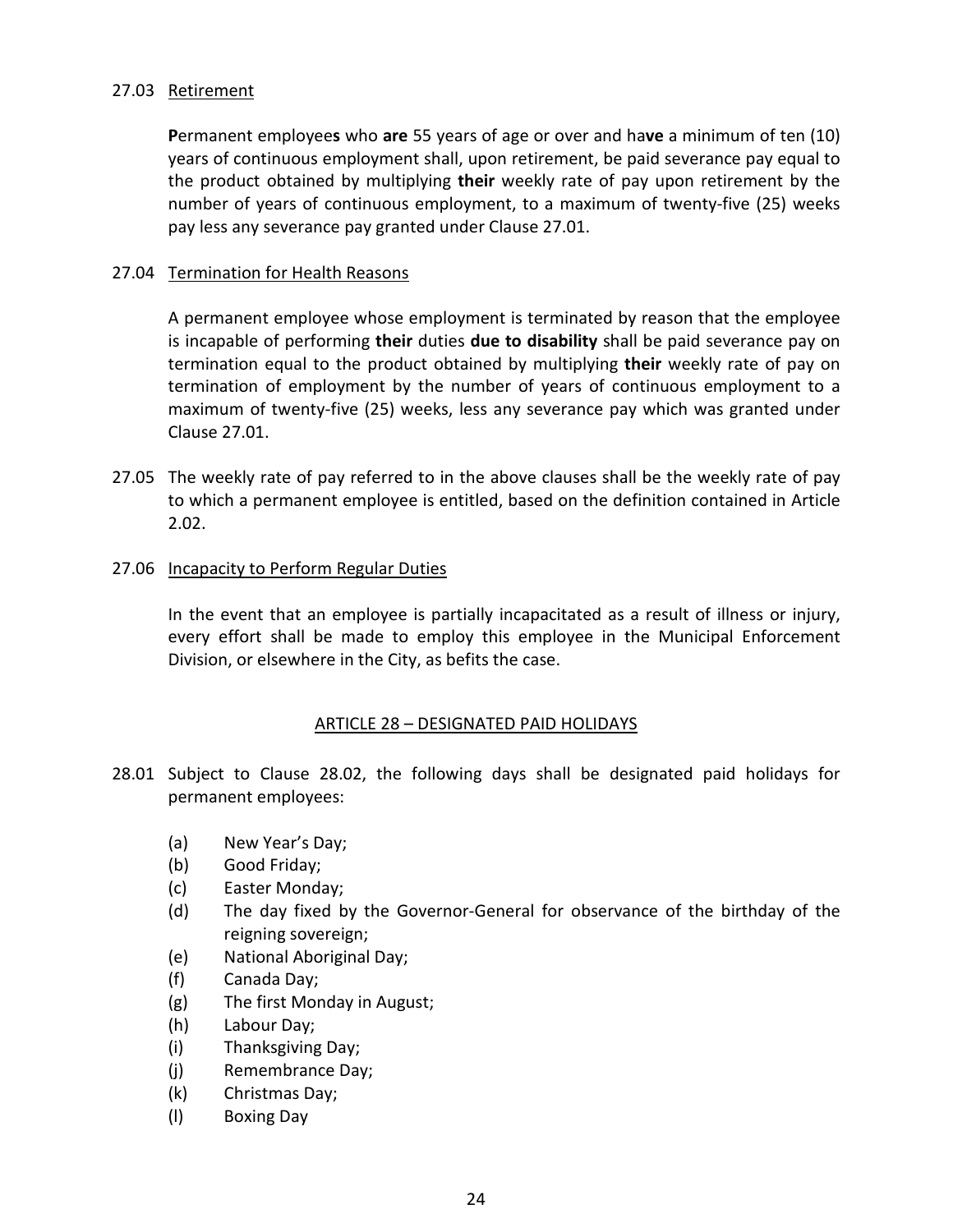27.03 Retirement

**P**ermanent employee**s** who **are** 55 years of age or over and ha**ve** a minimum of ten (10) years of continuous employment shall, upon retirement, be paid severance pay equal to the product obtained by multiplying **their** weekly rate of pay upon retirement by the number of years of continuous employment, to a maximum of twenty-five (25) weeks pay less any severance pay granted under Clause 27.01.

27.04 Termination for Health Reasons

A permanent employee whose employment is terminated by reason that the employee is incapable of performing **their** duties **due to disability** shall be paid severance pay on termination equal to the product obtained by multiplying **their** weekly rate of pay on termination of employment by the number of years of continuous employment to a maximum of twenty-five (25) weeks, less any severance pay which was granted under Clause 27.01.

27.05 The weekly rate of pay referred to in the above clauses shall be the weekly rate of pay to which a permanent employee is entitled, based on the definition contained in Article 2.02.

27.06 Incapacity to Perform Regular Duties

In the event that an employee is partially incapacitated as a result of illness or injury, every effort shall be made to employ this employee in the Municipal Enforcement Division, or elsewhere in the City, as befits the case.

## ARTICLE 28 – DESIGNATED PAID HOLIDAYS

28.01 Subject to Clause 28.02, the following days shall be designated paid holidays for permanent employees:

(a) New Year's Day;
(b) Good Friday;
(c) Easter Monday;
(d) The day fixed by the Governor-General for observance of the birthday of the reigning sovereign;
(e) National Aboriginal Day;
(f) Canada Day;
(g) The first Monday in August;
(h) Labour Day;
(i) Thanksgiving Day;
(j) Remembrance Day;
(k) Christmas Day;
(l) Boxing Day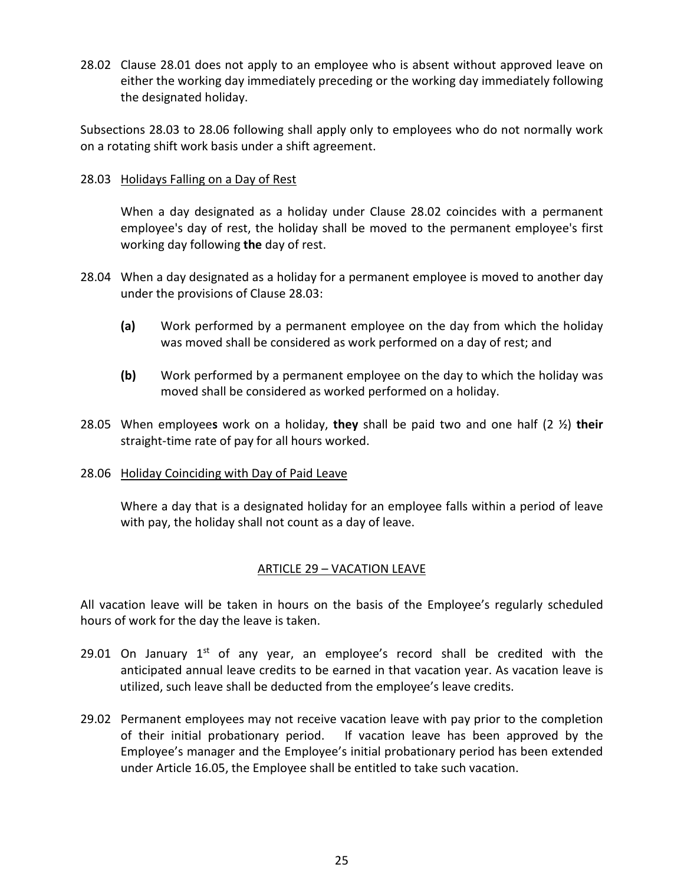28.02 Clause 28.01 does not apply to an employee who is absent without approved leave on either the working day immediately preceding or the working day immediately following the designated holiday.

Subsections 28.03 to 28.06 following shall apply only to employees who do not normally work on a rotating shift work basis under a shift agreement.

28.03 Holidays Falling on a Day of Rest

When a day designated as a holiday under Clause 28.02 coincides with a permanent employee's day of rest, the holiday shall be moved to the permanent employee's first working day following **the** day of rest.

28.04 When a day designated as a holiday for a permanent employee is moved to another day under the provisions of Clause 28.03:

**(a)** Work performed by a permanent employee on the day from which the holiday was moved shall be considered as work performed on a day of rest; and

**(b)** Work performed by a permanent employee on the day to which the holiday was moved shall be considered as worked performed on a holiday.

28.05 When employee**s** work on a holiday, **they** shall be paid two and one half (2 ½) **their** straight-time rate of pay for all hours worked.

28.06 Holiday Coinciding with Day of Paid Leave

Where a day that is a designated holiday for an employee falls within a period of leave with pay, the holiday shall not count as a day of leave.

## ARTICLE 29 – VACATION LEAVE

All vacation leave will be taken in hours on the basis of the Employee's regularly scheduled hours of work for the day the leave is taken.

29.01 On January 1st of any year, an employee's record shall be credited with the anticipated annual leave credits to be earned in that vacation year. As vacation leave is utilized, such leave shall be deducted from the employee's leave credits.

29.02 Permanent employees may not receive vacation leave with pay prior to the completion of their initial probationary period. If vacation leave has been approved by the Employee's manager and the Employee's initial probationary period has been extended under Article 16.05, the Employee shall be entitled to take such vacation.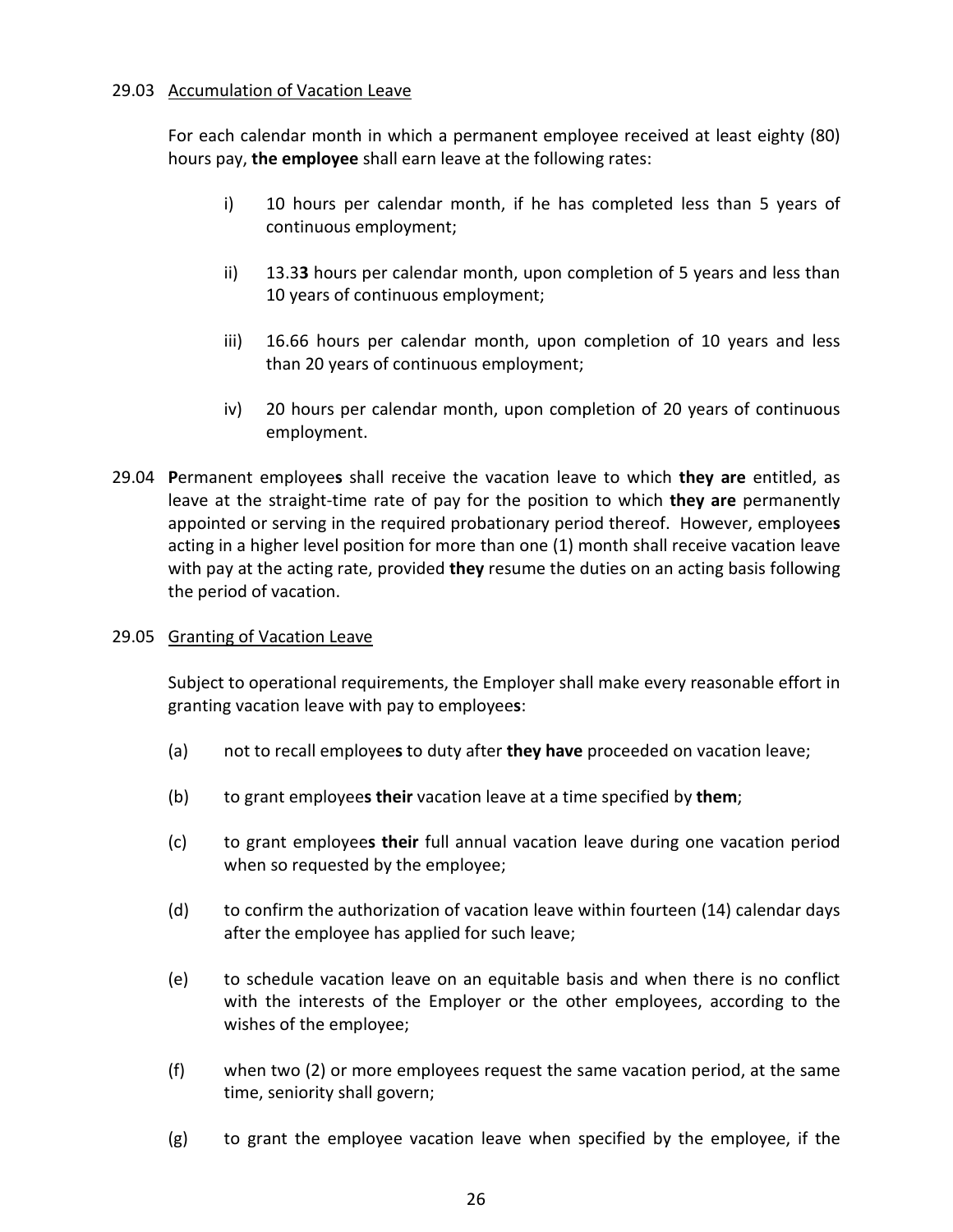29.03 Accumulation of Vacation Leave

For each calendar month in which a permanent employee received at least eighty (80) hours pay, **the employee** shall earn leave at the following rates:

i) 10 hours per calendar month, if he has completed less than 5 years of continuous employment;

ii) 13.3**3** hours per calendar month, upon completion of 5 years and less than 10 years of continuous employment;

iii) 16.66 hours per calendar month, upon completion of 10 years and less than 20 years of continuous employment;

iv) 20 hours per calendar month, upon completion of 20 years of continuous employment.

29.04 **P**ermanent employee**s** shall receive the vacation leave to which **they are** entitled, as leave at the straight-time rate of pay for the position to which **they are** permanently appointed or serving in the required probationary period thereof. However, employee**s** acting in a higher level position for more than one (1) month shall receive vacation leave with pay at the acting rate, provided **they** resume the duties on an acting basis following the period of vacation.

29.05 Granting of Vacation Leave

Subject to operational requirements, the Employer shall make every reasonable effort in granting vacation leave with pay to employee**s**:

(a) not to recall employee**s** to duty after **they have** proceeded on vacation leave;

(b) to grant employee**s their** vacation leave at a time specified by **them**;

(c) to grant employee**s their** full annual vacation leave during one vacation period when so requested by the employee;

(d) to confirm the authorization of vacation leave within fourteen (14) calendar days after the employee has applied for such leave;

(e) to schedule vacation leave on an equitable basis and when there is no conflict with the interests of the Employer or the other employees, according to the wishes of the employee;

(f) when two (2) or more employees request the same vacation period, at the same time, seniority shall govern;

(g) to grant the employee vacation leave when specified by the employee, if the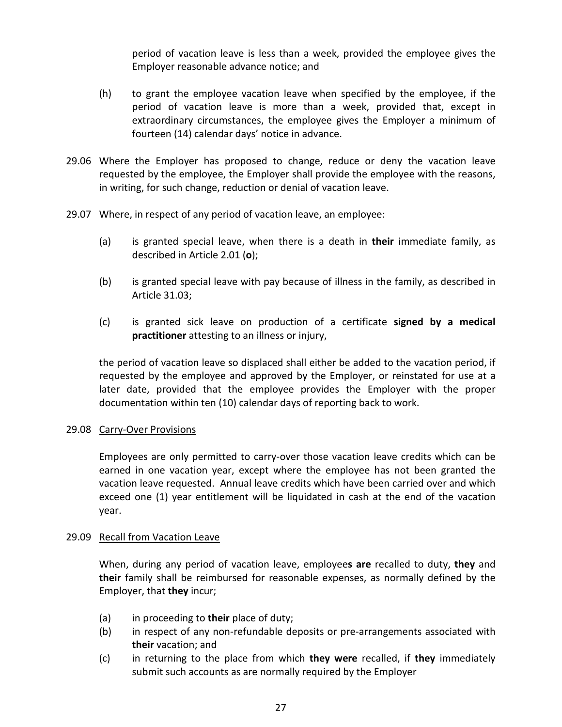period of vacation leave is less than a week, provided the employee gives the Employer reasonable advance notice; and

(h) to grant the employee vacation leave when specified by the employee, if the period of vacation leave is more than a week, provided that, except in extraordinary circumstances, the employee gives the Employer a minimum of fourteen (14) calendar days' notice in advance.

29.06 Where the Employer has proposed to change, reduce or deny the vacation leave requested by the employee, the Employer shall provide the employee with the reasons, in writing, for such change, reduction or denial of vacation leave.

29.07 Where, in respect of any period of vacation leave, an employee:

(a) is granted special leave, when there is a death in **their** immediate family, as described in Article 2.01 (**o**);

(b) is granted special leave with pay because of illness in the family, as described in Article 31.03;

(c) is granted sick leave on production of a certificate **signed by a medical practitioner** attesting to an illness or injury,

the period of vacation leave so displaced shall either be added to the vacation period, if requested by the employee and approved by the Employer, or reinstated for use at a later date, provided that the employee provides the Employer with the proper documentation within ten (10) calendar days of reporting back to work.

29.08 Carry-Over Provisions

Employees are only permitted to carry-over those vacation leave credits which can be earned in one vacation year, except where the employee has not been granted the vacation leave requested. Annual leave credits which have been carried over and which exceed one (1) year entitlement will be liquidated in cash at the end of the vacation year.

29.09 Recall from Vacation Leave

When, during any period of vacation leave, employee**s are** recalled to duty, **they** and **their** family shall be reimbursed for reasonable expenses, as normally defined by the Employer, that **they** incur;

(a) in proceeding to **their** place of duty;
(b) in respect of any non-refundable deposits or pre-arrangements associated with **their** vacation; and
(c) in returning to the place from which **they were** recalled, if **they** immediately submit such accounts as are normally required by the Employer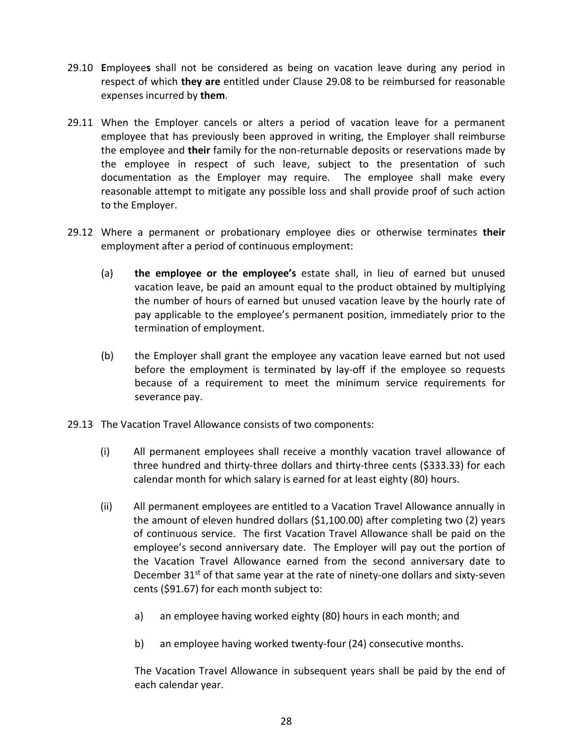29.10 **E**mployee**s** shall not be considered as being on vacation leave during any period in respect of which **they are** entitled under Clause 29.08 to be reimbursed for reasonable expenses incurred by **them**.

29.11 When the Employer cancels or alters a period of vacation leave for a permanent employee that has previously been approved in writing, the Employer shall reimburse the employee and **their** family for the non-returnable deposits or reservations made by the employee in respect of such leave, subject to the presentation of such documentation as the Employer may require. The employee shall make every reasonable attempt to mitigate any possible loss and shall provide proof of such action to the Employer.

29.12 Where a permanent or probationary employee dies or otherwise terminates **their** employment after a period of continuous employment:

(a) **the employee or the employee's** estate shall, in lieu of earned but unused vacation leave, be paid an amount equal to the product obtained by multiplying the number of hours of earned but unused vacation leave by the hourly rate of pay applicable to the employee's permanent position, immediately prior to the termination of employment.

(b) the Employer shall grant the employee any vacation leave earned but not used before the employment is terminated by lay-off if the employee so requests because of a requirement to meet the minimum service requirements for severance pay.

29.13 The Vacation Travel Allowance consists of two components:

(i) All permanent employees shall receive a monthly vacation travel allowance of three hundred and thirty-three dollars and thirty-three cents ($333.33) for each calendar month for which salary is earned for at least eighty (80) hours.

(ii) All permanent employees are entitled to a Vacation Travel Allowance annually in the amount of eleven hundred dollars ($1,100.00) after completing two (2) years of continuous service. The first Vacation Travel Allowance shall be paid on the employee's second anniversary date. The Employer will pay out the portion of the Vacation Travel Allowance earned from the second anniversary date to December 31st of that same year at the rate of ninety-one dollars and sixty-seven cents ($91.67) for each month subject to:

a) an employee having worked eighty (80) hours in each month; and

b) an employee having worked twenty-four (24) consecutive months.

The Vacation Travel Allowance in subsequent years shall be paid by the end of each calendar year.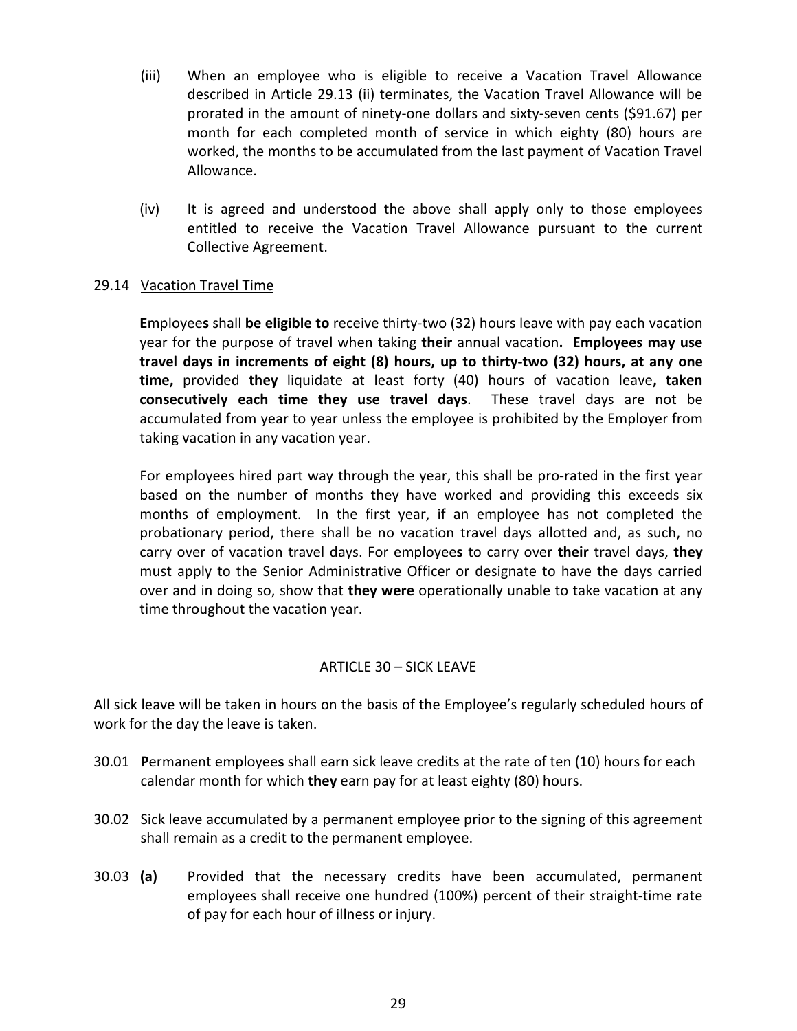(iii) When an employee who is eligible to receive a Vacation Travel Allowance described in Article 29.13 (ii) terminates, the Vacation Travel Allowance will be prorated in the amount of ninety-one dollars and sixty-seven cents ($91.67) per month for each completed month of service in which eighty (80) hours are worked, the months to be accumulated from the last payment of Vacation Travel Allowance.

(iv) It is agreed and understood the above shall apply only to those employees entitled to receive the Vacation Travel Allowance pursuant to the current Collective Agreement.

29.14 Vacation Travel Time

**E**mployee**s** shall **be eligible to** receive thirty-two (32) hours leave with pay each vacation year for the purpose of travel when taking **their** annual vacation**. Employees may use travel days in increments of eight (8) hours, up to thirty-two (32) hours, at any one time,** provided **they** liquidate at least forty (40) hours of vacation leave**, taken consecutively each time they use travel days**. These travel days are not be accumulated from year to year unless the employee is prohibited by the Employer from taking vacation in any vacation year.

For employees hired part way through the year, this shall be pro-rated in the first year based on the number of months they have worked and providing this exceeds six months of employment. In the first year, if an employee has not completed the probationary period, there shall be no vacation travel days allotted and, as such, no carry over of vacation travel days. For employee**s** to carry over **their** travel days, **they** must apply to the Senior Administrative Officer or designate to have the days carried over and in doing so, show that **they were** operationally unable to take vacation at any time throughout the vacation year.

## ARTICLE 30 – SICK LEAVE

All sick leave will be taken in hours on the basis of the Employee's regularly scheduled hours of work for the day the leave is taken.

30.01 **P**ermanent employee**s** shall earn sick leave credits at the rate of ten (10) hours for each calendar month for which **they** earn pay for at least eighty (80) hours.

30.02 Sick leave accumulated by a permanent employee prior to the signing of this agreement shall remain as a credit to the permanent employee.

30.03 **(a)** Provided that the necessary credits have been accumulated, permanent employees shall receive one hundred (100%) percent of their straight-time rate of pay for each hour of illness or injury.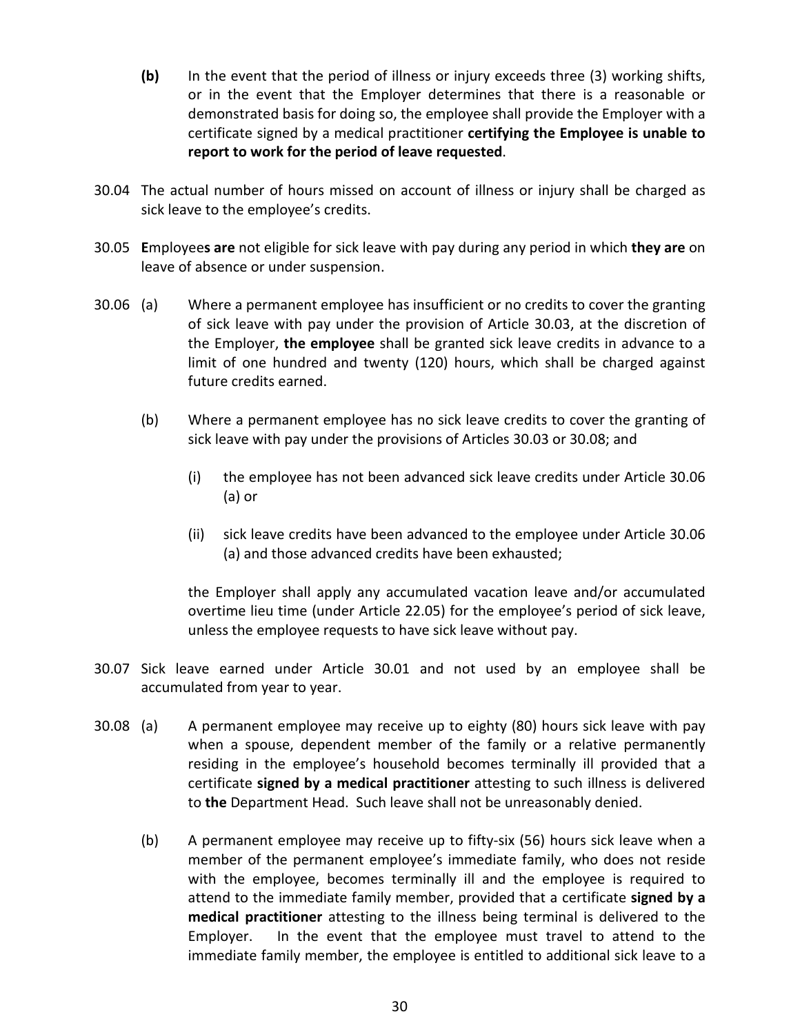**(b)** In the event that the period of illness or injury exceeds three (3) working shifts, or in the event that the Employer determines that there is a reasonable or demonstrated basis for doing so, the employee shall provide the Employer with a certificate signed by a medical practitioner **certifying the Employee is unable to report to work for the period of leave requested**.

30.04 The actual number of hours missed on account of illness or injury shall be charged as sick leave to the employee's credits.

30.05 **E**mployee**s are** not eligible for sick leave with pay during any period in which **they are** on leave of absence or under suspension.

30.06 (a) Where a permanent employee has insufficient or no credits to cover the granting of sick leave with pay under the provision of Article 30.03, at the discretion of the Employer, **the employee** shall be granted sick leave credits in advance to a limit of one hundred and twenty (120) hours, which shall be charged against future credits earned.

(b) Where a permanent employee has no sick leave credits to cover the granting of sick leave with pay under the provisions of Articles 30.03 or 30.08; and

(i) the employee has not been advanced sick leave credits under Article 30.06 (a) or

(ii) sick leave credits have been advanced to the employee under Article 30.06 (a) and those advanced credits have been exhausted;

the Employer shall apply any accumulated vacation leave and/or accumulated overtime lieu time (under Article 22.05) for the employee's period of sick leave, unless the employee requests to have sick leave without pay.

30.07 Sick leave earned under Article 30.01 and not used by an employee shall be accumulated from year to year.

30.08 (a) A permanent employee may receive up to eighty (80) hours sick leave with pay when a spouse, dependent member of the family or a relative permanently residing in the employee's household becomes terminally ill provided that a certificate **signed by a medical practitioner** attesting to such illness is delivered to **the** Department Head. Such leave shall not be unreasonably denied.

(b) A permanent employee may receive up to fifty-six (56) hours sick leave when a member of the permanent employee's immediate family, who does not reside with the employee, becomes terminally ill and the employee is required to attend to the immediate family member, provided that a certificate **signed by a medical practitioner** attesting to the illness being terminal is delivered to the Employer. In the event that the employee must travel to attend to the immediate family member, the employee is entitled to additional sick leave to a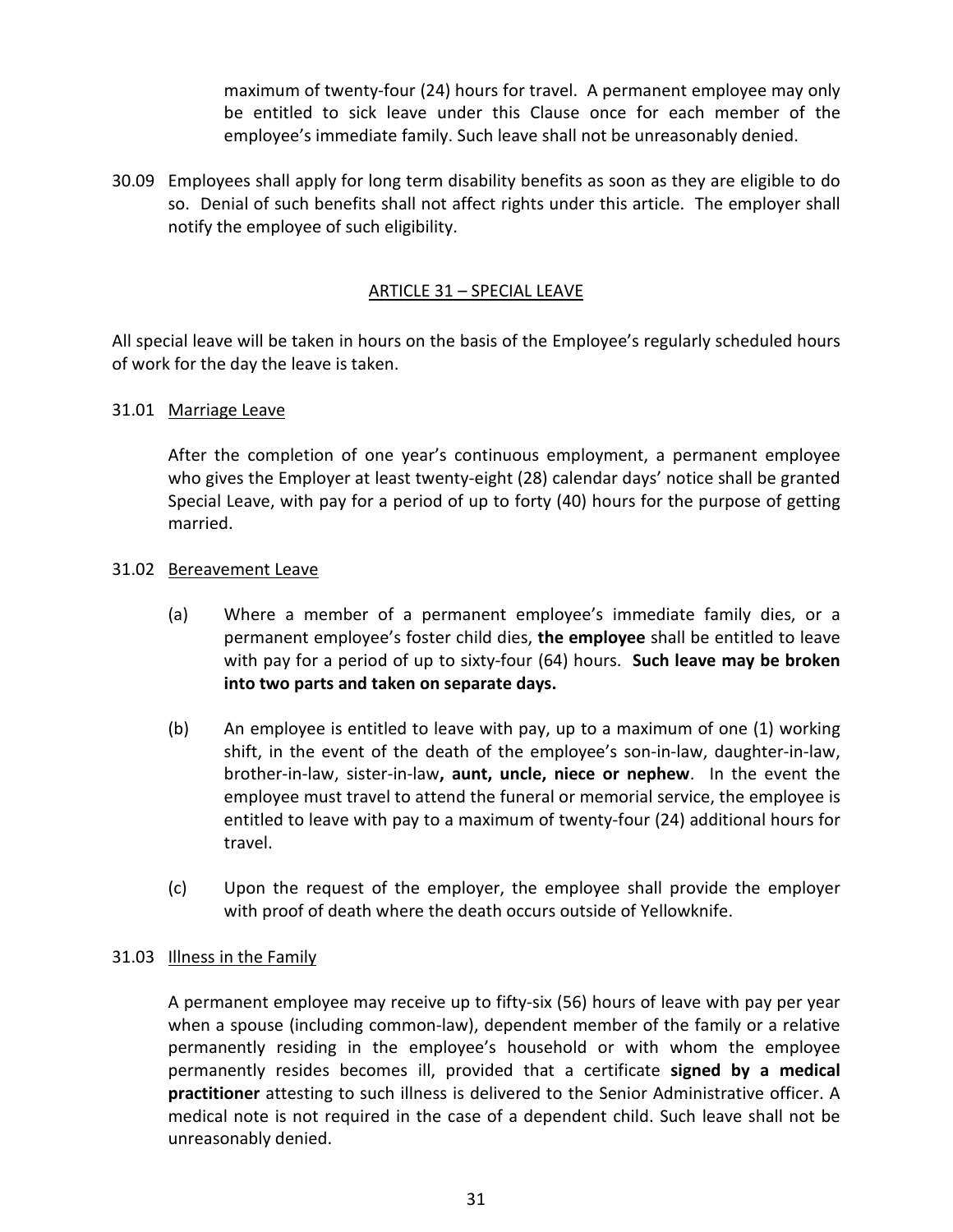maximum of twenty-four (24) hours for travel. A permanent employee may only be entitled to sick leave under this Clause once for each member of the employee's immediate family. Such leave shall not be unreasonably denied.

30.09 Employees shall apply for long term disability benefits as soon as they are eligible to do so. Denial of such benefits shall not affect rights under this article. The employer shall notify the employee of such eligibility.

## ARTICLE 31 – SPECIAL LEAVE

All special leave will be taken in hours on the basis of the Employee's regularly scheduled hours of work for the day the leave is taken.

### 31.01 Marriage Leave

After the completion of one year's continuous employment, a permanent employee who gives the Employer at least twenty-eight (28) calendar days' notice shall be granted Special Leave, with pay for a period of up to forty (40) hours for the purpose of getting married.

### 31.02 Bereavement Leave

(a) Where a member of a permanent employee's immediate family dies, or a permanent employee's foster child dies, **the employee** shall be entitled to leave with pay for a period of up to sixty-four (64) hours. **Such leave may be broken into two parts and taken on separate days.**

(b) An employee is entitled to leave with pay, up to a maximum of one (1) working shift, in the event of the death of the employee's son-in-law, daughter-in-law, brother-in-law, sister-in-law**, aunt, uncle, niece or nephew**. In the event the employee must travel to attend the funeral or memorial service, the employee is entitled to leave with pay to a maximum of twenty-four (24) additional hours for travel.

(c) Upon the request of the employer, the employee shall provide the employer with proof of death where the death occurs outside of Yellowknife.

### 31.03 Illness in the Family

A permanent employee may receive up to fifty-six (56) hours of leave with pay per year when a spouse (including common-law), dependent member of the family or a relative permanently residing in the employee's household or with whom the employee permanently resides becomes ill, provided that a certificate **signed by a medical practitioner** attesting to such illness is delivered to the Senior Administrative officer. A medical note is not required in the case of a dependent child. Such leave shall not be unreasonably denied.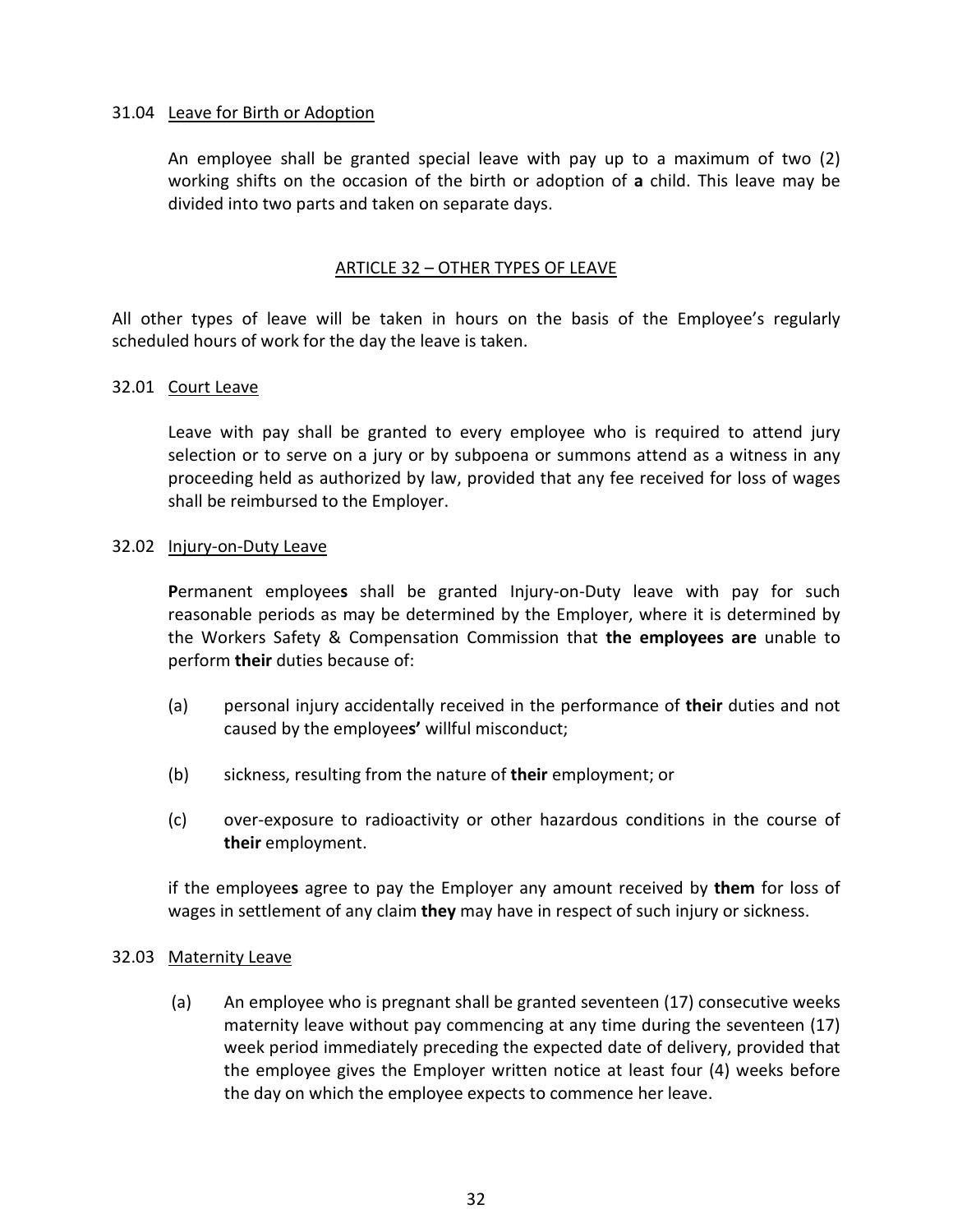31.04 <u>Leave for Birth or Adoption</u>

An employee shall be granted special leave with pay up to a maximum of two (2) working shifts on the occasion of the birth or adoption of **a** child. This leave may be divided into two parts and taken on separate days.

## ARTICLE 32 – OTHER TYPES OF LEAVE

All other types of leave will be taken in hours on the basis of the Employee's regularly scheduled hours of work for the day the leave is taken.

32.01 <u>Court Leave</u>

Leave with pay shall be granted to every employee who is required to attend jury selection or to serve on a jury or by subpoena or summons attend as a witness in any proceeding held as authorized by law, provided that any fee received for loss of wages shall be reimbursed to the Employer.

32.02 <u>Injury-on-Duty Leave</u>

**P**ermanent employee**s** shall be granted Injury-on-Duty leave with pay for such reasonable periods as may be determined by the Employer, where it is determined by the Workers Safety & Compensation Commission that **the employees are** unable to perform **their** duties because of:

(a) personal injury accidentally received in the performance of **their** duties and not caused by the employee**s'** willful misconduct;

(b) sickness, resulting from the nature of **their** employment; or

(c) over-exposure to radioactivity or other hazardous conditions in the course of **their** employment.

if the employee**s** agree to pay the Employer any amount received by **them** for loss of wages in settlement of any claim **they** may have in respect of such injury or sickness.

32.03 <u>Maternity Leave</u>

(a) An employee who is pregnant shall be granted seventeen (17) consecutive weeks maternity leave without pay commencing at any time during the seventeen (17) week period immediately preceding the expected date of delivery, provided that the employee gives the Employer written notice at least four (4) weeks before the day on which the employee expects to commence her leave.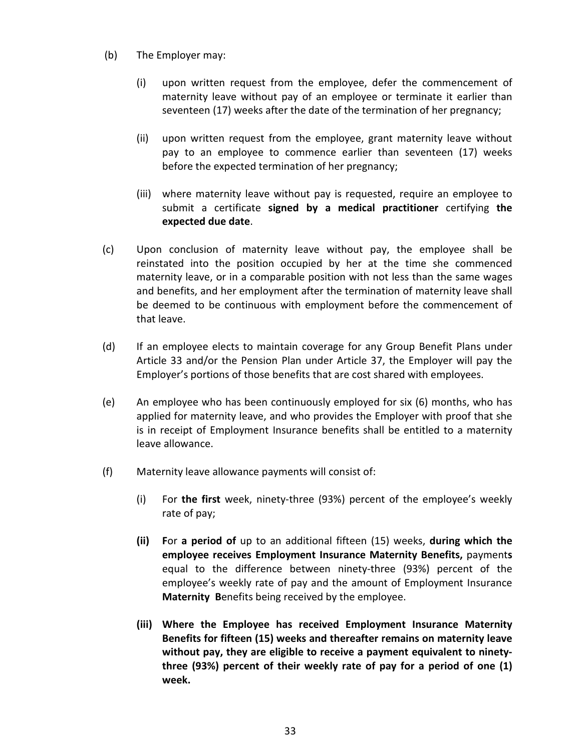(b) The Employer may:

   (i) upon written request from the employee, defer the commencement of maternity leave without pay of an employee or terminate it earlier than seventeen (17) weeks after the date of the termination of her pregnancy;

   (ii) upon written request from the employee, grant maternity leave without pay to an employee to commence earlier than seventeen (17) weeks before the expected termination of her pregnancy;

   (iii) where maternity leave without pay is requested, require an employee to submit a certificate **signed by a medical practitioner** certifying **the expected due date**.

(c) Upon conclusion of maternity leave without pay, the employee shall be reinstated into the position occupied by her at the time she commenced maternity leave, or in a comparable position with not less than the same wages and benefits, and her employment after the termination of maternity leave shall be deemed to be continuous with employment before the commencement of that leave.

(d) If an employee elects to maintain coverage for any Group Benefit Plans under Article 33 and/or the Pension Plan under Article 37, the Employer will pay the Employer's portions of those benefits that are cost shared with employees.

(e) An employee who has been continuously employed for six (6) months, who has applied for maternity leave, and who provides the Employer with proof that she is in receipt of Employment Insurance benefits shall be entitled to a maternity leave allowance.

(f) Maternity leave allowance payments will consist of:

   (i) For **the first** week, ninety-three (93%) percent of the employee's weekly rate of pay;

   **(ii) F**or **a period of** up to an additional fifteen (15) weeks, **during which the employee receives Employment Insurance Maternity Benefits,** payment**s** equal to the difference between ninety-three (93%) percent of the employee's weekly rate of pay and the amount of Employment Insurance **Maternity B**enefits being received by the employee.

   **(iii) Where the Employee has received Employment Insurance Maternity Benefits for fifteen (15) weeks and thereafter remains on maternity leave without pay, they are eligible to receive a payment equivalent to ninety-three (93%) percent of their weekly rate of pay for a period of one (1) week.**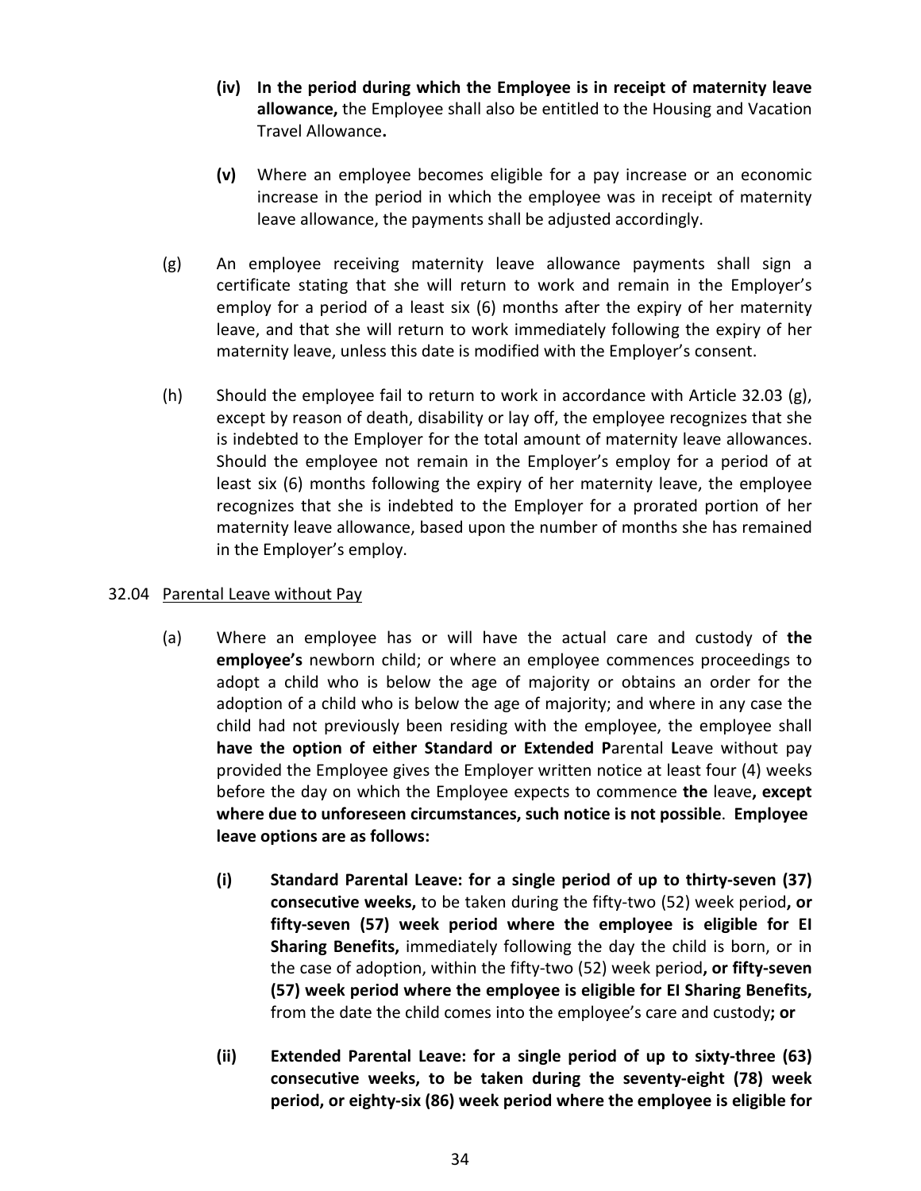(iv) **In the period during which the Employee is in receipt of maternity leave allowance,** the Employee shall also be entitled to the Housing and Vacation Travel Allowance**.**

**(v)** Where an employee becomes eligible for a pay increase or an economic increase in the period in which the employee was in receipt of maternity leave allowance, the payments shall be adjusted accordingly.

(g) An employee receiving maternity leave allowance payments shall sign a certificate stating that she will return to work and remain in the Employer's employ for a period of a least six (6) months after the expiry of her maternity leave, and that she will return to work immediately following the expiry of her maternity leave, unless this date is modified with the Employer's consent.

(h) Should the employee fail to return to work in accordance with Article 32.03 (g), except by reason of death, disability or lay off, the employee recognizes that she is indebted to the Employer for the total amount of maternity leave allowances. Should the employee not remain in the Employer's employ for a period of at least six (6) months following the expiry of her maternity leave, the employee recognizes that she is indebted to the Employer for a prorated portion of her maternity leave allowance, based upon the number of months she has remained in the Employer's employ.

32.04 Parental Leave without Pay

(a) Where an employee has or will have the actual care and custody of **the employee's** newborn child; or where an employee commences proceedings to adopt a child who is below the age of majority or obtains an order for the adoption of a child who is below the age of majority; and where in any case the child had not previously been residing with the employee, the employee shall **have the option of either Standard or Extended P**arental **L**eave without pay provided the Employee gives the Employer written notice at least four (4) weeks before the day on which the Employee expects to commence **the** leave**, except where due to unforeseen circumstances, such notice is not possible**. **Employee leave options are as follows:**

**(i) Standard Parental Leave: for a single period of up to thirty-seven (37) consecutive weeks,** to be taken during the fifty-two (52) week period**, or fifty-seven (57) week period where the employee is eligible for EI Sharing Benefits,** immediately following the day the child is born, or in the case of adoption, within the fifty-two (52) week period**, or fifty-seven (57) week period where the employee is eligible for EI Sharing Benefits,** from the date the child comes into the employee's care and custody**; or**

**(ii) Extended Parental Leave: for a single period of up to sixty-three (63) consecutive weeks, to be taken during the seventy-eight (78) week period, or eighty-six (86) week period where the employee is eligible for**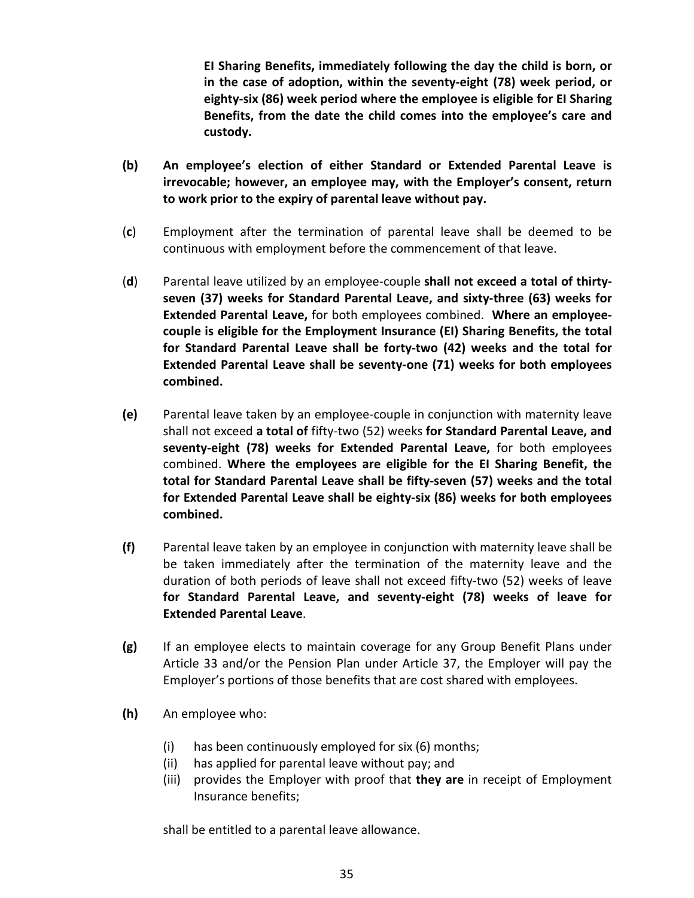**EI Sharing Benefits, immediately following the day the child is born, or in the case of adoption, within the seventy-eight (78) week period, or eighty-six (86) week period where the employee is eligible for EI Sharing Benefits, from the date the child comes into the employee's care and custody.**

**(b)** **An employee's election of either Standard or Extended Parental Leave is irrevocable; however, an employee may, with the Employer's consent, return to work prior to the expiry of parental leave without pay.**

(**c**) Employment after the termination of parental leave shall be deemed to be continuous with employment before the commencement of that leave.

(**d**) Parental leave utilized by an employee-couple **shall not exceed a total of thirty-seven (37) weeks for Standard Parental Leave, and sixty-three (63) weeks for Extended Parental Leave,** for both employees combined. **Where an employee-couple is eligible for the Employment Insurance (EI) Sharing Benefits, the total for Standard Parental Leave shall be forty-two (42) weeks and the total for Extended Parental Leave shall be seventy-one (71) weeks for both employees combined.**

**(e)** Parental leave taken by an employee-couple in conjunction with maternity leave shall not exceed **a total of** fifty-two (52) weeks **for Standard Parental Leave, and seventy-eight (78) weeks for Extended Parental Leave,** for both employees combined. **Where the employees are eligible for the EI Sharing Benefit, the total for Standard Parental Leave shall be fifty-seven (57) weeks and the total for Extended Parental Leave shall be eighty-six (86) weeks for both employees combined.**

**(f)** Parental leave taken by an employee in conjunction with maternity leave shall be be taken immediately after the termination of the maternity leave and the duration of both periods of leave shall not exceed fifty-two (52) weeks of leave **for Standard Parental Leave, and seventy-eight (78) weeks of leave for Extended Parental Leave**.

**(g)** If an employee elects to maintain coverage for any Group Benefit Plans under Article 33 and/or the Pension Plan under Article 37, the Employer will pay the Employer's portions of those benefits that are cost shared with employees.

**(h)** An employee who:

(i) has been continuously employed for six (6) months;
(ii) has applied for parental leave without pay; and
(iii) provides the Employer with proof that **they are** in receipt of Employment Insurance benefits;

shall be entitled to a parental leave allowance.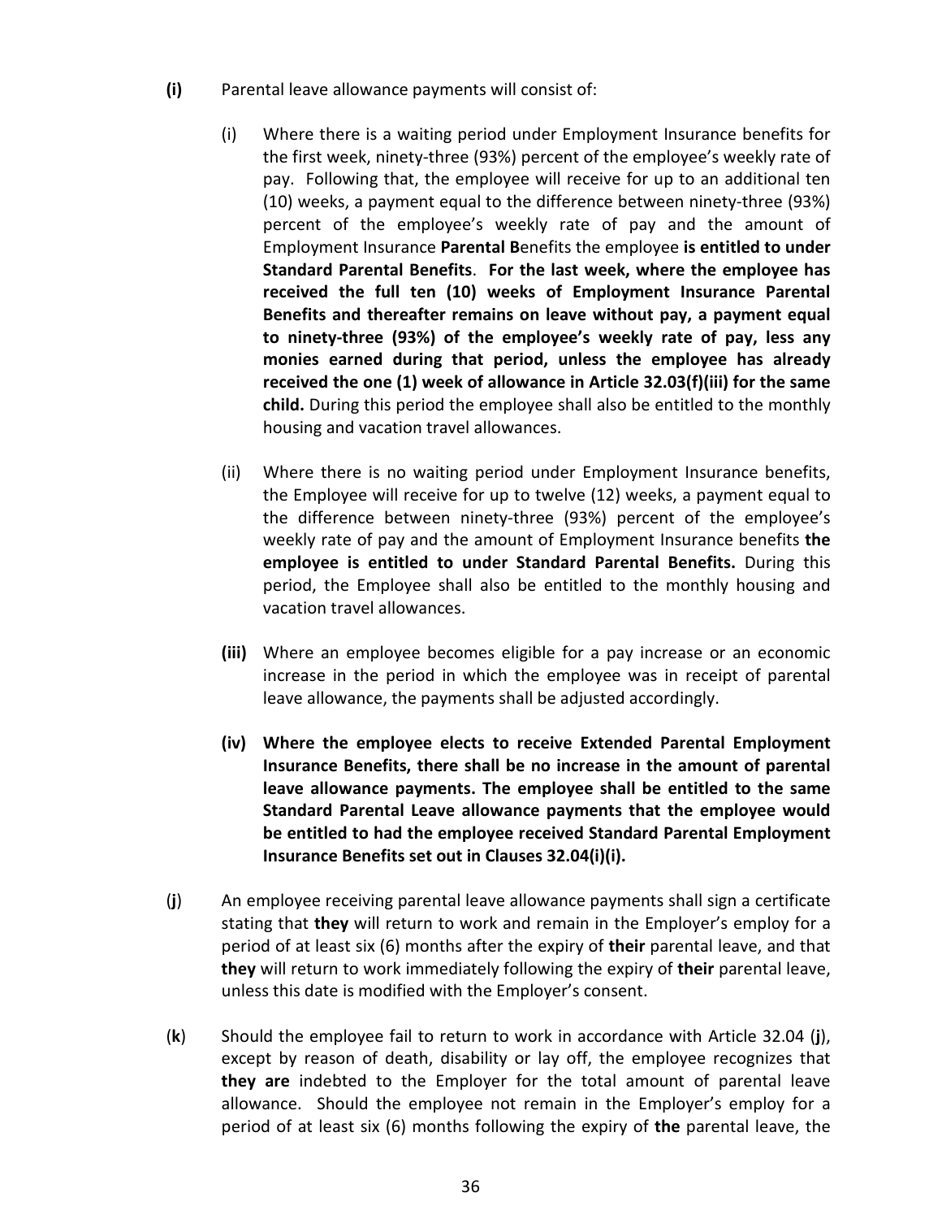**(i)** Parental leave allowance payments will consist of:

(i) Where there is a waiting period under Employment Insurance benefits for the first week, ninety-three (93%) percent of the employee's weekly rate of pay. Following that, the employee will receive for up to an additional ten (10) weeks, a payment equal to the difference between ninety-three (93%) percent of the employee's weekly rate of pay and the amount of Employment Insurance **Parental B**enefits the employee **is entitled to under Standard Parental Benefits**. **For the last week, where the employee has received the full ten (10) weeks of Employment Insurance Parental Benefits and thereafter remains on leave without pay, a payment equal to ninety-three (93%) of the employee's weekly rate of pay, less any monies earned during that period, unless the employee has already received the one (1) week of allowance in Article 32.03(f)(iii) for the same child.** During this period the employee shall also be entitled to the monthly housing and vacation travel allowances.

(ii) Where there is no waiting period under Employment Insurance benefits, the Employee will receive for up to twelve (12) weeks, a payment equal to the difference between ninety-three (93%) percent of the employee's weekly rate of pay and the amount of Employment Insurance benefits **the employee is entitled to under Standard Parental Benefits.** During this period, the Employee shall also be entitled to the monthly housing and vacation travel allowances.

**(iii)** Where an employee becomes eligible for a pay increase or an economic increase in the period in which the employee was in receipt of parental leave allowance, the payments shall be adjusted accordingly.

**(iv) Where the employee elects to receive Extended Parental Employment Insurance Benefits, there shall be no increase in the amount of parental leave allowance payments. The employee shall be entitled to the same Standard Parental Leave allowance payments that the employee would be entitled to had the employee received Standard Parental Employment Insurance Benefits set out in Clauses 32.04(i)(i).**

(**j**) An employee receiving parental leave allowance payments shall sign a certificate stating that **they** will return to work and remain in the Employer's employ for a period of at least six (6) months after the expiry of **their** parental leave, and that **they** will return to work immediately following the expiry of **their** parental leave, unless this date is modified with the Employer's consent.

(**k**) Should the employee fail to return to work in accordance with Article 32.04 (**j**), except by reason of death, disability or lay off, the employee recognizes that **they are** indebted to the Employer for the total amount of parental leave allowance. Should the employee not remain in the Employer's employ for a period of at least six (6) months following the expiry of **the** parental leave, the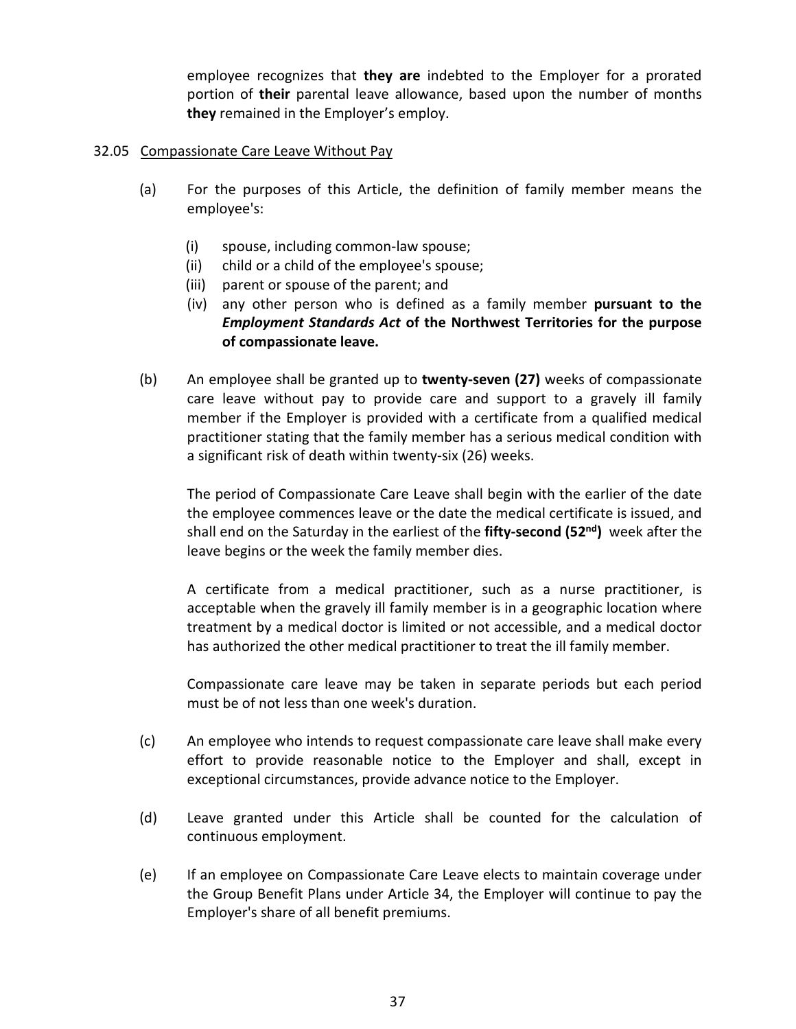employee recognizes that **they are** indebted to the Employer for a prorated portion of **their** parental leave allowance, based upon the number of months **they** remained in the Employer's employ.

32.05 Compassionate Care Leave Without Pay

(a) For the purposes of this Article, the definition of family member means the employee's:

(i) spouse, including common-law spouse;
(ii) child or a child of the employee's spouse;
(iii) parent or spouse of the parent; and
(iv) any other person who is defined as a family member **pursuant to the *Employment Standards Act* of the Northwest Territories for the purpose of compassionate leave.**

(b) An employee shall be granted up to **twenty-seven (27)** weeks of compassionate care leave without pay to provide care and support to a gravely ill family member if the Employer is provided with a certificate from a qualified medical practitioner stating that the family member has a serious medical condition with a significant risk of death within twenty-six (26) weeks.

The period of Compassionate Care Leave shall begin with the earlier of the date the employee commences leave or the date the medical certificate is issued, and shall end on the Saturday in the earliest of the **fifty-second (52nd)** week after the leave begins or the week the family member dies.

A certificate from a medical practitioner, such as a nurse practitioner, is acceptable when the gravely ill family member is in a geographic location where treatment by a medical doctor is limited or not accessible, and a medical doctor has authorized the other medical practitioner to treat the ill family member.

Compassionate care leave may be taken in separate periods but each period must be of not less than one week's duration.

(c) An employee who intends to request compassionate care leave shall make every effort to provide reasonable notice to the Employer and shall, except in exceptional circumstances, provide advance notice to the Employer.

(d) Leave granted under this Article shall be counted for the calculation of continuous employment.

(e) If an employee on Compassionate Care Leave elects to maintain coverage under the Group Benefit Plans under Article 34, the Employer will continue to pay the Employer's share of all benefit premiums.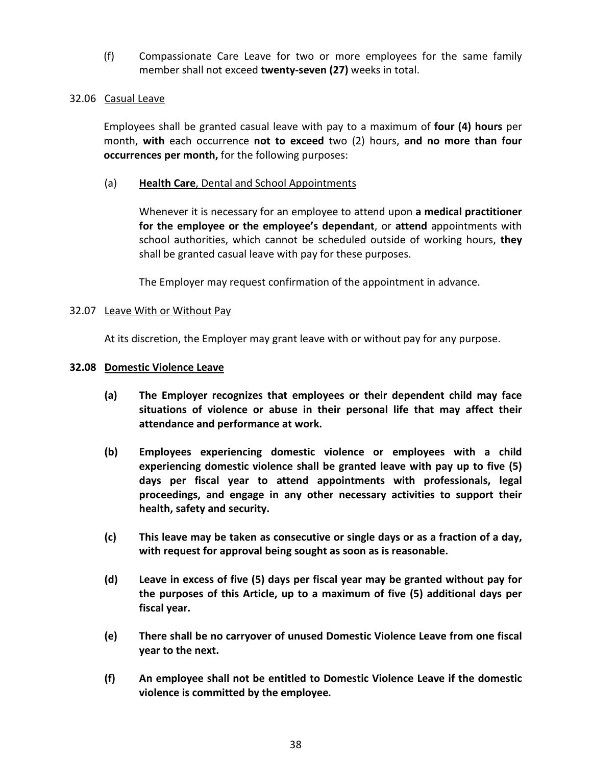(f) Compassionate Care Leave for two or more employees for the same family member shall not exceed **twenty-seven (27)** weeks in total.

32.06 Casual Leave

Employees shall be granted casual leave with pay to a maximum of **four (4) hours** per month, **with** each occurrence **not to exceed** two (2) hours, **and no more than four occurrences per month,** for the following purposes:

(a) **Health Care**, Dental and School Appointments

Whenever it is necessary for an employee to attend upon **a medical practitioner for the employee or the employee's dependant**, or **attend** appointments with school authorities, which cannot be scheduled outside of working hours, **they** shall be granted casual leave with pay for these purposes.

The Employer may request confirmation of the appointment in advance.

32.07 Leave With or Without Pay

At its discretion, the Employer may grant leave with or without pay for any purpose.

**32.08 Domestic Violence Leave**

**(a) The Employer recognizes that employees or their dependent child may face situations of violence or abuse in their personal life that may affect their attendance and performance at work.**

**(b) Employees experiencing domestic violence or employees with a child experiencing domestic violence shall be granted leave with pay up to five (5) days per fiscal year to attend appointments with professionals, legal proceedings, and engage in any other necessary activities to support their health, safety and security.**

**(c) This leave may be taken as consecutive or single days or as a fraction of a day, with request for approval being sought as soon as is reasonable.**

**(d) Leave in excess of five (5) days per fiscal year may be granted without pay for the purposes of this Article, up to a maximum of five (5) additional days per fiscal year.**

**(e) There shall be no carryover of unused Domestic Violence Leave from one fiscal year to the next.**

**(f) An employee shall not be entitled to Domestic Violence Leave if the domestic violence is committed by the employee.**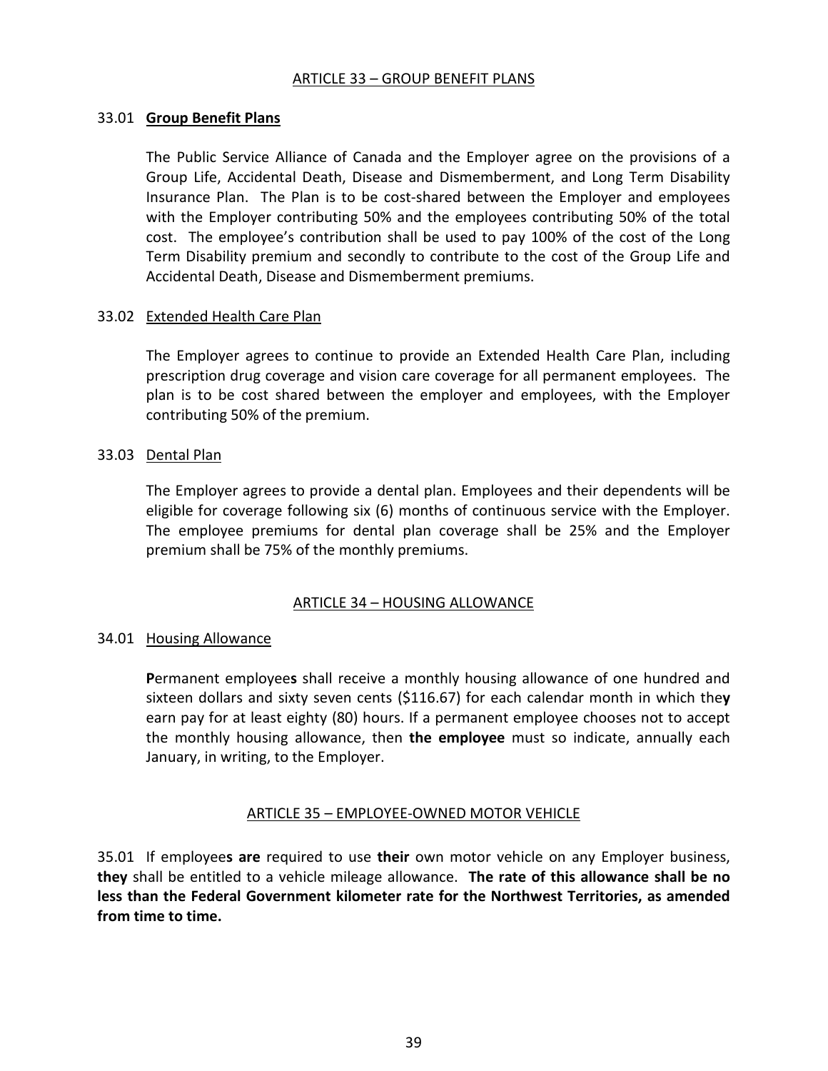## ARTICLE 33 – GROUP BENEFIT PLANS

33.01 **Group Benefit Plans**

The Public Service Alliance of Canada and the Employer agree on the provisions of a Group Life, Accidental Death, Disease and Dismemberment, and Long Term Disability Insurance Plan. The Plan is to be cost-shared between the Employer and employees with the Employer contributing 50% and the employees contributing 50% of the total cost. The employee's contribution shall be used to pay 100% of the cost of the Long Term Disability premium and secondly to contribute to the cost of the Group Life and Accidental Death, Disease and Dismemberment premiums.

33.02 Extended Health Care Plan

The Employer agrees to continue to provide an Extended Health Care Plan, including prescription drug coverage and vision care coverage for all permanent employees. The plan is to be cost shared between the employer and employees, with the Employer contributing 50% of the premium.

33.03 Dental Plan

The Employer agrees to provide a dental plan. Employees and their dependents will be eligible for coverage following six (6) months of continuous service with the Employer. The employee premiums for dental plan coverage shall be 25% and the Employer premium shall be 75% of the monthly premiums.

## ARTICLE 34 – HOUSING ALLOWANCE

34.01 Housing Allowance

**P**ermanent employee**s** shall receive a monthly housing allowance of one hundred and sixteen dollars and sixty seven cents ($116.67) for each calendar month in which the**y** earn pay for at least eighty (80) hours. If a permanent employee chooses not to accept the monthly housing allowance, then **the employee** must so indicate, annually each January, in writing, to the Employer.

## ARTICLE 35 – EMPLOYEE-OWNED MOTOR VEHICLE

35.01 If employee**s are** required to use **their** own motor vehicle on any Employer business, **they** shall be entitled to a vehicle mileage allowance. **The rate of this allowance shall be no less than the Federal Government kilometer rate for the Northwest Territories, as amended from time to time.**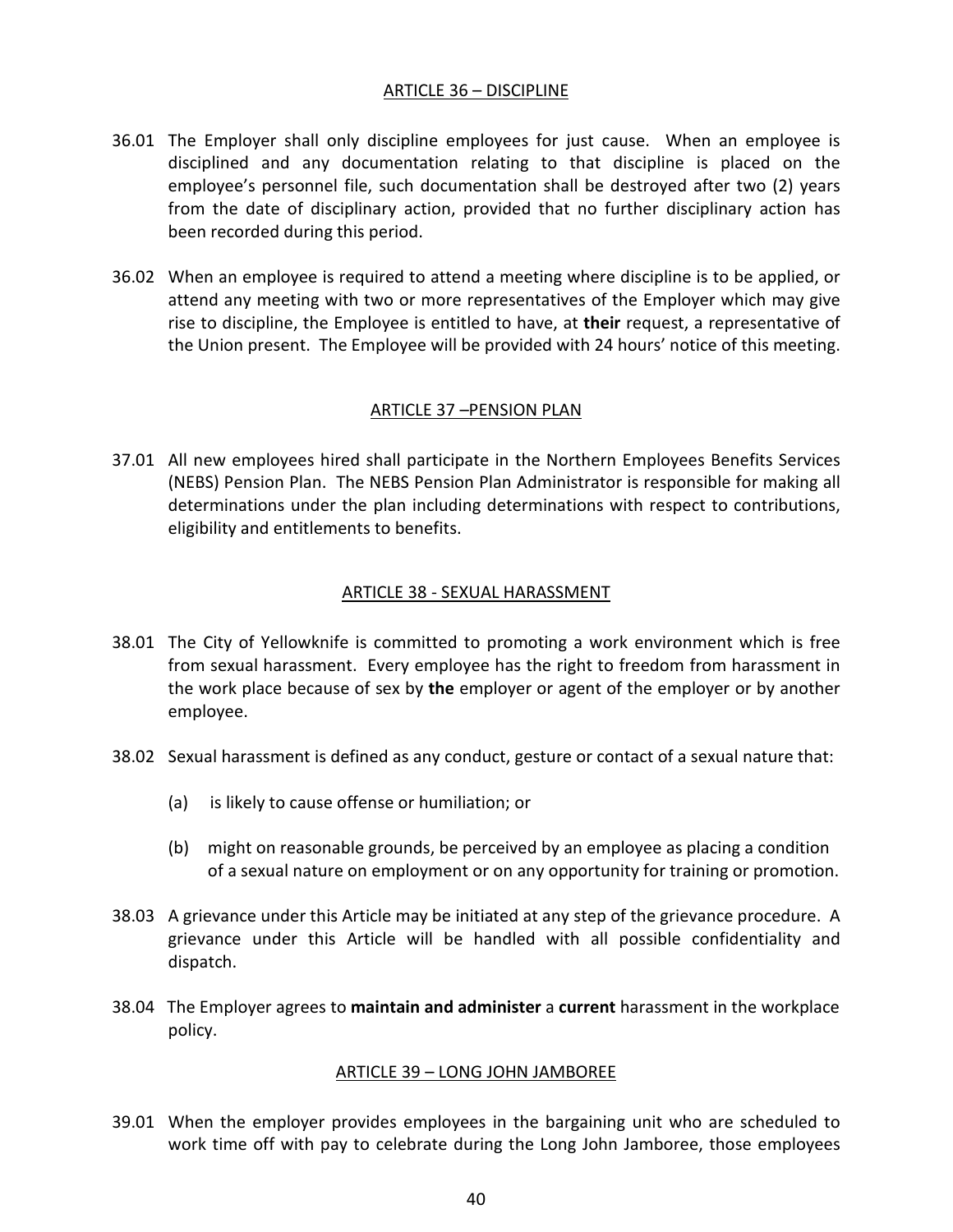## ARTICLE 36 – DISCIPLINE

36.01 The Employer shall only discipline employees for just cause. When an employee is disciplined and any documentation relating to that discipline is placed on the employee's personnel file, such documentation shall be destroyed after two (2) years from the date of disciplinary action, provided that no further disciplinary action has been recorded during this period.

36.02 When an employee is required to attend a meeting where discipline is to be applied, or attend any meeting with two or more representatives of the Employer which may give rise to discipline, the Employee is entitled to have, at **their** request, a representative of the Union present. The Employee will be provided with 24 hours' notice of this meeting.

## ARTICLE 37 –PENSION PLAN

37.01 All new employees hired shall participate in the Northern Employees Benefits Services (NEBS) Pension Plan. The NEBS Pension Plan Administrator is responsible for making all determinations under the plan including determinations with respect to contributions, eligibility and entitlements to benefits.

## ARTICLE 38 - SEXUAL HARASSMENT

38.01 The City of Yellowknife is committed to promoting a work environment which is free from sexual harassment. Every employee has the right to freedom from harassment in the work place because of sex by **the** employer or agent of the employer or by another employee.

38.02 Sexual harassment is defined as any conduct, gesture or contact of a sexual nature that:

(a) is likely to cause offense or humiliation; or

(b) might on reasonable grounds, be perceived by an employee as placing a condition of a sexual nature on employment or on any opportunity for training or promotion.

38.03 A grievance under this Article may be initiated at any step of the grievance procedure. A grievance under this Article will be handled with all possible confidentiality and dispatch.

38.04 The Employer agrees to **maintain and administer** a **current** harassment in the workplace policy.

## ARTICLE 39 – LONG JOHN JAMBOREE

39.01 When the employer provides employees in the bargaining unit who are scheduled to work time off with pay to celebrate during the Long John Jamboree, those employees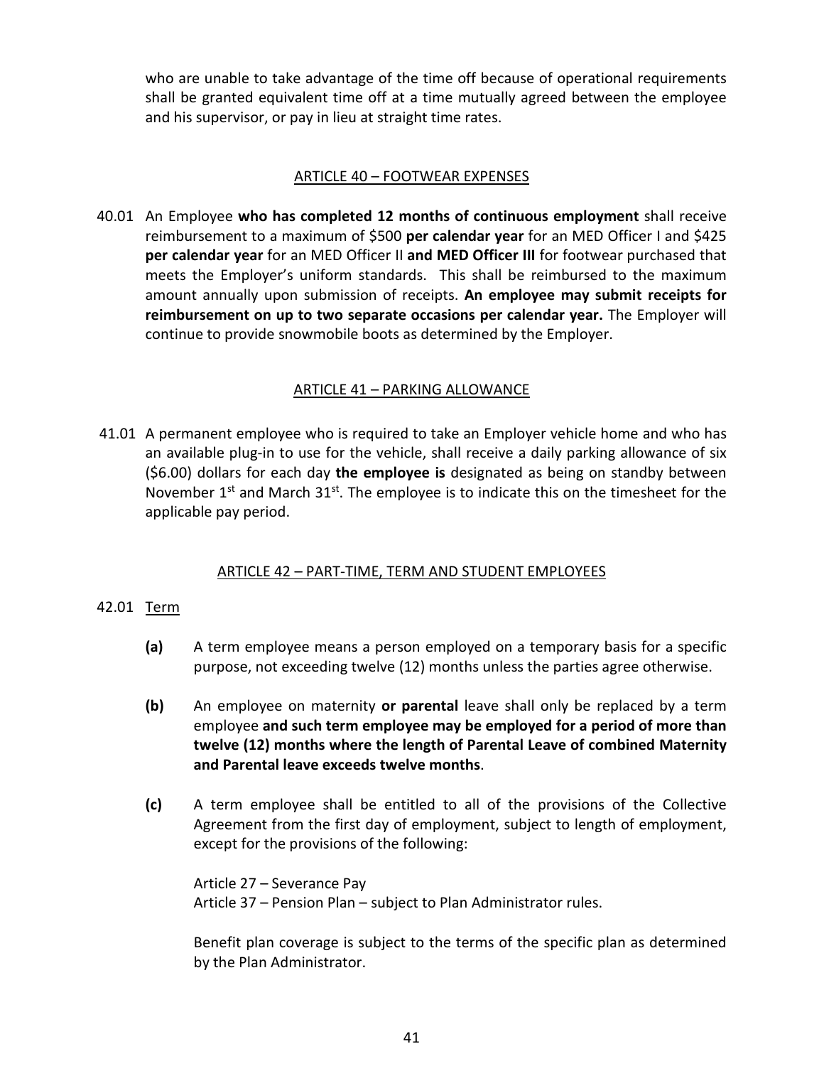who are unable to take advantage of the time off because of operational requirements shall be granted equivalent time off at a time mutually agreed between the employee and his supervisor, or pay in lieu at straight time rates.

## ARTICLE 40 – FOOTWEAR EXPENSES

40.01 An Employee **who has completed 12 months of continuous employment** shall receive reimbursement to a maximum of $500 **per calendar year** for an MED Officer I and $425 **per calendar year** for an MED Officer II **and MED Officer III** for footwear purchased that meets the Employer's uniform standards. This shall be reimbursed to the maximum amount annually upon submission of receipts. **An employee may submit receipts for reimbursement on up to two separate occasions per calendar year.** The Employer will continue to provide snowmobile boots as determined by the Employer.

## ARTICLE 41 – PARKING ALLOWANCE

41.01 A permanent employee who is required to take an Employer vehicle home and who has an available plug-in to use for the vehicle, shall receive a daily parking allowance of six ($6.00) dollars for each day **the employee is** designated as being on standby between November 1st and March 31st. The employee is to indicate this on the timesheet for the applicable pay period.

## ARTICLE 42 – PART-TIME, TERM AND STUDENT EMPLOYEES

42.01 Term

**(a)** A term employee means a person employed on a temporary basis for a specific purpose, not exceeding twelve (12) months unless the parties agree otherwise.

**(b)** An employee on maternity **or parental** leave shall only be replaced by a term employee **and such term employee may be employed for a period of more than twelve (12) months where the length of Parental Leave of combined Maternity and Parental leave exceeds twelve months**.

**(c)** A term employee shall be entitled to all of the provisions of the Collective Agreement from the first day of employment, subject to length of employment, except for the provisions of the following:

Article 27 – Severance Pay
Article 37 – Pension Plan – subject to Plan Administrator rules.

Benefit plan coverage is subject to the terms of the specific plan as determined by the Plan Administrator.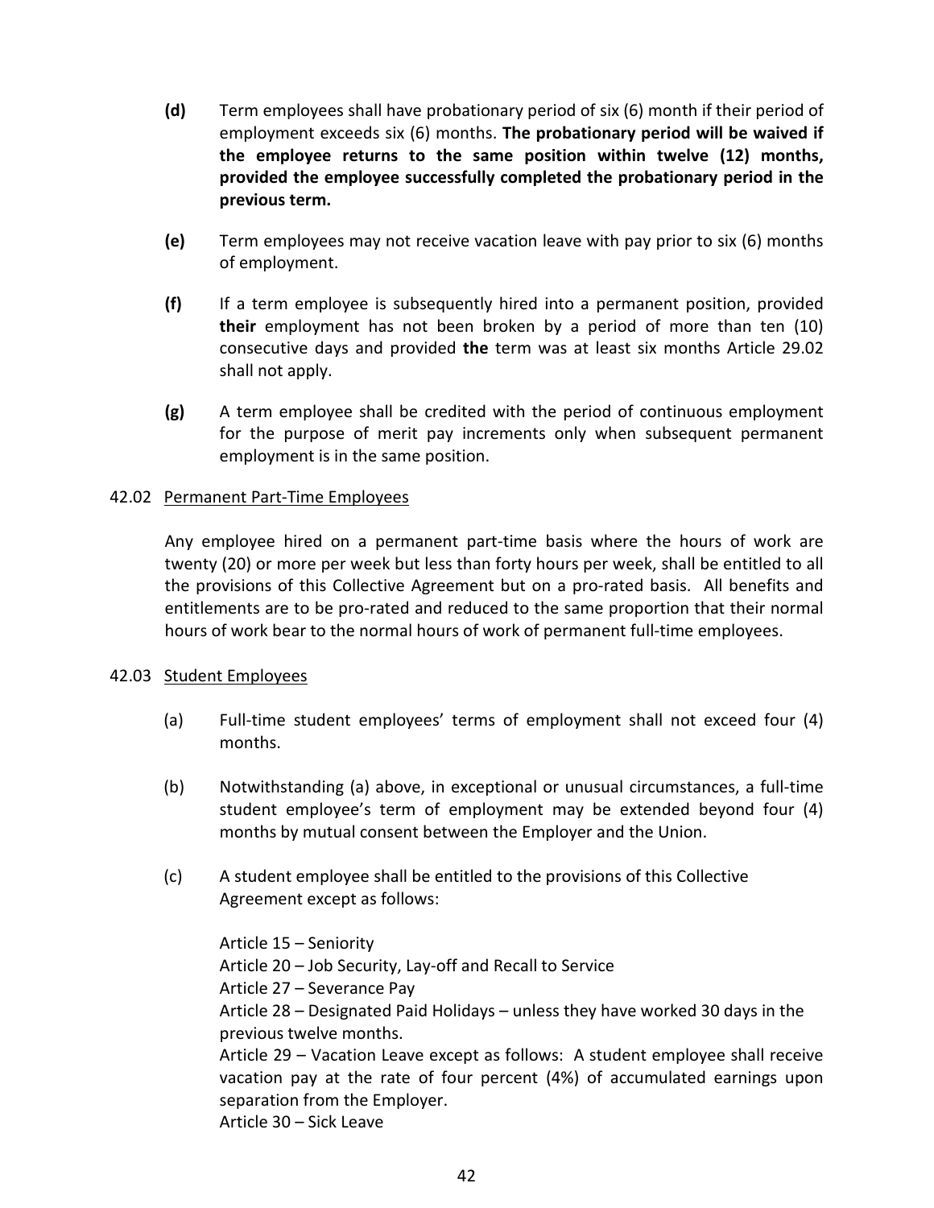**(d)** Term employees shall have probationary period of six (6) month if their period of employment exceeds six (6) months. **The probationary period will be waived if the employee returns to the same position within twelve (12) months, provided the employee successfully completed the probationary period in the previous term.**

**(e)** Term employees may not receive vacation leave with pay prior to six (6) months of employment.

**(f)** If a term employee is subsequently hired into a permanent position, provided **their** employment has not been broken by a period of more than ten (10) consecutive days and provided **the** term was at least six months Article 29.02 shall not apply.

**(g)** A term employee shall be credited with the period of continuous employment for the purpose of merit pay increments only when subsequent permanent employment is in the same position.

42.02 Permanent Part-Time Employees

Any employee hired on a permanent part-time basis where the hours of work are twenty (20) or more per week but less than forty hours per week, shall be entitled to all the provisions of this Collective Agreement but on a pro-rated basis. All benefits and entitlements are to be pro-rated and reduced to the same proportion that their normal hours of work bear to the normal hours of work of permanent full-time employees.

42.03 Student Employees

(a) Full-time student employees' terms of employment shall not exceed four (4) months.

(b) Notwithstanding (a) above, in exceptional or unusual circumstances, a full-time student employee's term of employment may be extended beyond four (4) months by mutual consent between the Employer and the Union.

(c) A student employee shall be entitled to the provisions of this Collective Agreement except as follows:

Article 15 – Seniority
Article 20 – Job Security, Lay-off and Recall to Service
Article 27 – Severance Pay
Article 28 – Designated Paid Holidays – unless they have worked 30 days in the previous twelve months.
Article 29 – Vacation Leave except as follows: A student employee shall receive vacation pay at the rate of four percent (4%) of accumulated earnings upon separation from the Employer.
Article 30 – Sick Leave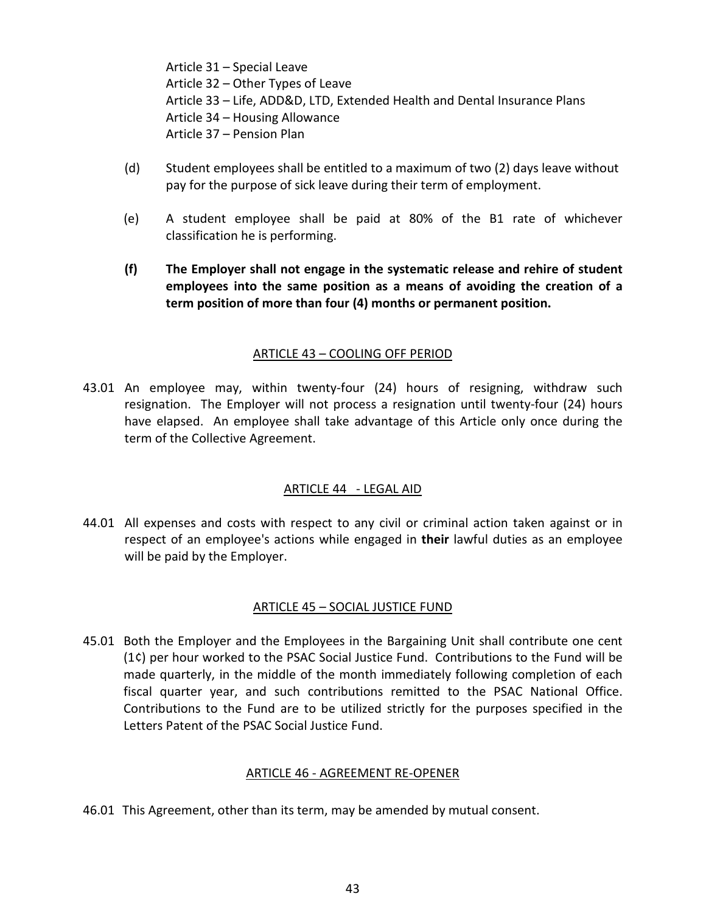Article 31 – Special Leave
Article 32 – Other Types of Leave
Article 33 – Life, ADD&D, LTD, Extended Health and Dental Insurance Plans
Article 34 – Housing Allowance
Article 37 – Pension Plan

(d) Student employees shall be entitled to a maximum of two (2) days leave without pay for the purpose of sick leave during their term of employment.

(e) A student employee shall be paid at 80% of the B1 rate of whichever classification he is performing.

**(f) The Employer shall not engage in the systematic release and rehire of student employees into the same position as a means of avoiding the creation of a term position of more than four (4) months or permanent position.**

## ARTICLE 43 – COOLING OFF PERIOD

43.01 An employee may, within twenty-four (24) hours of resigning, withdraw such resignation. The Employer will not process a resignation until twenty-four (24) hours have elapsed. An employee shall take advantage of this Article only once during the term of the Collective Agreement.

## ARTICLE 44 - LEGAL AID

44.01 All expenses and costs with respect to any civil or criminal action taken against or in respect of an employee's actions while engaged in **their** lawful duties as an employee will be paid by the Employer.

## ARTICLE 45 – SOCIAL JUSTICE FUND

45.01 Both the Employer and the Employees in the Bargaining Unit shall contribute one cent (1¢) per hour worked to the PSAC Social Justice Fund. Contributions to the Fund will be made quarterly, in the middle of the month immediately following completion of each fiscal quarter year, and such contributions remitted to the PSAC National Office. Contributions to the Fund are to be utilized strictly for the purposes specified in the Letters Patent of the PSAC Social Justice Fund.

## ARTICLE 46 - AGREEMENT RE-OPENER

46.01 This Agreement, other than its term, may be amended by mutual consent.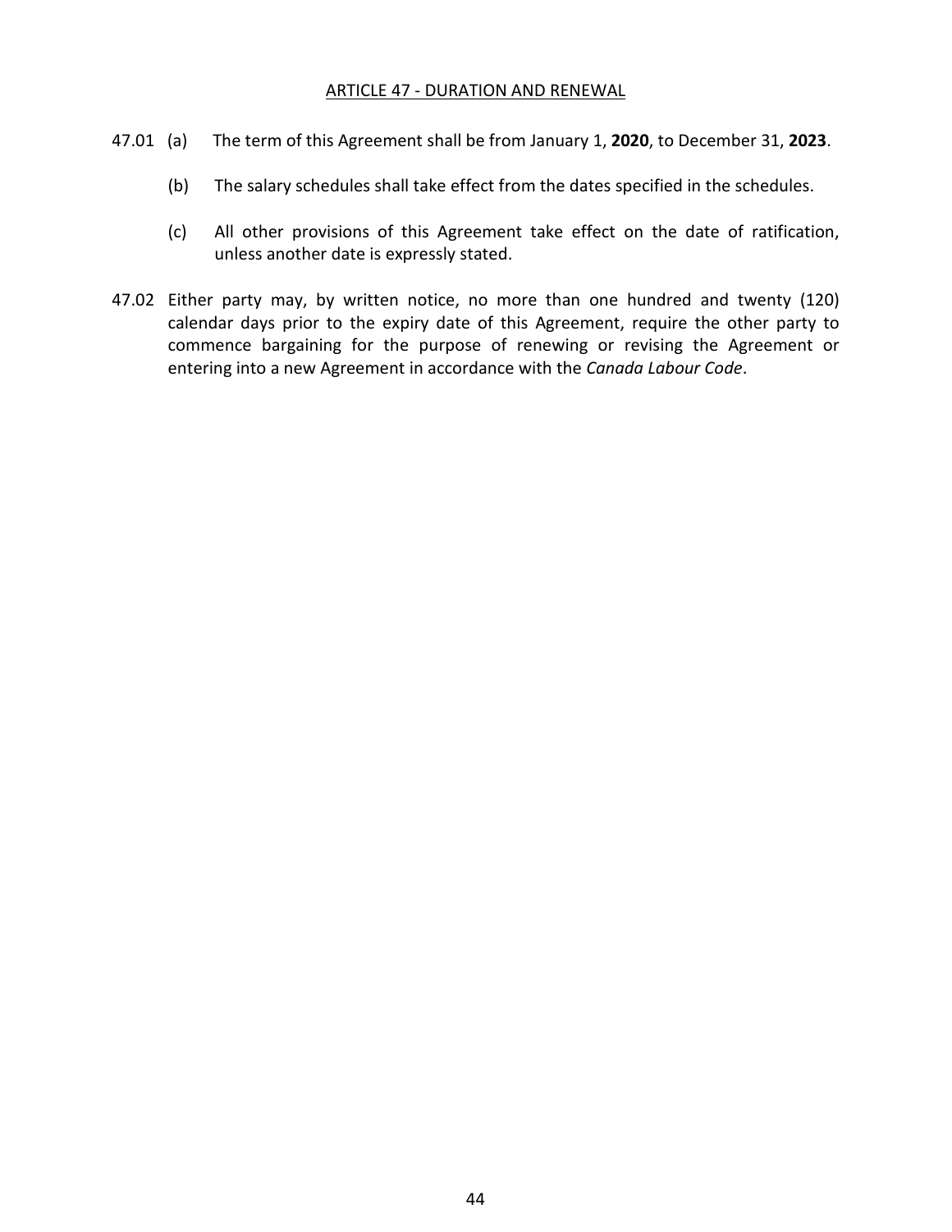## ARTICLE 47 - DURATION AND RENEWAL

47.01 (a) The term of this Agreement shall be from January 1, **2020**, to December 31, **2023**.

(b) The salary schedules shall take effect from the dates specified in the schedules.

(c) All other provisions of this Agreement take effect on the date of ratification, unless another date is expressly stated.

47.02 Either party may, by written notice, no more than one hundred and twenty (120) calendar days prior to the expiry date of this Agreement, require the other party to commence bargaining for the purpose of renewing or revising the Agreement or entering into a new Agreement in accordance with the *Canada Labour Code*.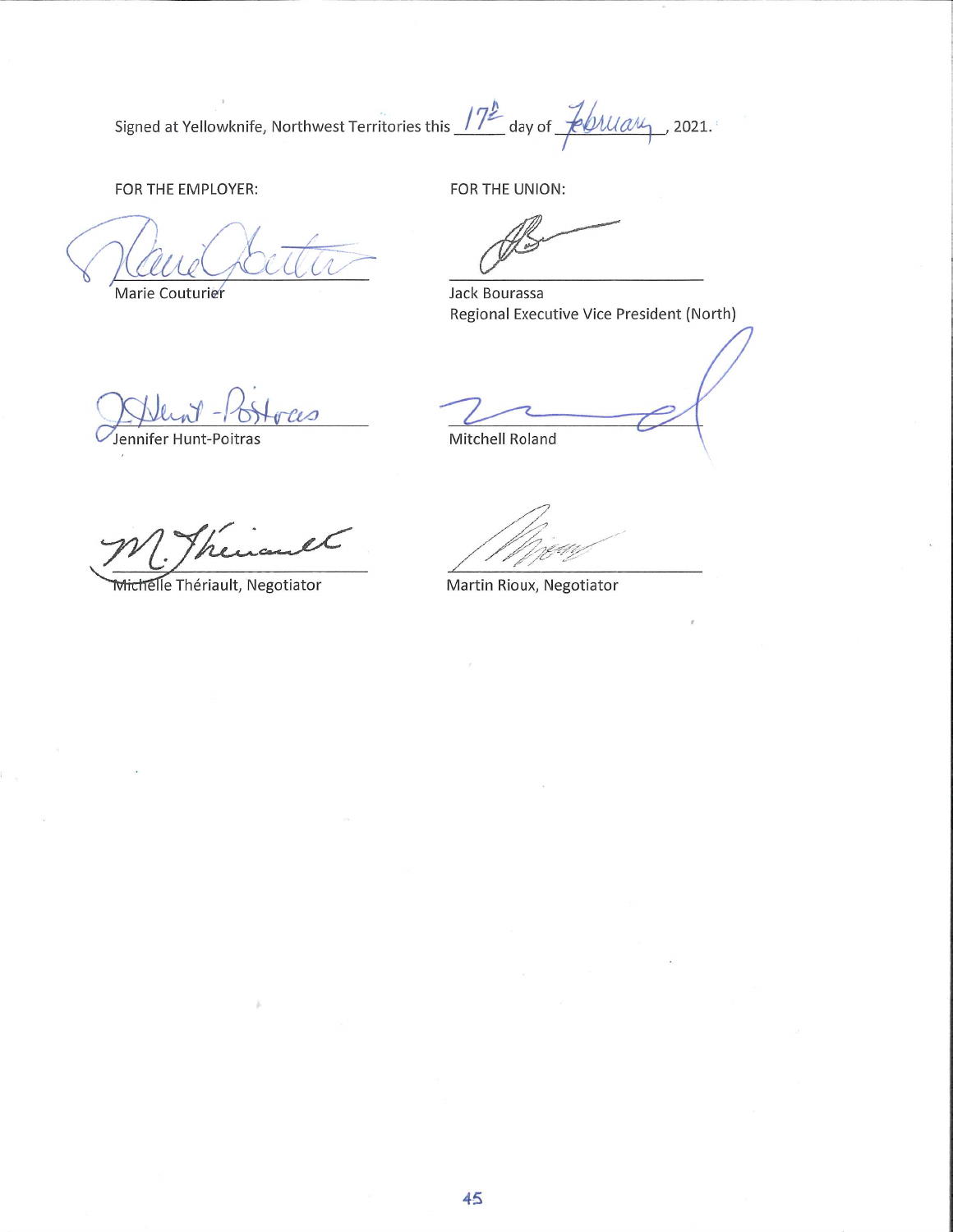Signed at Yellowknife, Northwest Territories this 17th day of February, 2021.

| FOR THE EMPLOYER: | FOR THE UNION: |
|---|---|
| Marie Couturier | Jack Bourassa<br>Regional Executive Vice President (North) |
| Jennifer Hunt-Poitras | Mitchell Roland |
| Michelle Thériault, Negotiator | Martin Rioux, Negotiator |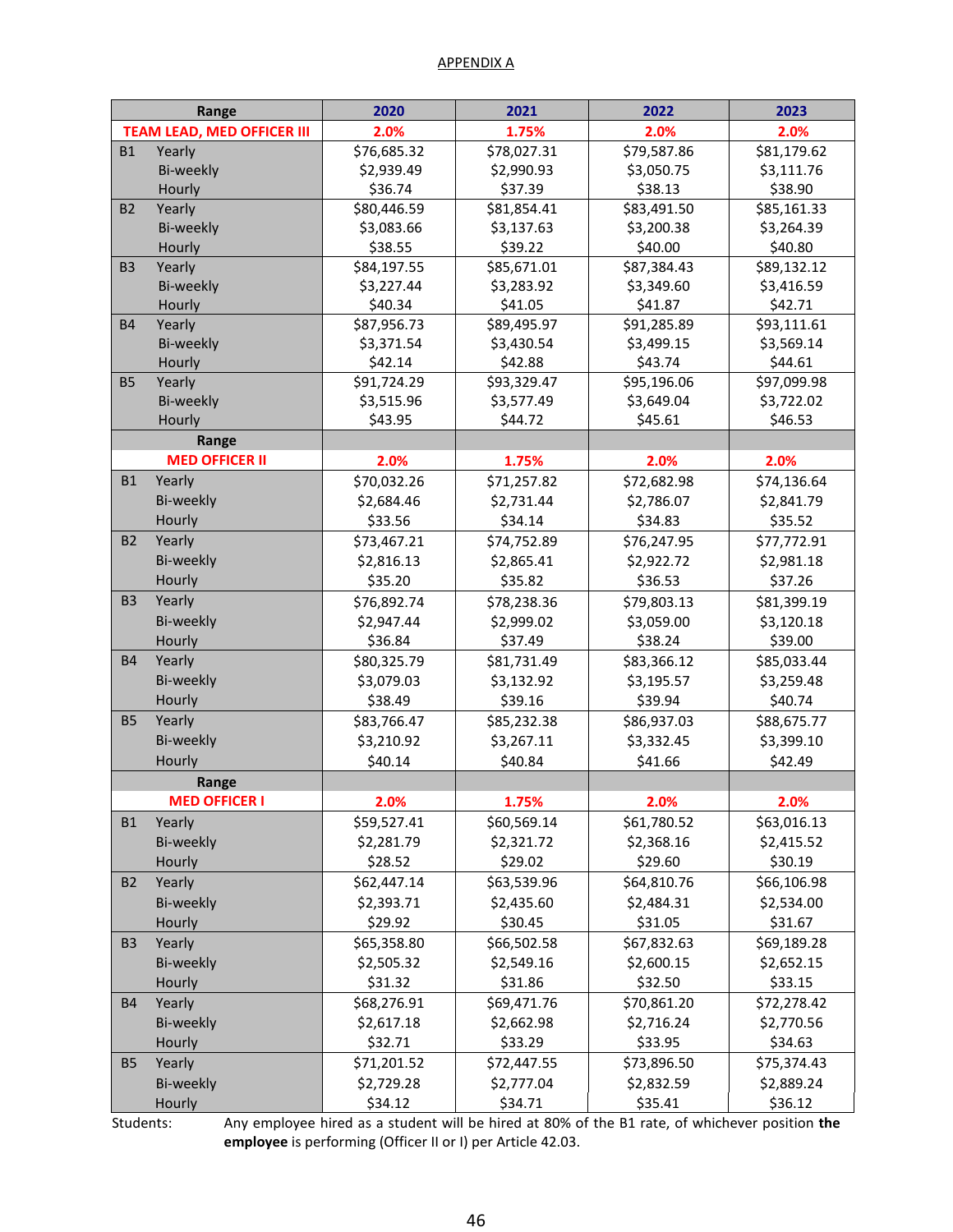APPENDIX A

| Range | | 2020 | 2021 | 2022 | 2023 |
|---|---|---|---|---|---|
| **TEAM LEAD, MED OFFICER III** | | 2.0% | 1.75% | 2.0% | 2.0% |
| B1 | Yearly | $76,685.32 | $78,027.31 | $79,587.86 | $81,179.62 |
| | Bi-weekly | $2,939.49 | $2,990.93 | $3,050.75 | $3,111.76 |
| | Hourly | $36.74 | $37.39 | $38.13 | $38.90 |
| B2 | Yearly | $80,446.59 | $81,854.41 | $83,491.50 | $85,161.33 |
| | Bi-weekly | $3,083.66 | $3,137.63 | $3,200.38 | $3,264.39 |
| | Hourly | $38.55 | $39.22 | $40.00 | $40.80 |
| B3 | Yearly | $84,197.55 | $85,671.01 | $87,384.43 | $89,132.12 |
| | Bi-weekly | $3,227.44 | $3,283.92 | $3,349.60 | $3,416.59 |
| | Hourly | $40.34 | $41.05 | $41.87 | $42.71 |
| B4 | Yearly | $87,956.73 | $89,495.97 | $91,285.89 | $93,111.61 |
| | Bi-weekly | $3,371.54 | $3,430.54 | $3,499.15 | $3,569.14 |
| | Hourly | $42.14 | $42.88 | $43.74 | $44.61 |
| B5 | Yearly | $91,724.29 | $93,329.47 | $95,196.06 | $97,099.98 |
| | Bi-weekly | $3,515.96 | $3,577.49 | $3,649.04 | $3,722.02 |
| | Hourly | $43.95 | $44.72 | $45.61 | $46.53 |
| Range | | | | | |
| **MED OFFICER II** | | 2.0% | 1.75% | 2.0% | 2.0% |
| B1 | Yearly | $70,032.26 | $71,257.82 | $72,682.98 | $74,136.64 |
| | Bi-weekly | $2,684.46 | $2,731.44 | $2,786.07 | $2,841.79 |
| | Hourly | $33.56 | $34.14 | $34.83 | $35.52 |
| B2 | Yearly | $73,467.21 | $74,752.89 | $76,247.95 | $77,772.91 |
| | Bi-weekly | $2,816.13 | $2,865.41 | $2,922.72 | $2,981.18 |
| | Hourly | $35.20 | $35.82 | $36.53 | $37.26 |
| B3 | Yearly | $76,892.74 | $78,238.36 | $79,803.13 | $81,399.19 |
| | Bi-weekly | $2,947.44 | $2,999.02 | $3,059.00 | $3,120.18 |
| | Hourly | $36.84 | $37.49 | $38.24 | $39.00 |
| B4 | Yearly | $80,325.79 | $81,731.49 | $83,366.12 | $85,033.44 |
| | Bi-weekly | $3,079.03 | $3,132.92 | $3,195.57 | $3,259.48 |
| | Hourly | $38.49 | $39.16 | $39.94 | $40.74 |
| B5 | Yearly | $83,766.47 | $85,232.38 | $86,937.03 | $88,675.77 |
| | Bi-weekly | $3,210.92 | $3,267.11 | $3,332.45 | $3,399.10 |
| | Hourly | $40.14 | $40.84 | $41.66 | $42.49 |
| Range | | | | | |
| **MED OFFICER I** | | 2.0% | 1.75% | 2.0% | 2.0% |
| B1 | Yearly | $59,527.41 | $60,569.14 | $61,780.52 | $63,016.13 |
| | Bi-weekly | $2,281.79 | $2,321.72 | $2,368.16 | $2,415.52 |
| | Hourly | $28.52 | $29.02 | $29.60 | $30.19 |
| B2 | Yearly | $62,447.14 | $63,539.96 | $64,810.76 | $66,106.98 |
| | Bi-weekly | $2,393.71 | $2,435.60 | $2,484.31 | $2,534.00 |
| | Hourly | $29.92 | $30.45 | $31.05 | $31.67 |
| B3 | Yearly | $65,358.80 | $66,502.58 | $67,832.63 | $69,189.28 |
| | Bi-weekly | $2,505.32 | $2,549.16 | $2,600.15 | $2,652.15 |
| | Hourly | $31.32 | $31.86 | $32.50 | $33.15 |
| B4 | Yearly | $68,276.91 | $69,471.76 | $70,861.20 | $72,278.42 |
| | Bi-weekly | $2,617.18 | $2,662.98 | $2,716.24 | $2,770.56 |
| | Hourly | $32.71 | $33.29 | $33.95 | $34.63 |
| B5 | Yearly | $71,201.52 | $72,447.55 | $73,896.50 | $75,374.43 |
| | Bi-weekly | $2,729.28 | $2,777.04 | $2,832.59 | $2,889.24 |
| | Hourly | $34.12 | $34.71 | $35.41 | $36.12 |

Students: Any employee hired as a student will be hired at 80% of the B1 rate, of whichever position **the employee** is performing (Officer II or I) per Article 42.03.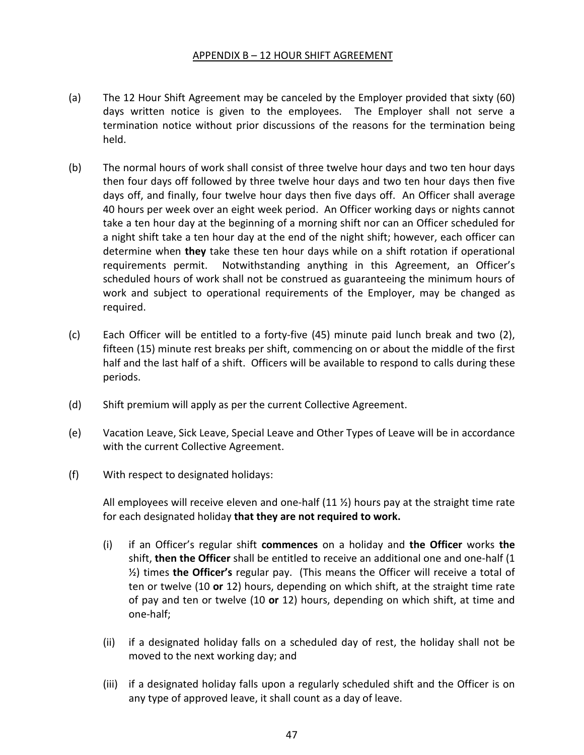## APPENDIX B – 12 HOUR SHIFT AGREEMENT

(a) The 12 Hour Shift Agreement may be canceled by the Employer provided that sixty (60) days written notice is given to the employees. The Employer shall not serve a termination notice without prior discussions of the reasons for the termination being held.

(b) The normal hours of work shall consist of three twelve hour days and two ten hour days then four days off followed by three twelve hour days and two ten hour days then five days off, and finally, four twelve hour days then five days off. An Officer shall average 40 hours per week over an eight week period. An Officer working days or nights cannot take a ten hour day at the beginning of a morning shift nor can an Officer scheduled for a night shift take a ten hour day at the end of the night shift; however, each officer can determine when **they** take these ten hour days while on a shift rotation if operational requirements permit. Notwithstanding anything in this Agreement, an Officer's scheduled hours of work shall not be construed as guaranteeing the minimum hours of work and subject to operational requirements of the Employer, may be changed as required.

(c) Each Officer will be entitled to a forty-five (45) minute paid lunch break and two (2), fifteen (15) minute rest breaks per shift, commencing on or about the middle of the first half and the last half of a shift. Officers will be available to respond to calls during these periods.

(d) Shift premium will apply as per the current Collective Agreement.

(e) Vacation Leave, Sick Leave, Special Leave and Other Types of Leave will be in accordance with the current Collective Agreement.

(f) With respect to designated holidays:

All employees will receive eleven and one-half (11 ½) hours pay at the straight time rate for each designated holiday **that they are not required to work.**

(i) if an Officer's regular shift **commences** on a holiday and **the Officer** works **the** shift, **then the Officer** shall be entitled to receive an additional one and one-half (1 ½) times **the Officer's** regular pay. (This means the Officer will receive a total of ten or twelve (10 **or** 12) hours, depending on which shift, at the straight time rate of pay and ten or twelve (10 **or** 12) hours, depending on which shift, at time and one-half;

(ii) if a designated holiday falls on a scheduled day of rest, the holiday shall not be moved to the next working day; and

(iii) if a designated holiday falls upon a regularly scheduled shift and the Officer is on any type of approved leave, it shall count as a day of leave.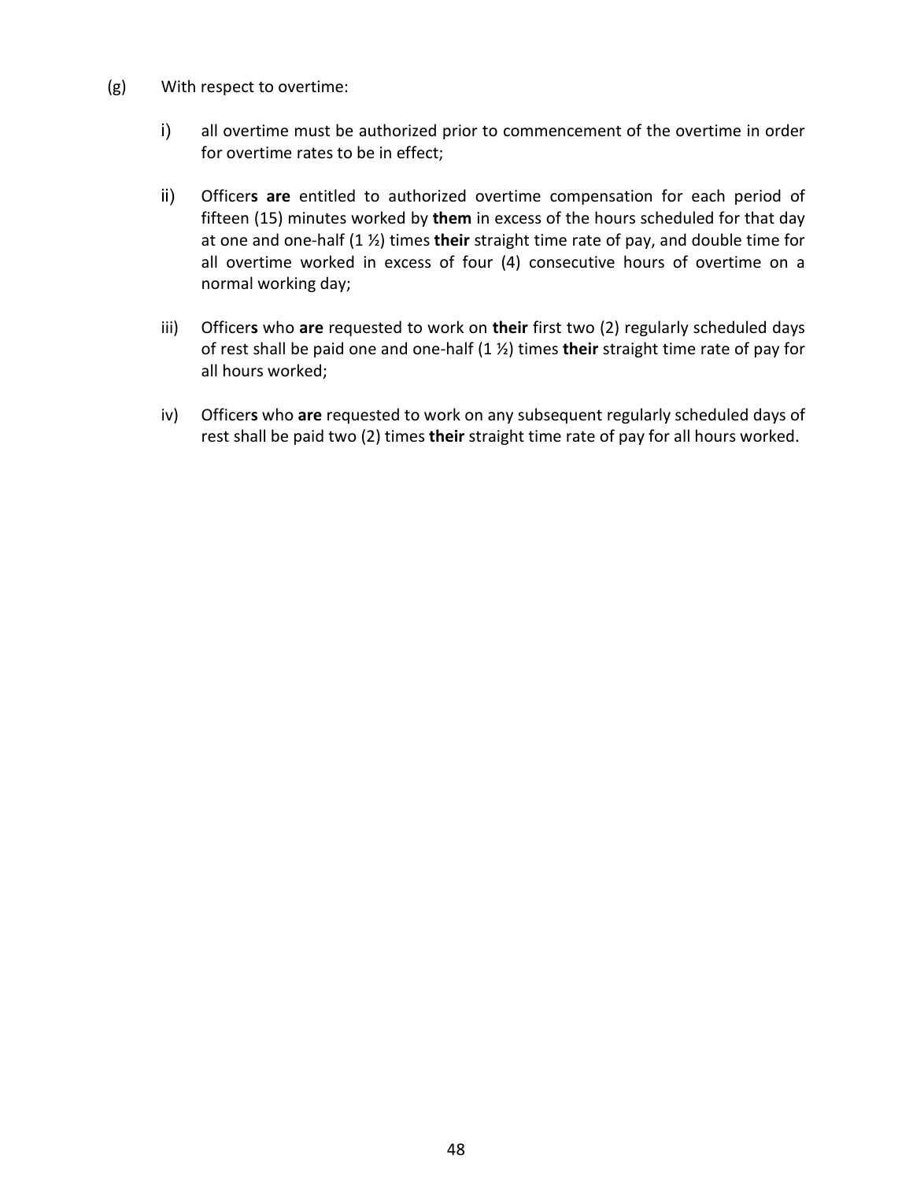(g) With respect to overtime:

i) all overtime must be authorized prior to commencement of the overtime in order for overtime rates to be in effect;

ii) Officer**s** **are** entitled to authorized overtime compensation for each period of fifteen (15) minutes worked by **them** in excess of the hours scheduled for that day at one and one-half (1 ½) times **their** straight time rate of pay, and double time for all overtime worked in excess of four (4) consecutive hours of overtime on a normal working day;

iii) Officer**s** who **are** requested to work on **their** first two (2) regularly scheduled days of rest shall be paid one and one-half (1 ½) times **their** straight time rate of pay for all hours worked;

iv) Officer**s** who **are** requested to work on any subsequent regularly scheduled days of rest shall be paid two (2) times **their** straight time rate of pay for all hours worked.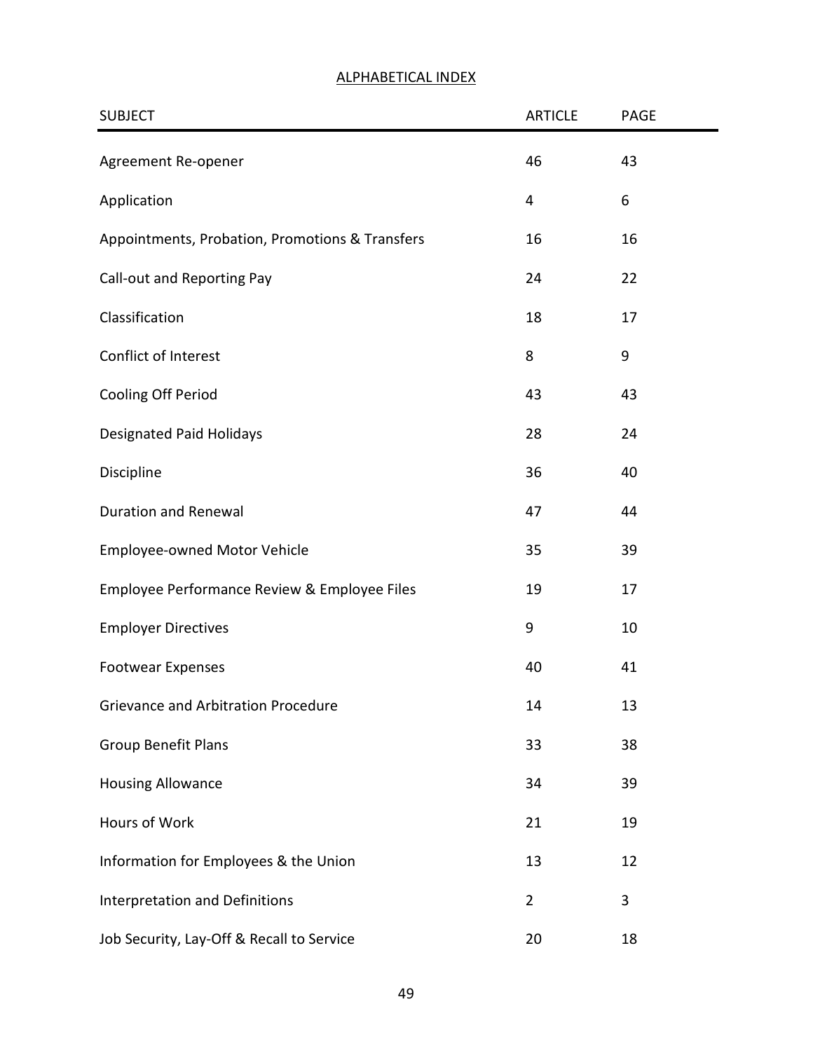## ALPHABETICAL INDEX

| SUBJECT | ARTICLE | PAGE |
|---|---|---|
| Agreement Re-opener | 46 | 43 |
| Application | 4 | 6 |
| Appointments, Probation, Promotions & Transfers | 16 | 16 |
| Call-out and Reporting Pay | 24 | 22 |
| Classification | 18 | 17 |
| Conflict of Interest | 8 | 9 |
| Cooling Off Period | 43 | 43 |
| Designated Paid Holidays | 28 | 24 |
| Discipline | 36 | 40 |
| Duration and Renewal | 47 | 44 |
| Employee-owned Motor Vehicle | 35 | 39 |
| Employee Performance Review & Employee Files | 19 | 17 |
| Employer Directives | 9 | 10 |
| Footwear Expenses | 40 | 41 |
| Grievance and Arbitration Procedure | 14 | 13 |
| Group Benefit Plans | 33 | 38 |
| Housing Allowance | 34 | 39 |
| Hours of Work | 21 | 19 |
| Information for Employees & the Union | 13 | 12 |
| Interpretation and Definitions | 2 | 3 |
| Job Security, Lay-Off & Recall to Service | 20 | 18 |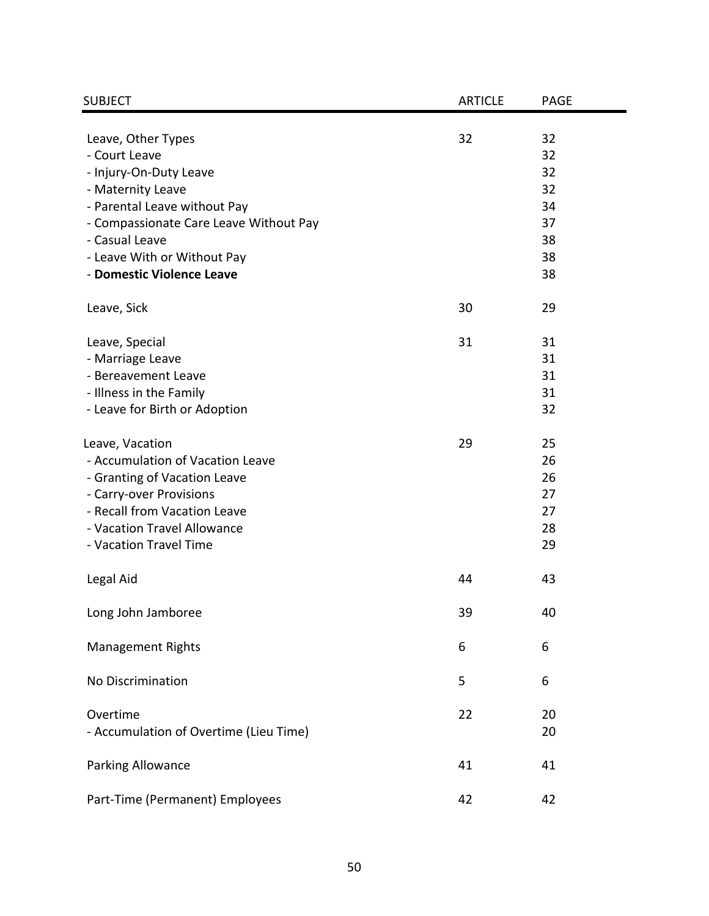| SUBJECT | ARTICLE | PAGE |
|---|---|---|
| Leave, Other Types | 32 | 32 |
| - Court Leave | | 32 |
| - Injury-On-Duty Leave | | 32 |
| - Maternity Leave | | 32 |
| - Parental Leave without Pay | | 34 |
| - Compassionate Care Leave Without Pay | | 37 |
| - Casual Leave | | 38 |
| - Leave With or Without Pay | | 38 |
| - **Domestic Violence Leave** | | 38 |
| Leave, Sick | 30 | 29 |
| Leave, Special | 31 | 31 |
| - Marriage Leave | | 31 |
| - Bereavement Leave | | 31 |
| - Illness in the Family | | 31 |
| - Leave for Birth or Adoption | | 32 |
| Leave, Vacation | 29 | 25 |
| - Accumulation of Vacation Leave | | 26 |
| - Granting of Vacation Leave | | 26 |
| - Carry-over Provisions | | 27 |
| - Recall from Vacation Leave | | 27 |
| - Vacation Travel Allowance | | 28 |
| - Vacation Travel Time | | 29 |
| Legal Aid | 44 | 43 |
| Long John Jamboree | 39 | 40 |
| Management Rights | 6 | 6 |
| No Discrimination | 5 | 6 |
| Overtime | 22 | 20 |
| - Accumulation of Overtime (Lieu Time) | | 20 |
| Parking Allowance | 41 | 41 |
| Part-Time (Permanent) Employees | 42 | 42 |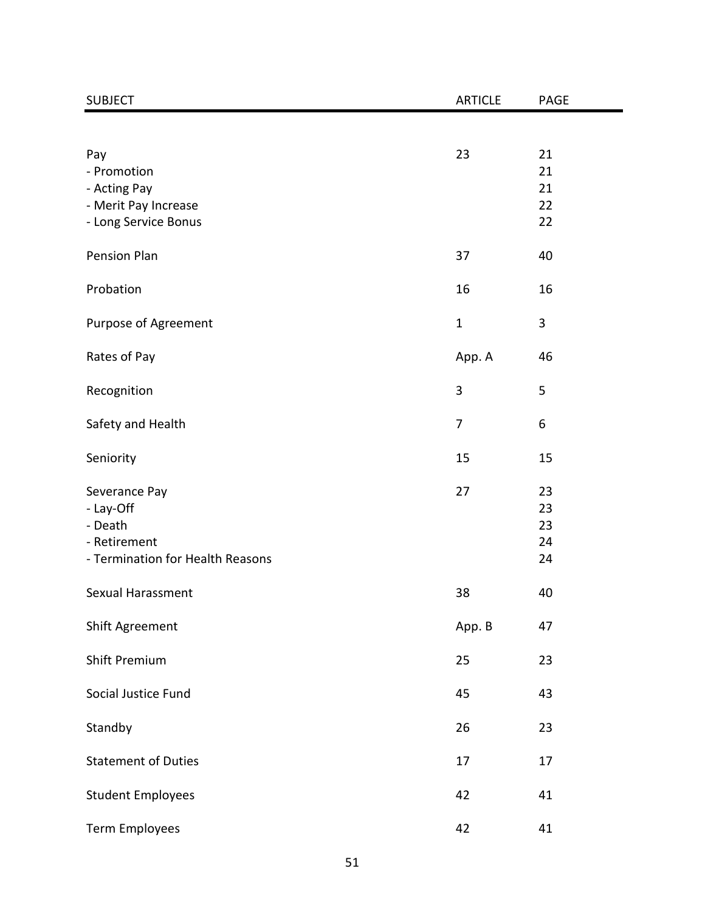| SUBJECT | ARTICLE | PAGE |
|---|---|---|
| Pay | 23 | 21 |
| - Promotion | | 21 |
| - Acting Pay | | 21 |
| - Merit Pay Increase | | 22 |
| - Long Service Bonus | | 22 |
| Pension Plan | 37 | 40 |
| Probation | 16 | 16 |
| Purpose of Agreement | 1 | 3 |
| Rates of Pay | App. A | 46 |
| Recognition | 3 | 5 |
| Safety and Health | 7 | 6 |
| Seniority | 15 | 15 |
| Severance Pay | 27 | 23 |
| - Lay-Off | | 23 |
| - Death | | 23 |
| - Retirement | | 24 |
| - Termination for Health Reasons | | 24 |
| Sexual Harassment | 38 | 40 |
| Shift Agreement | App. B | 47 |
| Shift Premium | 25 | 23 |
| Social Justice Fund | 45 | 43 |
| Standby | 26 | 23 |
| Statement of Duties | 17 | 17 |
| Student Employees | 42 | 41 |
| Term Employees | 42 | 41 |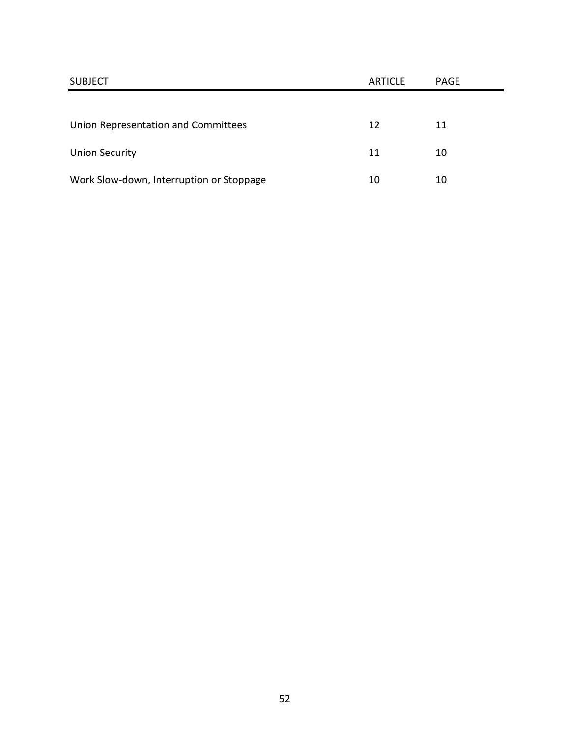| SUBJECT | ARTICLE | PAGE |
|---|---|---|
| Union Representation and Committees | 12 | 11 |
| Union Security | 11 | 10 |
| Work Slow-down, Interruption or Stoppage | 10 | 10 |